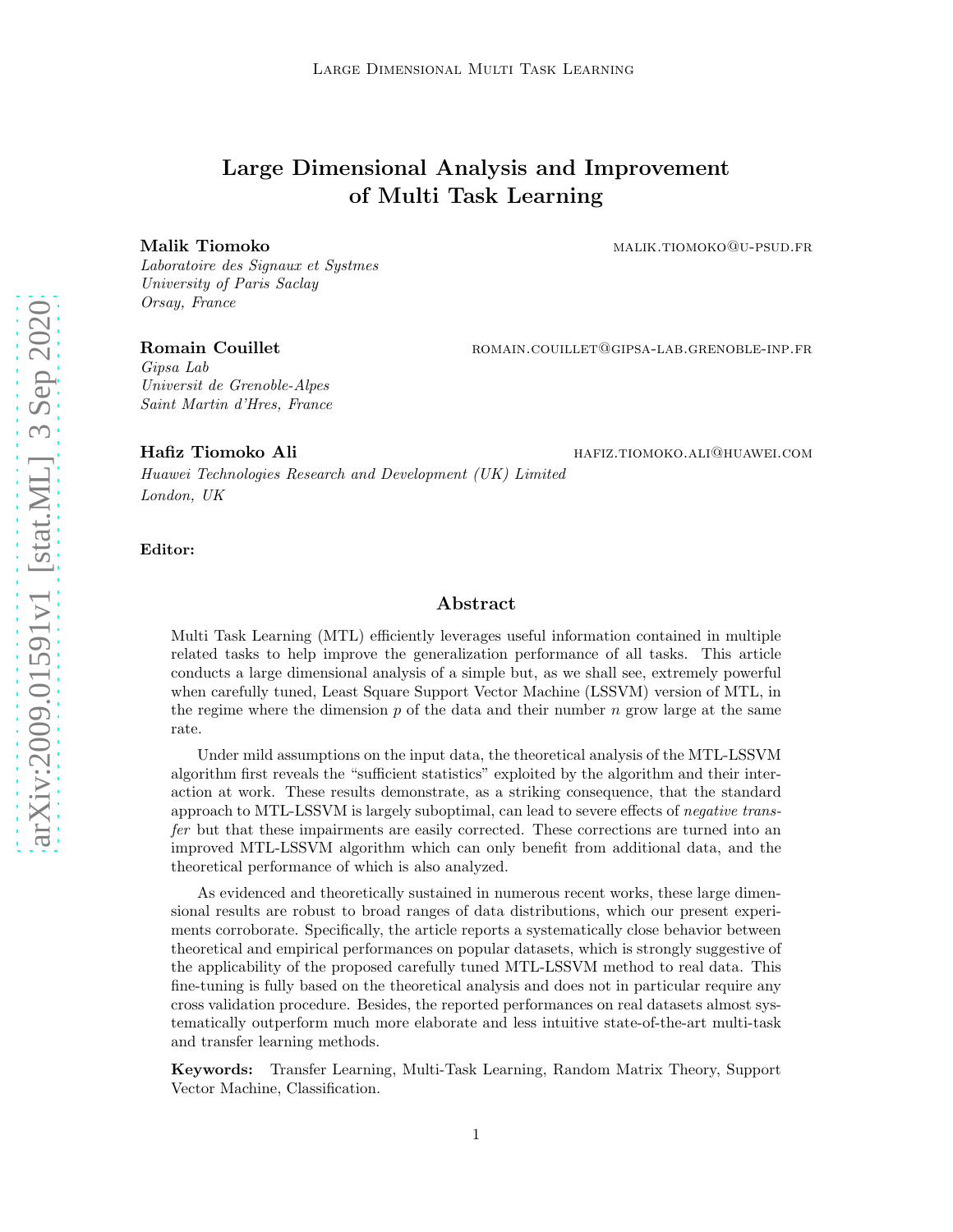# Large Dimensional Analysis and Improvement of Multi Task Learning

**Malik Tiomoko** malik.tiomoko@u-psud.fr
*Laboratoire des Signaux et Systmes*
*University of Paris Saclay*
*Orsay, France*

**Romain Couillet** romain.couillet@gipsa-lab.grenoble-inp.fr
*Gipsa Lab*
*Universit de Grenoble-Alpes*
*Saint Martin d'Hres, France*

**Hafiz Tiomoko Ali** hafiz.tiomoko.ali@huawei.com
*Huawei Technologies Research and Development (UK) Limited*
*London, UK*

**Editor:**

## Abstract

Multi Task Learning (MTL) efficiently leverages useful information contained in multiple related tasks to help improve the generalization performance of all tasks. This article conducts a large dimensional analysis of a simple but, as we shall see, extremely powerful when carefully tuned, Least Square Support Vector Machine (LSSVM) version of MTL, in the regime where the dimension $p$ of the data and their number $n$ grow large at the same rate.

Under mild assumptions on the input data, the theoretical analysis of the MTL-LSSVM algorithm first reveals the "sufficient statistics" exploited by the algorithm and their interaction at work. These results demonstrate, as a striking consequence, that the standard approach to MTL-LSSVM is largely suboptimal, can lead to severe effects of *negative transfer* but that these impairments are easily corrected. These corrections are turned into an improved MTL-LSSVM algorithm which can only benefit from additional data, and the theoretical performance of which is also analyzed.

As evidenced and theoretically sustained in numerous recent works, these large dimensional results are robust to broad ranges of data distributions, which our present experiments corroborate. Specifically, the article reports a systematically close behavior between theoretical and empirical performances on popular datasets, which is strongly suggestive of the applicability of the proposed carefully tuned MTL-LSSVM method to real data. This fine-tuning is fully based on the theoretical analysis and does not in particular require any cross validation procedure. Besides, the reported performances on real datasets almost systematically outperform much more elaborate and less intuitive state-of-the-art multi-task and transfer learning methods.

**Keywords:** Transfer Learning, Multi-Task Learning, Random Matrix Theory, Support Vector Machine, Classification.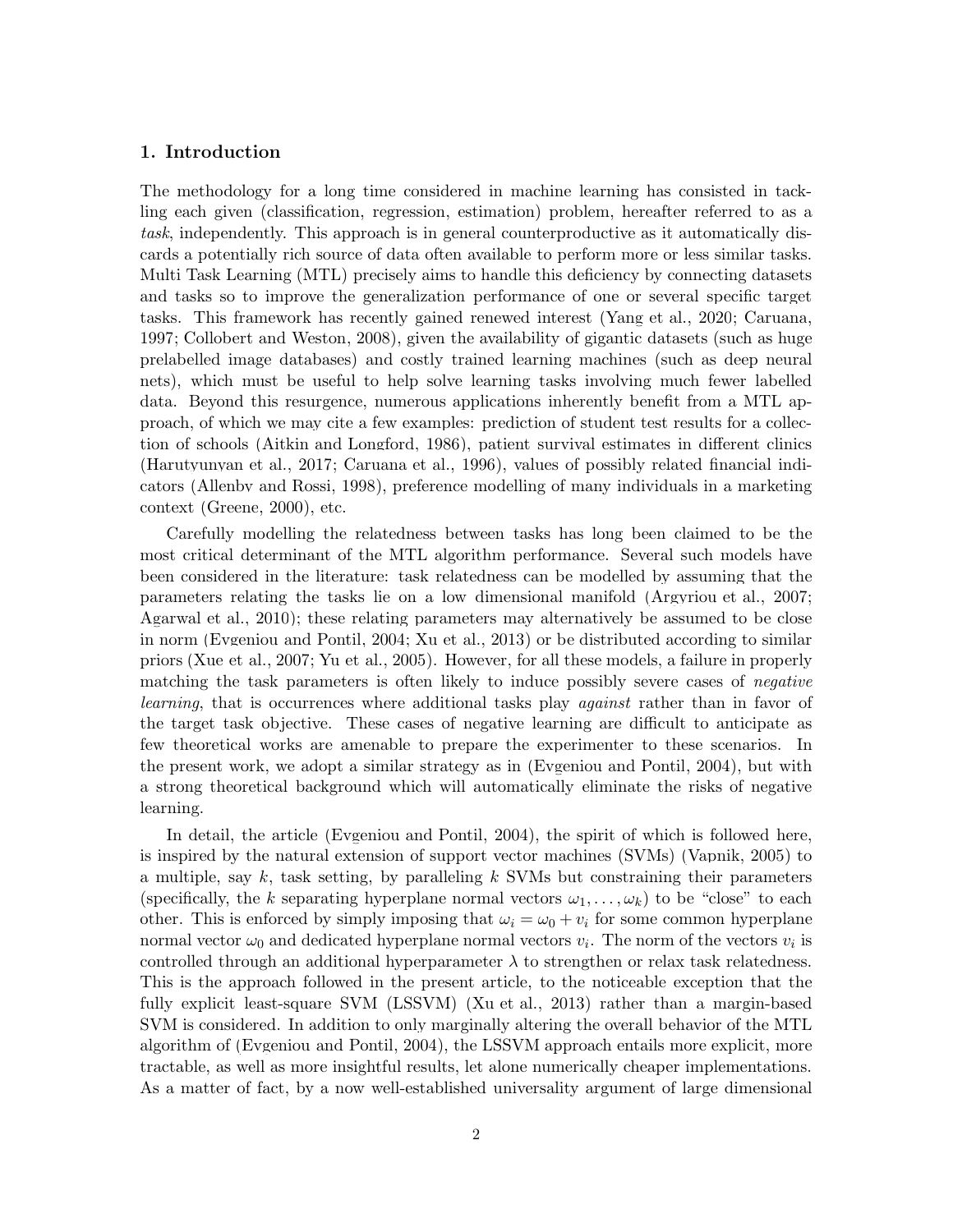## 1. Introduction

The methodology for a long time considered in machine learning has consisted in tackling each given (classification, regression, estimation) problem, hereafter referred to as a *task*, independently. This approach is in general counterproductive as it automatically discards a potentially rich source of data often available to perform more or less similar tasks. Multi Task Learning (MTL) precisely aims to handle this deficiency by connecting datasets and tasks so to improve the generalization performance of one or several specific target tasks. This framework has recently gained renewed interest (Yang et al., 2020; Caruana, 1997; Collobert and Weston, 2008), given the availability of gigantic datasets (such as huge prelabelled image databases) and costly trained learning machines (such as deep neural nets), which must be useful to help solve learning tasks involving much fewer labelled data. Beyond this resurgence, numerous applications inherently benefit from a MTL approach, of which we may cite a few examples: prediction of student test results for a collection of schools (Aitkin and Longford, 1986), patient survival estimates in different clinics (Harutyunyan et al., 2017; Caruana et al., 1996), values of possibly related financial indicators (Allenby and Rossi, 1998), preference modelling of many individuals in a marketing context (Greene, 2000), etc.

Carefully modelling the relatedness between tasks has long been claimed to be the most critical determinant of the MTL algorithm performance. Several such models have been considered in the literature: task relatedness can be modelled by assuming that the parameters relating the tasks lie on a low dimensional manifold (Argyriou et al., 2007; Agarwal et al., 2010); these relating parameters may alternatively be assumed to be close in norm (Evgeniou and Pontil, 2004; Xu et al., 2013) or be distributed according to similar priors (Xue et al., 2007; Yu et al., 2005). However, for all these models, a failure in properly matching the task parameters is often likely to induce possibly severe cases of *negative learning*, that is occurrences where additional tasks play *against* rather than in favor of the target task objective. These cases of negative learning are difficult to anticipate as few theoretical works are amenable to prepare the experimenter to these scenarios. In the present work, we adopt a similar strategy as in (Evgeniou and Pontil, 2004), but with a strong theoretical background which will automatically eliminate the risks of negative learning.

In detail, the article (Evgeniou and Pontil, 2004), the spirit of which is followed here, is inspired by the natural extension of support vector machines (SVMs) (Vapnik, 2005) to a multiple, say $k$, task setting, by paralleling $k$ SVMs but constraining their parameters (specifically, the $k$ separating hyperplane normal vectors $\omega_1, \ldots, \omega_k$) to be "close" to each other. This is enforced by simply imposing that $\omega_i = \omega_0 + v_i$ for some common hyperplane normal vector $\omega_0$ and dedicated hyperplane normal vectors $v_i$. The norm of the vectors $v_i$ is controlled through an additional hyperparameter $\lambda$ to strengthen or relax task relatedness. This is the approach followed in the present article, to the noticeable exception that the fully explicit least-square SVM (LSSVM) (Xu et al., 2013) rather than a margin-based SVM is considered. In addition to only marginally altering the overall behavior of the MTL algorithm of (Evgeniou and Pontil, 2004), the LSSVM approach entails more explicit, more tractable, as well as more insightful results, let alone numerically cheaper implementations. As a matter of fact, by a now well-established universality argument of large dimensional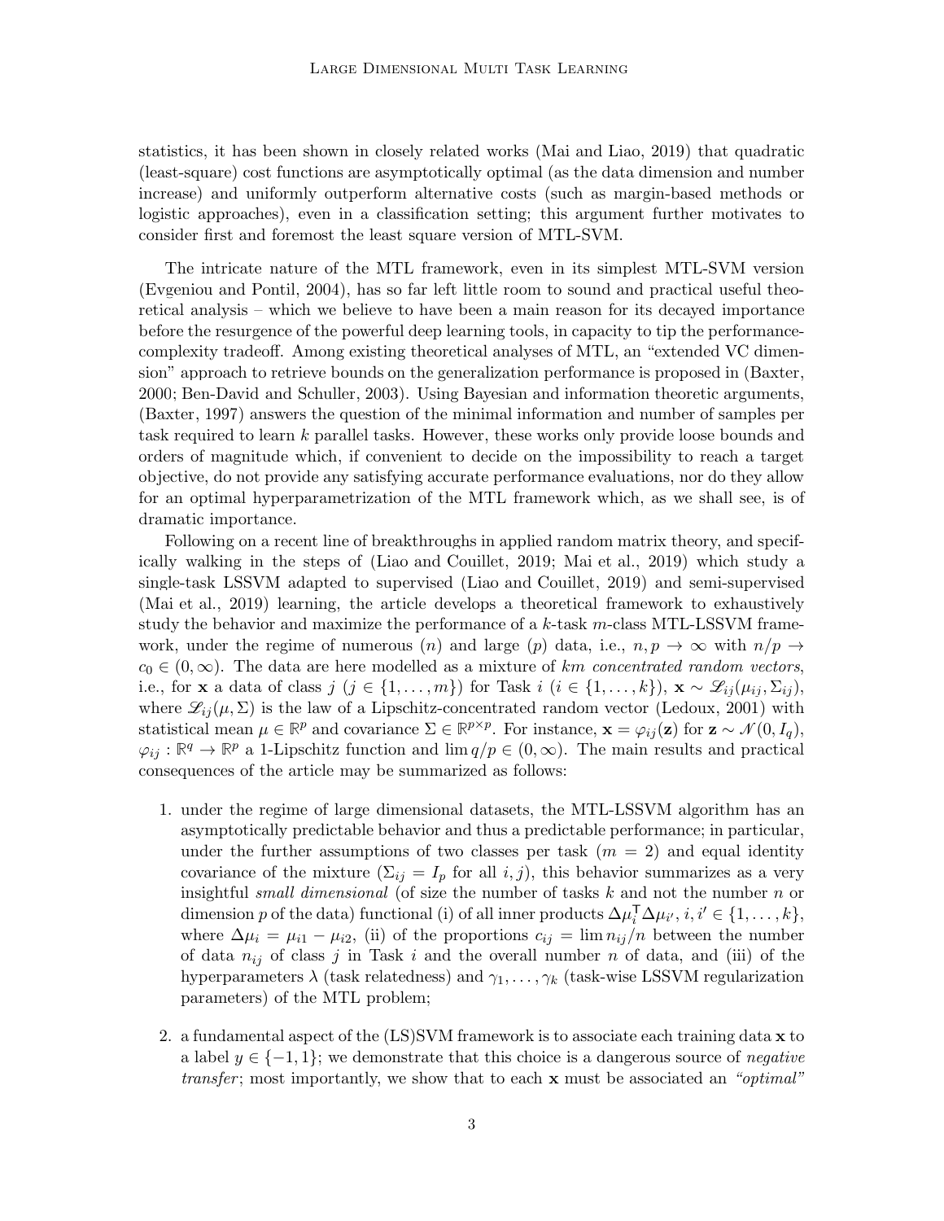statistics, it has been shown in closely related works (Mai and Liao, 2019) that quadratic (least-square) cost functions are asymptotically optimal (as the data dimension and number increase) and uniformly outperform alternative costs (such as margin-based methods or logistic approaches), even in a classification setting; this argument further motivates to consider first and foremost the least square version of MTL-SVM.

The intricate nature of the MTL framework, even in its simplest MTL-SVM version (Evgeniou and Pontil, 2004), has so far left little room to sound and practical useful theoretical analysis – which we believe to have been a main reason for its decayed importance before the resurgence of the powerful deep learning tools, in capacity to tip the performance-complexity tradeoff. Among existing theoretical analyses of MTL, an "extended VC dimension" approach to retrieve bounds on the generalization performance is proposed in (Baxter, 2000; Ben-David and Schuller, 2003). Using Bayesian and information theoretic arguments, (Baxter, 1997) answers the question of the minimal information and number of samples per task required to learn $k$ parallel tasks. However, these works only provide loose bounds and orders of magnitude which, if convenient to decide on the impossibility to reach a target objective, do not provide any satisfying accurate performance evaluations, nor do they allow for an optimal hyperparametrization of the MTL framework which, as we shall see, is of dramatic importance.

Following on a recent line of breakthroughs in applied random matrix theory, and specifically walking in the steps of (Liao and Couillet, 2019; Mai et al., 2019) which study a single-task LSSVM adapted to supervised (Liao and Couillet, 2019) and semi-supervised (Mai et al., 2019) learning, the article develops a theoretical framework to exhaustively study the behavior and maximize the performance of a $k$-task $m$-class MTL-LSSVM framework, under the regime of numerous ($n$) and large ($p$) data, i.e., $n, p \to \infty$ with $n/p \to c_0 \in (0, \infty)$. The data are here modelled as a mixture of *$km$ concentrated random vectors*, i.e., for $\mathbf{x}$ a data of class $j$ ($j \in \{1, \dots, m\}$) for Task $i$ ($i \in \{1, \dots, k\}$), $\mathbf{x} \sim \mathscr{L}_{ij}(\mu_{ij}, \Sigma_{ij})$, where $\mathscr{L}_{ij}(\mu, \Sigma)$ is the law of a Lipschitz-concentrated random vector (Ledoux, 2001) with statistical mean $\mu \in \mathbb{R}^p$ and covariance $\Sigma \in \mathbb{R}^{p \times p}$. For instance, $\mathbf{x} = \varphi_{ij}(\mathbf{z})$ for $\mathbf{z} \sim \mathcal{N}(0, I_q)$, $\varphi_{ij} : \mathbb{R}^q \to \mathbb{R}^p$ a 1-Lipschitz function and $\lim q/p \in (0, \infty)$. The main results and practical consequences of the article may be summarized as follows:

1. under the regime of large dimensional datasets, the MTL-LSSVM algorithm has an asymptotically predictable behavior and thus a predictable performance; in particular, under the further assumptions of two classes per task ($m = 2$) and equal identity covariance of the mixture ($\Sigma_{ij} = I_p$ for all $i, j$), this behavior summarizes as a very insightful *small dimensional* (of size the number of tasks $k$ and not the number $n$ or dimension $p$ of the data) functional (i) of all inner products $\Delta\mu_i^{\mathsf{T}} \Delta\mu_{i'}$, $i, i' \in \{1, \dots, k\}$, where $\Delta\mu_i = \mu_{i1} - \mu_{i2}$, (ii) of the proportions $c_{ij} = \lim n_{ij}/n$ between the number of data $n_{ij}$ of class $j$ in Task $i$ and the overall number $n$ of data, and (iii) of the hyperparameters $\lambda$ (task relatedness) and $\gamma_1, \dots, \gamma_k$ (task-wise LSSVM regularization parameters) of the MTL problem;

2. a fundamental aspect of the (LS)SVM framework is to associate each training data $\mathbf{x}$ to a label $y \in \{-1, 1\}$; we demonstrate that this choice is a dangerous source of *negative transfer*; most importantly, we show that to each $\mathbf{x}$ must be associated an *"optimal"*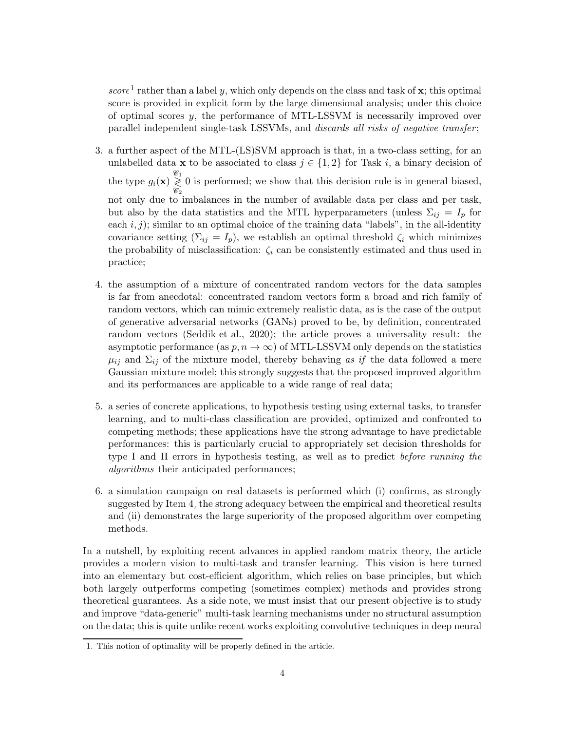*score*[1] rather than a label $y$, which only depends on the class and task of $\mathbf{x}$; this optimal score is provided in explicit form by the large dimensional analysis; under this choice of optimal scores $y$, the performance of MTL-LSSVM is necessarily improved over parallel independent single-task LSSVMs, and *discards all risks of negative transfer*;

3. a further aspect of the MTL-(LS)SVM approach is that, in a two-class setting, for an unlabelled data $\mathbf{x}$ to be associated to class $j \in \{1, 2\}$ for Task $i$, a binary decision of the type $g_i(\mathbf{x}) \underset{\mathscr{C}_2}{\overset{\mathscr{C}_1}{\gtrless}} 0$ is performed; we show that this decision rule is in general biased, not only due to imbalances in the number of available data per class and per task, but also by the data statistics and the MTL hyperparameters (unless $\Sigma_{ij} = I_p$ for each $i, j$); similar to an optimal choice of the training data "labels", in the all-identity covariance setting ($\Sigma_{ij} = I_p$), we establish an optimal threshold $\zeta_i$ which minimizes the probability of misclassification: $\zeta_i$ can be consistently estimated and thus used in practice;

4. the assumption of a mixture of concentrated random vectors for the data samples is far from anecdotal: concentrated random vectors form a broad and rich family of random vectors, which can mimic extremely realistic data, as is the case of the output of generative adversarial networks (GANs) proved to be, by definition, concentrated random vectors (Seddik et al., 2020); the article proves a universality result: the asymptotic performance (as $p, n \to \infty$) of MTL-LSSVM only depends on the statistics $\mu_{ij}$ and $\Sigma_{ij}$ of the mixture model, thereby behaving *as if* the data followed a mere Gaussian mixture model; this strongly suggests that the proposed improved algorithm and its performances are applicable to a wide range of real data;

5. a series of concrete applications, to hypothesis testing using external tasks, to transfer learning, and to multi-class classification are provided, optimized and confronted to competing methods; these applications have the strong advantage to have predictable performances: this is particularly crucial to appropriately set decision thresholds for type I and II errors in hypothesis testing, as well as to predict *before running the algorithms* their anticipated performances;

6. a simulation campaign on real datasets is performed which (i) confirms, as strongly suggested by Item 4, the strong adequacy between the empirical and theoretical results and (ii) demonstrates the large superiority of the proposed algorithm over competing methods.

In a nutshell, by exploiting recent advances in applied random matrix theory, the article provides a modern vision to multi-task and transfer learning. This vision is here turned into an elementary but cost-efficient algorithm, which relies on base principles, but which both largely outperforms competing (sometimes complex) methods and provides strong theoretical guarantees. As a side note, we must insist that our present objective is to study and improve "data-generic" multi-task learning mechanisms under no structural assumption on the data; this is quite unlike recent works exploiting convolutive techniques in deep neural

[1]. This notion of optimality will be properly defined in the article.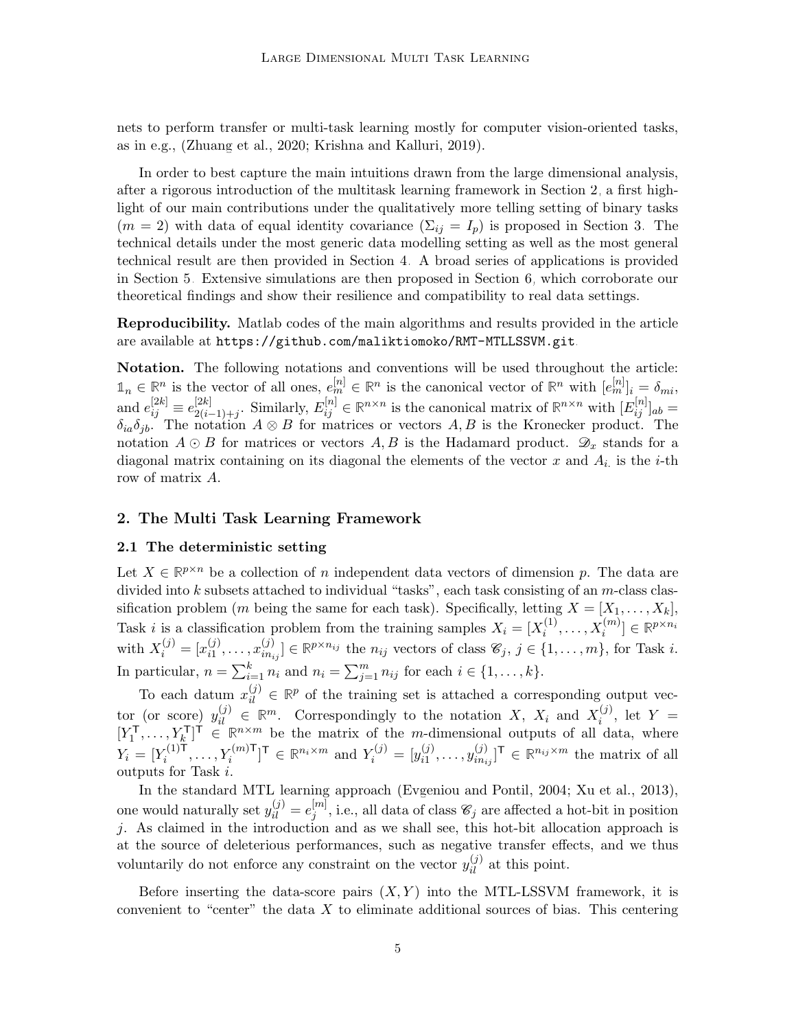nets to perform transfer or multi-task learning mostly for computer vision-oriented tasks, as in e.g., (Zhuang et al., 2020; Krishna and Kalluri, 2019).

In order to best capture the main intuitions drawn from the large dimensional analysis, after a rigorous introduction of the multitask learning framework in Section 2, a first highlight of our main contributions under the qualitatively more telling setting of binary tasks ($m = 2$) with data of equal identity covariance ($\Sigma_{ij} = I_p$) is proposed in Section 3. The technical details under the most generic data modelling setting as well as the most general technical result are then provided in Section 4. A broad series of applications is provided in Section 5. Extensive simulations are then proposed in Section 6, which corroborate our theoretical findings and show their resilience and compatibility to real data settings.

**Reproducibility.** Matlab codes of the main algorithms and results provided in the article are available at `https://github.com/maliktiomoko/RMT-MTLLSSVM.git`.

**Notation.** The following notations and conventions will be used throughout the article: $\mathbb{1}_n \in \mathbb{R}^n$ is the vector of all ones, $e_m^{[n]} \in \mathbb{R}^n$ is the canonical vector of $\mathbb{R}^n$ with $[e_m^{[n]}]_i = \delta_{mi}$, and $e_{ij}^{[2k]} \equiv e_{2(i-1)+j}^{[2k]}$. Similarly, $E_{ij}^{[n]} \in \mathbb{R}^{n\times n}$ is the canonical matrix of $\mathbb{R}^{n\times n}$ with $[E_{ij}^{[n]}]_{ab} = \delta_{ia}\delta_{jb}$. The notation $A \otimes B$ for matrices or vectors $A, B$ is the Kronecker product. The notation $A \odot B$ for matrices or vectors $A, B$ is the Hadamard product. $\mathscr{D}_x$ stands for a diagonal matrix containing on its diagonal the elements of the vector $x$ and $A_{i.}$ is the $i$-th row of matrix $A$.

## 2. The Multi Task Learning Framework

### 2.1 The deterministic setting

Let $X \in \mathbb{R}^{p\times n}$ be a collection of $n$ independent data vectors of dimension $p$. The data are divided into $k$ subsets attached to individual "tasks", each task consisting of an $m$-class classification problem ($m$ being the same for each task). Specifically, letting $X = [X_1, \ldots, X_k]$, Task $i$ is a classification problem from the training samples $X_i = [X_i^{(1)}, \ldots, X_i^{(m)}] \in \mathbb{R}^{p\times n_i}$ with $X_i^{(j)} = [x_{i1}^{(j)}, \ldots, x_{in_{ij}}^{(j)}] \in \mathbb{R}^{p\times n_{ij}}$ the $n_{ij}$ vectors of class $\mathscr{C}_j$, $j \in \{1, \ldots, m\}$, for Task $i$. In particular, $n = \sum_{i=1}^k n_i$ and $n_i = \sum_{j=1}^m n_{ij}$ for each $i \in \{1, \ldots, k\}$.

To each datum $x_{il}^{(j)} \in \mathbb{R}^p$ of the training set is attached a corresponding output vector (or score) $y_{il}^{(j)} \in \mathbb{R}^m$. Correspondingly to the notation $X$, $X_i$ and $X_i^{(j)}$, let $Y = [Y_1^\mathsf{T}, \ldots, Y_k^\mathsf{T}]^\mathsf{T} \in \mathbb{R}^{n\times m}$ be the matrix of the $m$-dimensional outputs of all data, where $Y_i = [Y_i^{(1)\mathsf{T}}, \ldots, Y_i^{(m)\mathsf{T}}]^\mathsf{T} \in \mathbb{R}^{n_i\times m}$ and $Y_i^{(j)} = [y_{i1}^{(j)}, \ldots, y_{in_{ij}}^{(j)}]^\mathsf{T} \in \mathbb{R}^{n_{ij}\times m}$ the matrix of all outputs for Task $i$.

In the standard MTL learning approach (Evgeniou and Pontil, 2004; Xu et al., 2013), one would naturally set $y_{il}^{(j)} = e_j^{[m]}$, i.e., all data of class $\mathscr{C}_j$ are affected a hot-bit in position $j$. As claimed in the introduction and as we shall see, this hot-bit allocation approach is at the source of deleterious performances, such as negative transfer effects, and we thus voluntarily do not enforce any constraint on the vector $y_{il}^{(j)}$ at this point.

Before inserting the data-score pairs $(X, Y)$ into the MTL-LSSVM framework, it is convenient to "center" the data $X$ to eliminate additional sources of bias. This centering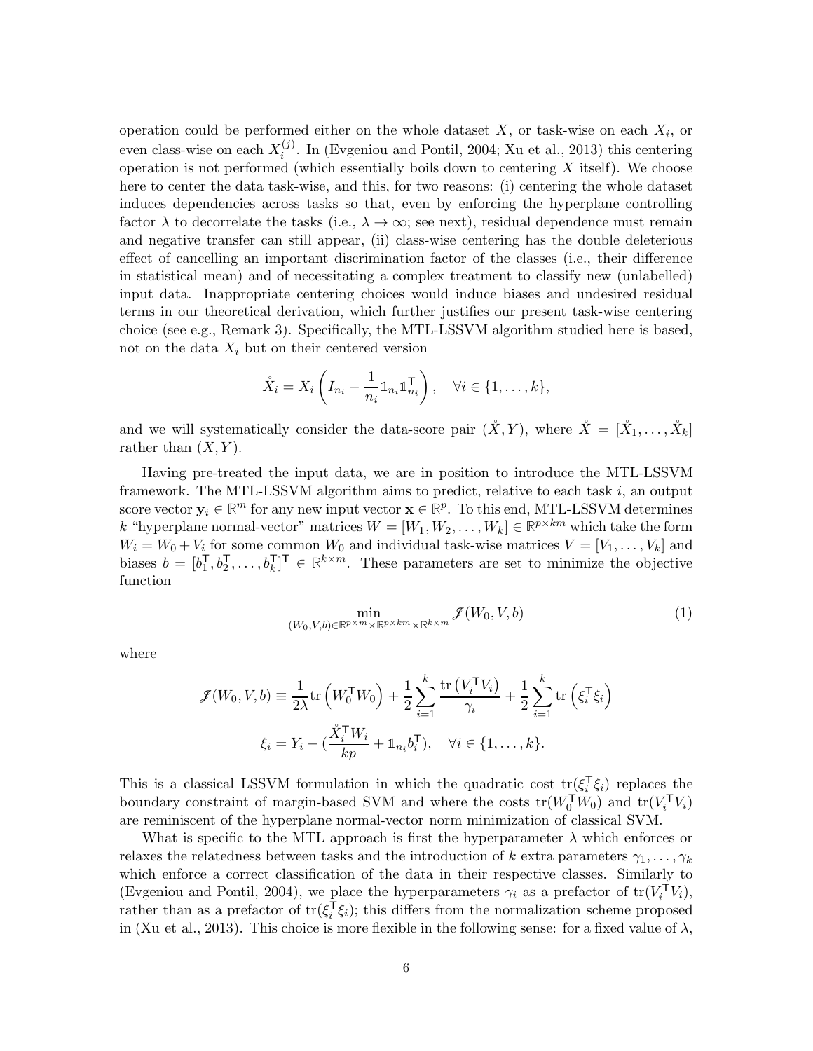operation could be performed either on the whole dataset $X$, or task-wise on each $X_i$, or even class-wise on each $X_i^{(j)}$. In (Evgeniou and Pontil, 2004; Xu et al., 2013) this centering operation is not performed (which essentially boils down to centering $X$ itself). We choose here to center the data task-wise, and this, for two reasons: (i) centering the whole dataset induces dependencies across tasks so that, even by enforcing the hyperplane controlling factor $\lambda$ to decorrelate the tasks (i.e., $\lambda \to \infty$; see next), residual dependence must remain and negative transfer can still appear, (ii) class-wise centering has the double deleterious effect of cancelling an important discrimination factor of the classes (i.e., their difference in statistical mean) and of necessitating a complex treatment to classify new (unlabelled) input data. Inappropriate centering choices would induce biases and undesired residual terms in our theoretical derivation, which further justifies our present task-wise centering choice (see e.g., Remark 3). Specifically, the MTL-LSSVM algorithm studied here is based, not on the data $X_i$ but on their centered version

$$\mathring{X}_i = X_i \left( I_{n_i} - \frac{1}{n_i} \mathbb{1}_{n_i} \mathbb{1}_{n_i}^\mathsf{T} \right), \quad \forall i \in \{1, \ldots, k\},$$

and we will systematically consider the data-score pair $(\mathring{X}, Y)$, where $\mathring{X} = [\mathring{X}_1, \ldots, \mathring{X}_k]$ rather than $(X, Y)$.

Having pre-treated the input data, we are in position to introduce the MTL-LSSVM framework. The MTL-LSSVM algorithm aims to predict, relative to each task $i$, an output score vector $\mathbf{y}_i \in \mathbb{R}^m$ for any new input vector $\mathbf{x} \in \mathbb{R}^p$. To this end, MTL-LSSVM determines $k$ "hyperplane normal-vector" matrices $W = [W_1, W_2, \ldots, W_k] \in \mathbb{R}^{p \times km}$ which take the form $W_i = W_0 + V_i$ for some common $W_0$ and individual task-wise matrices $V = [V_1, \ldots, V_k]$ and biases $b = [b_1^\mathsf{T}, b_2^\mathsf{T}, \ldots, b_k^\mathsf{T}]^\mathsf{T} \in \mathbb{R}^{k \times m}$. These parameters are set to minimize the objective function

$$\min_{(W_0, V, b) \in \mathbb{R}^{p \times m} \times \mathbb{R}^{p \times km} \times \mathbb{R}^{k \times m}} \mathscr{J}(W_0, V, b) \tag{1}$$

where

$$\mathscr{J}(W_0, V, b) \equiv \frac{1}{2\lambda} \operatorname{tr}\left( W_0^\mathsf{T} W_0 \right) + \frac{1}{2} \sum_{i=1}^k \frac{\operatorname{tr}\left( V_i^\mathsf{T} V_i \right)}{\gamma_i} + \frac{1}{2} \sum_{i=1}^k \operatorname{tr}\left( \xi_i^\mathsf{T} \xi_i \right)$$

$$\xi_i = Y_i - \left( \frac{\mathring{X}_i^\mathsf{T} W_i}{kp} + \mathbb{1}_{n_i} b_i^\mathsf{T} \right), \quad \forall i \in \{1, \ldots, k\}.$$

This is a classical LSSVM formulation in which the quadratic cost $\operatorname{tr}(\xi_i^\mathsf{T} \xi_i)$ replaces the boundary constraint of margin-based SVM and where the costs $\operatorname{tr}(W_0^\mathsf{T} W_0)$ and $\operatorname{tr}(V_i^\mathsf{T} V_i)$ are reminiscent of the hyperplane normal-vector norm minimization of classical SVM.

What is specific to the MTL approach is first the hyperparameter $\lambda$ which enforces or relaxes the relatedness between tasks and the introduction of $k$ extra parameters $\gamma_1, \ldots, \gamma_k$ which enforce a correct classification of the data in their respective classes. Similarly to (Evgeniou and Pontil, 2004), we place the hyperparameters $\gamma_i$ as a prefactor of $\operatorname{tr}(V_i^\mathsf{T} V_i)$, rather than as a prefactor of $\operatorname{tr}(\xi_i^\mathsf{T} \xi_i)$; this differs from the normalization scheme proposed in (Xu et al., 2013). This choice is more flexible in the following sense: for a fixed value of $\lambda$,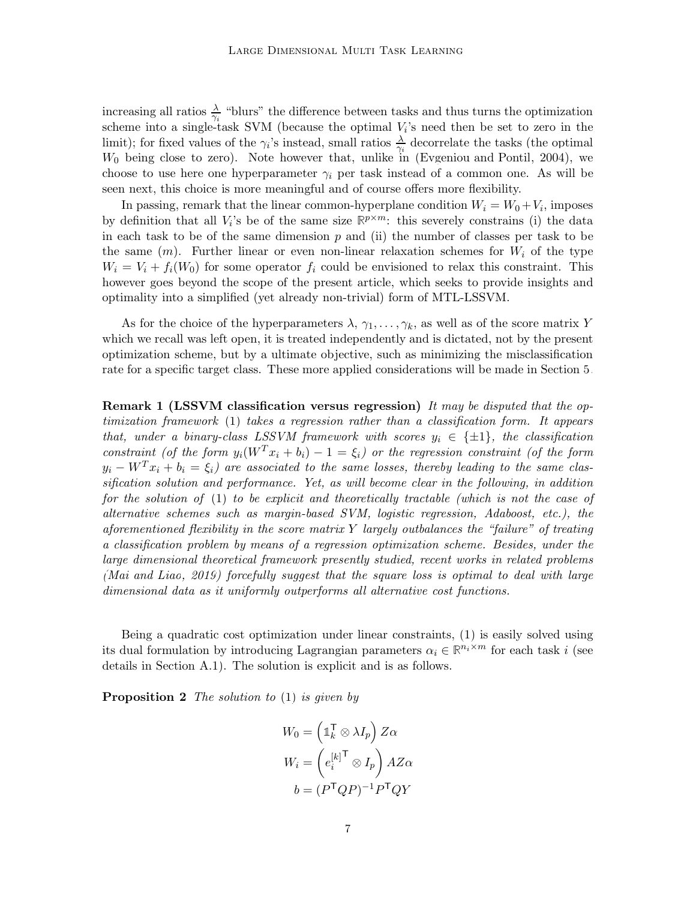increasing all ratios $\frac{\lambda}{\gamma_i}$ "blurs" the difference between tasks and thus turns the optimization scheme into a single-task SVM (because the optimal $V_i$'s need then be set to zero in the limit); for fixed values of the $\gamma_i$'s instead, small ratios $\frac{\lambda}{\gamma_i}$ decorrelate the tasks (the optimal $W_0$ being close to zero). Note however that, unlike in (Evgeniou and Pontil, 2004), we choose to use here one hyperparameter $\gamma_i$ per task instead of a common one. As will be seen next, this choice is more meaningful and of course offers more flexibility.

In passing, remark that the linear common-hyperplane condition $W_i = W_0 + V_i$, imposes by definition that all $V_i$'s be of the same size $\mathbb{R}^{p\times m}$: this severely constrains (i) the data in each task to be of the same dimension $p$ and (ii) the number of classes per task to be the same ($m$). Further linear or even non-linear relaxation schemes for $W_i$ of the type $W_i = V_i + f_i(W_0)$ for some operator $f_i$ could be envisioned to relax this constraint. This however goes beyond the scope of the present article, which seeks to provide insights and optimality into a simplified (yet already non-trivial) form of MTL-LSSVM.

As for the choice of the hyperparameters $\lambda$, $\gamma_1, \ldots, \gamma_k$, as well as of the score matrix $Y$ which we recall was left open, it is treated independently and is dictated, not by the present optimization scheme, but by a ultimate objective, such as minimizing the misclassification rate for a specific target class. These more applied considerations will be made in Section 5.

**Remark 1 (LSSVM classification versus regression)** *It may be disputed that the optimization framework* (1) *takes a regression rather than a classification form. It appears that, under a binary-class LSSVM framework with scores $y_i \in \{\pm 1\}$, the classification constraint (of the form $y_i(W^T x_i + b_i) - 1 = \xi_i$) or the regression constraint (of the form $y_i - W^T x_i + b_i = \xi_i$) are associated to the same losses, thereby leading to the same classification solution and performance. Yet, as will become clear in the following, in addition for the solution of* (1) *to be explicit and theoretically tractable (which is not the case of alternative schemes such as margin-based SVM, logistic regression, Adaboost, etc.), the aforementioned flexibility in the score matrix $Y$ largely outbalances the "failure" of treating a classification problem by means of a regression optimization scheme. Besides, under the large dimensional theoretical framework presently studied, recent works in related problems (Mai and Liao, 2019) forcefully suggest that the square loss is optimal to deal with large dimensional data as it uniformly outperforms all alternative cost functions.*

Being a quadratic cost optimization under linear constraints, (1) is easily solved using its dual formulation by introducing Lagrangian parameters $\alpha_i \in \mathbb{R}^{n_i \times m}$ for each task $i$ (see details in Section A.1). The solution is explicit and is as follows.

**Proposition 2** *The solution to* (1) *is given by*

$$
\begin{aligned}
W_0 &= \left(\mathbb{1}_k^\mathsf{T} \otimes \lambda I_p\right) Z\alpha \\
W_i &= \left({e_i^{[k]}}^\mathsf{T} \otimes I_p\right) AZ\alpha \\
b &= (P^\mathsf{T} Q P)^{-1} P^\mathsf{T} Q Y
\end{aligned}
$$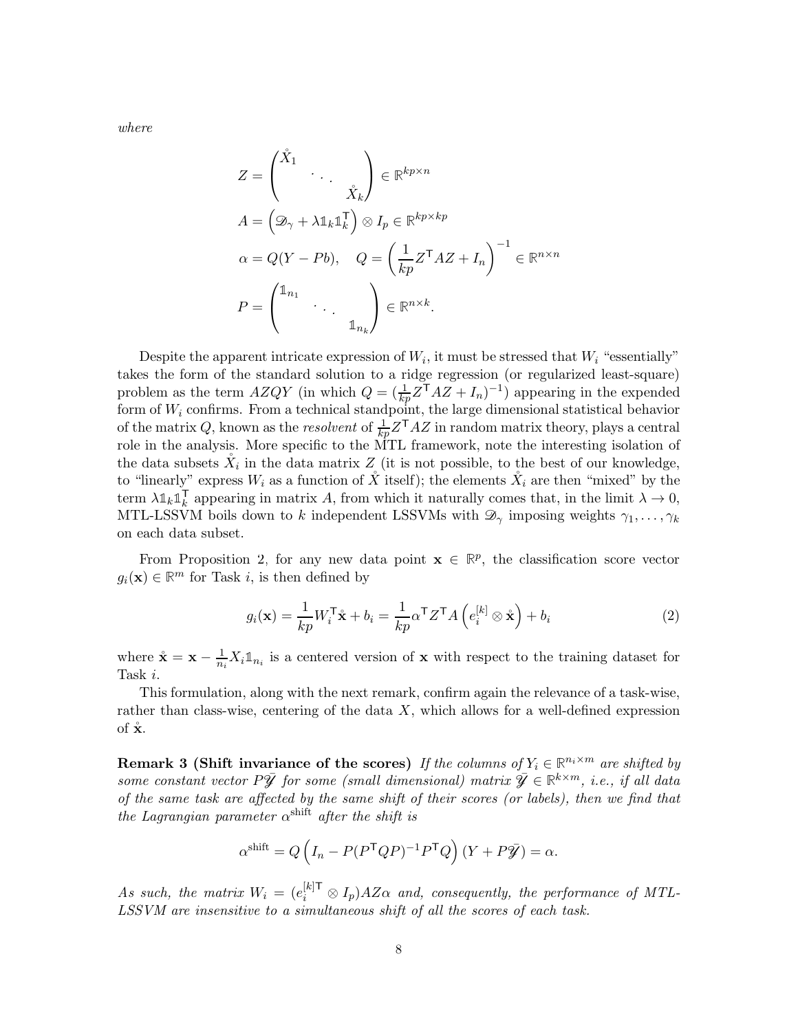*where*

$$
\begin{aligned}
Z &= \begin{pmatrix} \mathring{X}_1 & & \\ & \ddots & \\ & & \mathring{X}_k \end{pmatrix} \in \mathbb{R}^{kp \times n} \\
A &= \left( \mathscr{D}_\gamma + \lambda \mathbb{1}_k \mathbb{1}_k^\mathsf{T} \right) \otimes I_p \in \mathbb{R}^{kp \times kp} \\
\alpha &= Q(Y - Pb), \quad Q = \left( \frac{1}{kp} Z^\mathsf{T} A Z + I_n \right)^{-1} \in \mathbb{R}^{n \times n} \\
P &= \begin{pmatrix} \mathbb{1}_{n_1} & & \\ & \ddots & \\ & & \mathbb{1}_{n_k} \end{pmatrix} \in \mathbb{R}^{n \times k}.
\end{aligned}
$$

Despite the apparent intricate expression of $W_i$, it must be stressed that $W_i$ "essentially" takes the form of the standard solution to a ridge regression (or regularized least-square) problem as the term $AZQY$ (in which $Q = (\frac{1}{kp} Z^\mathsf{T} A Z + I_n)^{-1}$) appearing in the expended form of $W_i$ confirms. From a technical standpoint, the large dimensional statistical behavior of the matrix $Q$, known as the *resolvent* of $\frac{1}{kp} Z^\mathsf{T} A Z$ in random matrix theory, plays a central role in the analysis. More specific to the MTL framework, note the interesting isolation of the data subsets $\mathring{X}_i$ in the data matrix $Z$ (it is not possible, to the best of our knowledge, to "linearly" express $W_i$ as a function of $\mathring{X}$ itself); the elements $\mathring{X}_i$ are then "mixed" by the term $\lambda \mathbb{1}_k \mathbb{1}_k^\mathsf{T}$ appearing in matrix $A$, from which it naturally comes that, in the limit $\lambda \to 0$, MTL-LSSVM boils down to $k$ independent LSSVMs with $\mathscr{D}_\gamma$ imposing weights $\gamma_1, \ldots, \gamma_k$ on each data subset.

From Proposition 2, for any new data point $\mathbf{x} \in \mathbb{R}^p$, the classification score vector $g_i(\mathbf{x}) \in \mathbb{R}^m$ for Task $i$, is then defined by

$$
g_i(\mathbf{x}) = \frac{1}{kp} W_i^\mathsf{T} \mathring{\mathbf{x}} + b_i = \frac{1}{kp} \alpha^\mathsf{T} Z^\mathsf{T} A \left( e_i^{[k]} \otimes \mathring{\mathbf{x}} \right) + b_i \tag{2}
$$

where $\mathring{\mathbf{x}} = \mathbf{x} - \frac{1}{n_i} X_i \mathbb{1}_{n_i}$ is a centered version of $\mathbf{x}$ with respect to the training dataset for Task $i$.

This formulation, along with the next remark, confirm again the relevance of a task-wise, rather than class-wise, centering of the data $X$, which allows for a well-defined expression of $\mathring{\mathbf{x}}$.

**Remark 3 (Shift invariance of the scores)** *If the columns of $Y_i \in \mathbb{R}^{n_i \times m}$ are shifted by some constant vector $P\bar{\mathscr{Y}}$ for some (small dimensional) matrix $\bar{\mathscr{Y}} \in \mathbb{R}^{k \times m}$, i.e., if all data of the same task are affected by the same shift of their scores (or labels), then we find that the Lagrangian parameter $\alpha^{\text{shift}}$ after the shift is*

$$
\alpha^{\text{shift}} = Q \left( I_n - P(P^\mathsf{T} Q P)^{-1} P^\mathsf{T} Q \right) (Y + P\bar{\mathscr{Y}}) = \alpha.
$$

*As such, the matrix $W_i = (e_i^{[k]\mathsf{T}} \otimes I_p) AZ\alpha$ and, consequently, the performance of MTL-LSSVM are insensitive to a simultaneous shift of all the scores of each task.*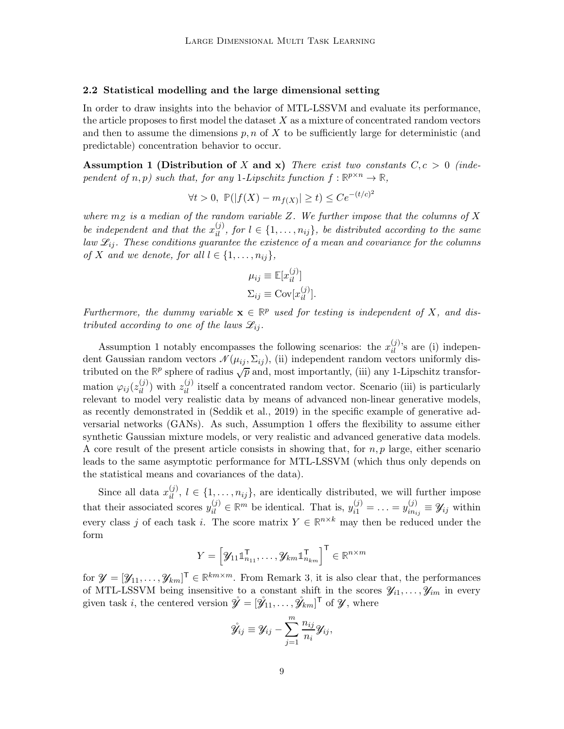### 2.2 Statistical modelling and the large dimensional setting

In order to draw insights into the behavior of MTL-LSSVM and evaluate its performance, the article proposes to first model the dataset $X$ as a mixture of concentrated random vectors and then to assume the dimensions $p, n$ of $X$ to be sufficiently large for deterministic (and predictable) concentration behavior to occur.

**Assumption 1 (Distribution of $X$ and $\mathbf{x}$)** *There exist two constants $C, c > 0$ (independent of $n, p$) such that, for any 1-Lipschitz function $f : \mathbb{R}^{p\times n} \to \mathbb{R}$,*

$$\forall t > 0,\ \mathbb{P}(|f(X) - m_{f(X)}| \geq t) \leq Ce^{-(t/c)^2}$$

*where $m_Z$ is a median of the random variable $Z$. We further impose that the columns of $X$ be independent and that the $x_{il}^{(j)}$, for $l \in \{1, \ldots, n_{ij}\}$, be distributed according to the same law $\mathscr{L}_{ij}$. These conditions guarantee the existence of a mean and covariance for the columns of $X$ and we denote, for all $l \in \{1, \ldots, n_{ij}\}$,*

$$\mu_{ij} \equiv \mathbb{E}[x_{il}^{(j)}]$$
$$\Sigma_{ij} \equiv \mathrm{Cov}[x_{il}^{(j)}].$$

*Furthermore, the dummy variable $\mathbf{x} \in \mathbb{R}^p$ used for testing is independent of $X$, and distributed according to one of the laws $\mathscr{L}_{ij}$.*

Assumption 1 notably encompasses the following scenarios: the $x_{il}^{(j)}$'s are (i) independent Gaussian random vectors $\mathcal{N}(\mu_{ij}, \Sigma_{ij})$, (ii) independent random vectors uniformly distributed on the $\mathbb{R}^p$ sphere of radius $\sqrt{p}$ and, most importantly, (iii) any 1-Lipschitz transformation $\varphi_{ij}(z_{il}^{(j)})$ with $z_{il}^{(j)}$ itself a concentrated random vector. Scenario (iii) is particularly relevant to model very realistic data by means of advanced non-linear generative models, as recently demonstrated in (Seddik et al., 2019) in the specific example of generative adversarial networks (GANs). As such, Assumption 1 offers the flexibility to assume either synthetic Gaussian mixture models, or very realistic and advanced generative data models. A core result of the present article consists in showing that, for $n, p$ large, either scenario leads to the same asymptotic performance for MTL-LSSVM (which thus only depends on the statistical means and covariances of the data).

Since all data $x_{il}^{(j)}$, $l \in \{1, \ldots, n_{ij}\}$, are identically distributed, we will further impose that their associated scores $y_{il}^{(j)} \in \mathbb{R}^m$ be identical. That is, $y_{i1}^{(j)} = \ldots = y_{in_{ij}}^{(j)} \equiv \mathscr{Y}_{ij}$ within every class $j$ of each task $i$. The score matrix $Y \in \mathbb{R}^{n\times k}$ may then be reduced under the form

$$Y = \left[\mathscr{Y}_{11}\mathbb{1}_{n_{11}}^{\mathsf{T}}, \ldots, \mathscr{Y}_{km}\mathbb{1}_{n_{km}}^{\mathsf{T}}\right]^{\mathsf{T}} \in \mathbb{R}^{n\times m}$$

for $\mathscr{Y} = [\mathscr{Y}_{11}, \ldots, \mathscr{Y}_{km}]^{\mathsf{T}} \in \mathbb{R}^{km\times m}$. From Remark 3, it is also clear that, the performances of MTL-LSSVM being insensitive to a constant shift in the scores $\mathscr{Y}_{i1}, \ldots, \mathscr{Y}_{im}$ in every given task $i$, the centered version $\mathring{\mathscr{Y}} = [\mathring{\mathscr{Y}}_{11}, \ldots, \mathring{\mathscr{Y}}_{km}]^{\mathsf{T}}$ of $\mathscr{Y}$, where

$$\mathring{\mathscr{Y}}_{ij} \equiv \mathscr{Y}_{ij} - \sum_{j=1}^{m} \frac{n_{ij}}{n_i}\mathscr{Y}_{ij},$$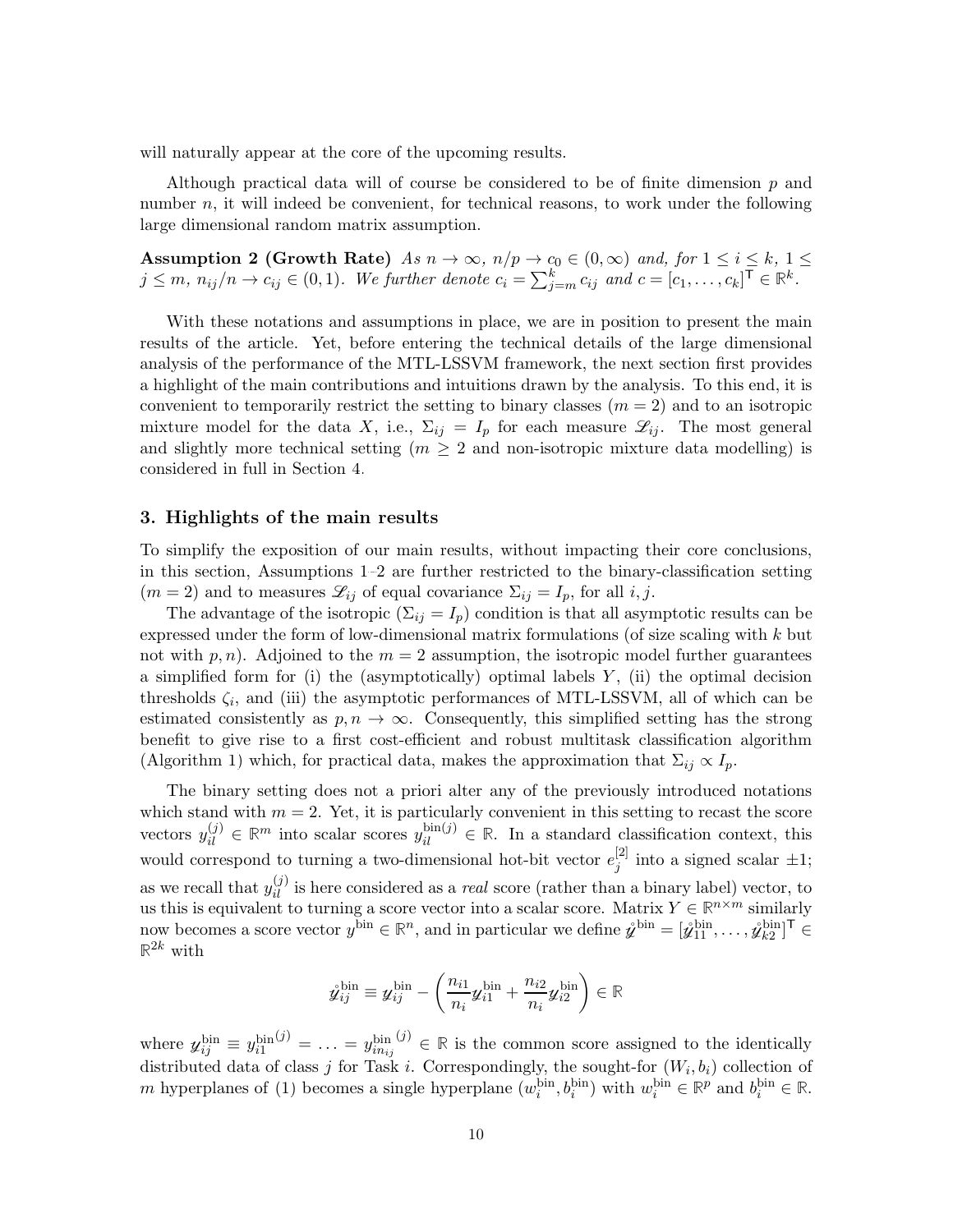will naturally appear at the core of the upcoming results.

Although practical data will of course be considered to be of finite dimension $p$ and number $n$, it will indeed be convenient, for technical reasons, to work under the following large dimensional random matrix assumption.

**Assumption 2 (Growth Rate)** *As $n \to \infty$, $n/p \to c_0 \in (0, \infty)$ and, for $1 \leq i \leq k$, $1 \leq j \leq m$, $n_{ij}/n \to c_{ij} \in (0, 1)$. We further denote $c_i = \sum_{j=m}^{k} c_{ij}$ and $c = [c_1, \ldots, c_k]^\mathsf{T} \in \mathbb{R}^k$.*

With these notations and assumptions in place, we are in position to present the main results of the article. Yet, before entering the technical details of the large dimensional analysis of the performance of the MTL-LSSVM framework, the next section first provides a highlight of the main contributions and intuitions drawn by the analysis. To this end, it is convenient to temporarily restrict the setting to binary classes ($m = 2$) and to an isotropic mixture model for the data $X$, i.e., $\Sigma_{ij} = I_p$ for each measure $\mathscr{L}_{ij}$. The most general and slightly more technical setting ($m \geq 2$ and non-isotropic mixture data modelling) is considered in full in Section 4.

## 3. Highlights of the main results

To simplify the exposition of our main results, without impacting their core conclusions, in this section, Assumptions 1–2 are further restricted to the binary-classification setting ($m = 2$) and to measures $\mathscr{L}_{ij}$ of equal covariance $\Sigma_{ij} = I_p$, for all $i, j$.

The advantage of the isotropic ($\Sigma_{ij} = I_p$) condition is that all asymptotic results can be expressed under the form of low-dimensional matrix formulations (of size scaling with $k$ but not with $p, n$). Adjoined to the $m = 2$ assumption, the isotropic model further guarantees a simplified form for (i) the (asymptotically) optimal labels $Y$, (ii) the optimal decision thresholds $\zeta_i$, and (iii) the asymptotic performances of MTL-LSSVM, all of which can be estimated consistently as $p, n \to \infty$. Consequently, this simplified setting has the strong benefit to give rise to a first cost-efficient and robust multitask classification algorithm (Algorithm 1) which, for practical data, makes the approximation that $\Sigma_{ij} \propto I_p$.

The binary setting does not a priori alter any of the previously introduced notations which stand with $m = 2$. Yet, it is particularly convenient in this setting to recast the score vectors $y_{il}^{(j)} \in \mathbb{R}^m$ into scalar scores $y_{il}^{\text{bin}(j)} \in \mathbb{R}$. In a standard classification context, this would correspond to turning a two-dimensional hot-bit vector $e_j^{[2]}$ into a signed scalar $\pm 1$; as we recall that $y_{il}^{(j)}$ is here considered as a *real* score (rather than a binary label) vector, to us this is equivalent to turning a score vector into a scalar score. Matrix $Y \in \mathbb{R}^{n \times m}$ similarly now becomes a score vector $y^{\text{bin}} \in \mathbb{R}^n$, and in particular we define $\mathring{\mathcal{y}}^{\text{bin}} = [\mathring{\mathcal{y}}_{11}^{\text{bin}}, \ldots, \mathring{\mathcal{y}}_{k2}^{\text{bin}}]^\mathsf{T} \in \mathbb{R}^{2k}$ with

$$\mathring{\mathcal{y}}_{ij}^{\text{bin}} \equiv \mathcal{y}_{ij}^{\text{bin}} - \left( \frac{n_{i1}}{n_i} \mathcal{y}_{i1}^{\text{bin}} + \frac{n_{i2}}{n_i} \mathcal{y}_{i2}^{\text{bin}} \right) \in \mathbb{R}$$

where $\mathcal{y}_{ij}^{\text{bin}} \equiv y_{i1}^{\text{bin}(j)} = \ldots = y_{in_{ij}}^{\text{bin}\,(j)} \in \mathbb{R}$ is the common score assigned to the identically distributed data of class $j$ for Task $i$. Correspondingly, the sought-for $(W_i, b_i)$ collection of $m$ hyperplanes of (1) becomes a single hyperplane $(w_i^{\text{bin}}, b_i^{\text{bin}})$ with $w_i^{\text{bin}} \in \mathbb{R}^p$ and $b_i^{\text{bin}} \in \mathbb{R}$.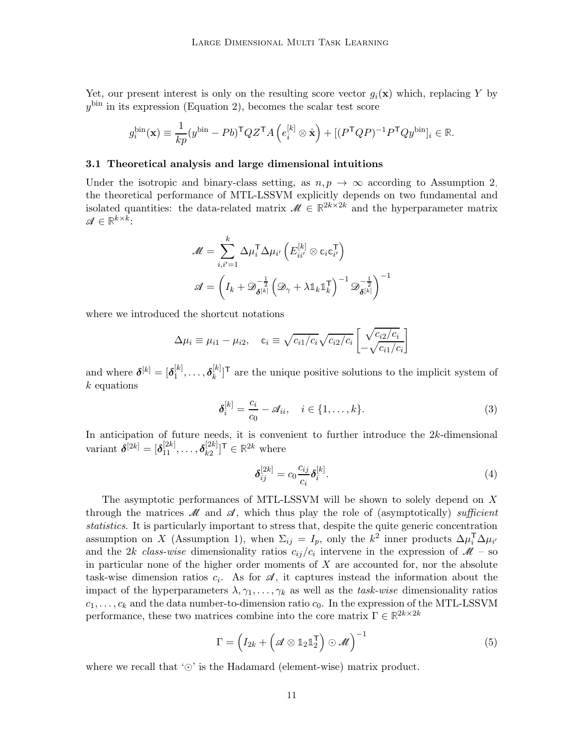Yet, our present interest is only on the resulting score vector $g_i(\mathbf{x})$ which, replacing $Y$ by $y^{\text{bin}}$ in its expression (Equation 2), becomes the scalar test score

$$g_i^{\text{bin}}(\mathbf{x}) \equiv \frac{1}{kp}(y^{\text{bin}} - Pb)^\mathsf{T} Q Z^\mathsf{T} A \left(e_i^{[k]} \otimes \mathring{\mathbf{x}}\right) + [(P^\mathsf{T} Q P)^{-1} P^\mathsf{T} Q y^{\text{bin}}]_i \in \mathbb{R}.$$

### 3.1 Theoretical analysis and large dimensional intuitions

Under the isotropic and binary-class setting, as $n, p \to \infty$ according to Assumption 2, the theoretical performance of MTL-LSSVM explicitly depends on two fundamental and isolated quantities: the data-related matrix $\mathscr{M} \in \mathbb{R}^{2k \times 2k}$ and the hyperparameter matrix $\mathscr{A} \in \mathbb{R}^{k \times k}$:

$$\mathscr{M} = \sum_{i,i'=1}^{k} \Delta\mu_i^\mathsf{T} \Delta\mu_{i'} \left(E_{ii'}^{[k]} \otimes \mathbb{c}_i \mathbb{c}_{i'}^\mathsf{T}\right)$$

$$\mathscr{A} = \left(I_k + \mathscr{D}_{\boldsymbol{\delta}^{[k]}}^{-\frac{1}{2}} \left(\mathscr{D}_\gamma + \lambda \mathbb{1}_k \mathbb{1}_k^\mathsf{T}\right)^{-1} \mathscr{D}_{\boldsymbol{\delta}^{[k]}}^{-\frac{1}{2}}\right)^{-1}$$

where we introduced the shortcut notations

$$\Delta\mu_i \equiv \mu_{i1} - \mu_{i2}, \quad \mathbb{c}_i \equiv \sqrt{c_{i1}/c_i}\sqrt{c_{i2}/c_i} \begin{bmatrix} \sqrt{c_{i2}/c_i} \\ -\sqrt{c_{i1}/c_i} \end{bmatrix}$$

and where $\boldsymbol{\delta}^{[k]} = [\boldsymbol{\delta}_1^{[k]}, \ldots, \boldsymbol{\delta}_k^{[k]}]^\mathsf{T}$ are the unique positive solutions to the implicit system of $k$ equations

$$\boldsymbol{\delta}_i^{[k]} = \frac{c_i}{c_0} - \mathscr{A}_{ii}, \quad i \in \{1, \ldots, k\}. \tag{3}$$

In anticipation of future needs, it is convenient to further introduce the $2k$-dimensional variant $\boldsymbol{\delta}^{[2k]} = [\boldsymbol{\delta}_{11}^{[2k]}, \ldots, \boldsymbol{\delta}_{k2}^{[2k]}]^\mathsf{T} \in \mathbb{R}^{2k}$ where

$$\boldsymbol{\delta}_{ij}^{[2k]} = c_0 \frac{c_{ij}}{c_i} \boldsymbol{\delta}_i^{[k]}. \tag{4}$$

The asymptotic performances of MTL-LSSVM will be shown to solely depend on $X$ through the matrices $\mathscr{M}$ and $\mathscr{A}$, which thus play the role of (asymptotically) *sufficient statistics*. It is particularly important to stress that, despite the quite generic concentration assumption on $X$ (Assumption 1), when $\Sigma_{ij} = I_p$, only the $k^2$ inner products $\Delta\mu_i^\mathsf{T} \Delta\mu_{i'}$ and the $2k$ *class-wise* dimensionality ratios $c_{ij}/c_i$ intervene in the expression of $\mathscr{M}$ – so in particular none of the higher order moments of $X$ are accounted for, nor the absolute task-wise dimension ratios $c_i$. As for $\mathscr{A}$, it captures instead the information about the impact of the hyperparameters $\lambda, \gamma_1, \ldots, \gamma_k$ as well as the *task-wise* dimensionality ratios $c_1, \ldots, c_k$ and the data number-to-dimension ratio $c_0$. In the expression of the MTL-LSSVM performance, these two matrices combine into the core matrix $\Gamma \in \mathbb{R}^{2k \times 2k}$

$$\Gamma = \left(I_{2k} + \left(\mathscr{A} \otimes \mathbb{1}_2 \mathbb{1}_2^\mathsf{T}\right) \odot \mathscr{M}\right)^{-1} \tag{5}$$

where we recall that '$\odot$' is the Hadamard (element-wise) matrix product.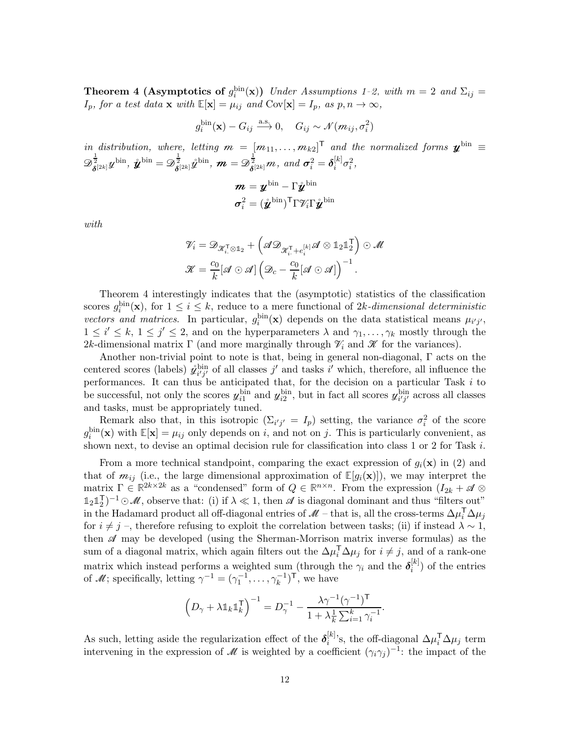**Theorem 4 (Asymptotics of $g_i^{\rm bin}(\mathbf{x})$)** *Under Assumptions 1-2, with $m = 2$ and $\Sigma_{ij} = I_p$, for a test data $\mathbf{x}$ with $\mathbb{E}[\mathbf{x}] = \mu_{ij}$ and $\operatorname{Cov}[\mathbf{x}] = I_p$, as $p, n \to \infty$,*

$$g_i^{\rm bin}(\mathbf{x}) - G_{ij} \xrightarrow{\rm a.s.} 0, \quad G_{ij} \sim \mathcal{N}(\boldsymbol{m}_{ij}, \boldsymbol{\sigma}_i^2)$$

*in distribution, where, letting $\boldsymbol{m} = [\boldsymbol{m}_{11}, \ldots, \boldsymbol{m}_{k2}]^\mathsf{T}$ and the normalized forms $\boldsymbol{\mathscr{y}}^{\rm bin} \equiv \mathscr{D}_{\boldsymbol{\delta}^{[2k]}}^{\frac{1}{2}} \mathscr{y}^{\rm bin}$, $\mathring{\boldsymbol{\mathscr{y}}}^{\rm bin} = \mathscr{D}_{\boldsymbol{\delta}^{[2k]}}^{\frac{1}{2}} \mathring{\mathscr{y}}^{\rm bin}$, $\boldsymbol{m} = \mathscr{D}_{\boldsymbol{\delta}^{[2k]}}^{\frac{1}{2}} m$, and $\boldsymbol{\sigma}_i^2 = \boldsymbol{\delta}_i^{[k]} \sigma_i^2$,*

$$\boldsymbol{m} = \boldsymbol{\mathscr{y}}^{\rm bin} - \Gamma \mathring{\boldsymbol{\mathscr{y}}}^{\rm bin}$$
$$\boldsymbol{\sigma}_i^2 = (\mathring{\boldsymbol{\mathscr{y}}}^{\rm bin})^\mathsf{T} \Gamma \mathscr{V}_i \Gamma \mathring{\boldsymbol{\mathscr{y}}}^{\rm bin}$$

*with*

$$\mathscr{V}_i = \mathscr{D}_{\mathscr{K}_{i\cdot}^\mathsf{T} \otimes \mathbb{1}_2} + \left( \mathscr{A} \mathscr{D}_{\mathscr{K}_{i\cdot}^\mathsf{T} + e_i^{[k]}} \mathscr{A} \otimes \mathbb{1}_2 \mathbb{1}_2^\mathsf{T} \right) \odot \mathscr{M}$$
$$\mathscr{K} = \frac{c_0}{k} [\mathscr{A} \odot \mathscr{A}] \left( \mathscr{D}_c - \frac{c_0}{k} [\mathscr{A} \odot \mathscr{A}] \right)^{-1}.$$

Theorem 4 interestingly indicates that the (asymptotic) statistics of the classification scores $g_i^{\rm bin}(\mathbf{x})$, for $1 \le i \le k$, reduce to a mere functional of $2k$-*dimensional deterministic vectors and matrices*. In particular, $g_i^{\rm bin}(\mathbf{x})$ depends on the data statistical means $\mu_{i'j'}$, $1 \le i' \le k$, $1 \le j' \le 2$, and on the hyperparameters $\lambda$ and $\gamma_1, \ldots, \gamma_k$ mostly through the $2k$-dimensional matrix $\Gamma$ (and more marginally through $\mathscr{V}_i$ and $\mathscr{K}$ for the variances).

Another non-trivial point to note is that, being in general non-diagonal, $\Gamma$ acts on the centered scores (labels) $\mathring{\mathscr{y}}_{i'j'}^{\rm bin}$ of all classes $j'$ and tasks $i'$ which, therefore, all influence the performances. It can thus be anticipated that, for the decision on a particular Task $i$ to be successful, not only the scores $\mathscr{y}_{i1}^{\rm bin}$ and $\mathscr{y}_{i2}^{\rm bin}$, but in fact all scores $\mathscr{y}_{i'j'}^{\rm bin}$ across all classes and tasks, must be appropriately tuned.

Remark also that, in this isotropic ($\Sigma_{i'j'} = I_p$) setting, the variance $\sigma_i^2$ of the score $g_i^{\rm bin}(\mathbf{x})$ with $\mathbb{E}[\mathbf{x}] = \mu_{ij}$ only depends on $i$, and not on $j$. This is particularly convenient, as shown next, to devise an optimal decision rule for classification into class 1 or 2 for Task $i$.

From a more technical standpoint, comparing the exact expression of $g_i(\mathbf{x})$ in (2) and that of $\boldsymbol{m}_{ij}$ (i.e., the large dimensional approximation of $\mathbb{E}[g_i(\mathbf{x})]$), we may interpret the matrix $\Gamma \in \mathbb{R}^{2k \times 2k}$ as a "condensed" form of $Q \in \mathbb{R}^{n \times n}$. From the expression $(I_{2k} + \mathscr{A} \otimes \mathbb{1}_2 \mathbb{1}_2^\mathsf{T})^{-1} \odot \mathscr{M}$, observe that: (i) if $\lambda \ll 1$, then $\mathscr{A}$ is diagonal dominant and thus "filters out" in the Hadamard product all off-diagonal entries of $\mathscr{M}$ – that is, all the cross-terms $\Delta\mu_i^\mathsf{T} \Delta\mu_j$ for $i \ne j$ –, therefore refusing to exploit the correlation between tasks; (ii) if instead $\lambda \sim 1$, then $\mathscr{A}$ may be developed (using the Sherman-Morrison matrix inverse formulas) as the sum of a diagonal matrix, which again filters out the $\Delta\mu_i^\mathsf{T} \Delta\mu_j$ for $i \ne j$, and of a rank-one matrix which instead performs a weighted sum (through the $\gamma_i$ and the $\boldsymbol{\delta}_i^{[k]}$) of the entries of $\mathscr{M}$; specifically, letting $\gamma^{-1} = (\gamma_1^{-1}, \ldots, \gamma_k^{-1})^\mathsf{T}$, we have

$$\left( D_\gamma + \lambda \mathbb{1}_k \mathbb{1}_k^\mathsf{T} \right)^{-1} = D_\gamma^{-1} - \frac{\lambda \gamma^{-1} (\gamma^{-1})^\mathsf{T}}{1 + \lambda \frac{1}{k} \sum_{i=1}^k \gamma_i^{-1}}.$$

As such, letting aside the regularization effect of the $\boldsymbol{\delta}_i^{[k]}$'s, the off-diagonal $\Delta\mu_i^\mathsf{T} \Delta\mu_j$ term intervening in the expression of $\mathscr{M}$ is weighted by a coefficient $(\gamma_i \gamma_j)^{-1}$: the impact of the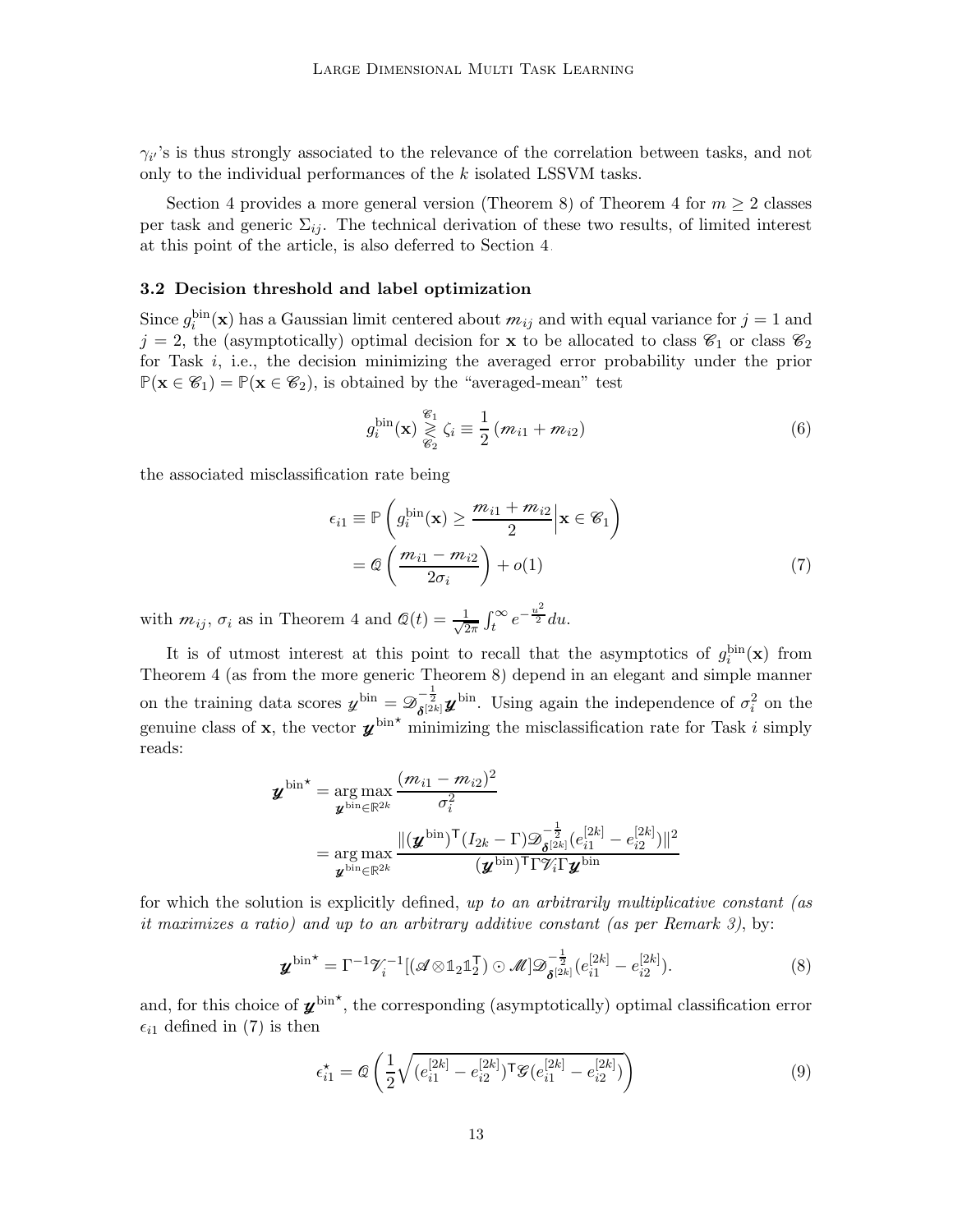$\gamma_{i'}$'s is thus strongly associated to the relevance of the correlation between tasks, and not only to the individual performances of the $k$ isolated LSSVM tasks.

Section 4 provides a more general version (Theorem 8) of Theorem 4 for $m \geq 2$ classes per task and generic $\Sigma_{ij}$. The technical derivation of these two results, of limited interest at this point of the article, is also deferred to Section 4.

### 3.2 Decision threshold and label optimization

Since $g_i^{\rm bin}(\mathbf{x})$ has a Gaussian limit centered about $\mathscr{m}_{ij}$ and with equal variance for $j = 1$ and $j = 2$, the (asymptotically) optimal decision for $\mathbf{x}$ to be allocated to class $\mathscr{C}_1$ or class $\mathscr{C}_2$ for Task $i$, i.e., the decision minimizing the averaged error probability under the prior $\mathbb{P}(\mathbf{x} \in \mathscr{C}_1) = \mathbb{P}(\mathbf{x} \in \mathscr{C}_2)$, is obtained by the "averaged-mean" test

$$g_i^{\rm bin}(\mathbf{x}) \underset{\mathscr{C}_2}{\overset{\mathscr{C}_1}{\gtrless}} \zeta_i \equiv \frac{1}{2}\left(\mathscr{m}_{i1} + \mathscr{m}_{i2}\right) \tag{6}$$

the associated misclassification rate being

$$\begin{aligned}
\epsilon_{i1} &\equiv \mathbb{P}\left(g_i^{\rm bin}(\mathbf{x}) \geq \frac{\mathscr{m}_{i1} + \mathscr{m}_{i2}}{2}\Big| \mathbf{x} \in \mathscr{C}_1\right) \\
&= \mathcal{Q}\left(\frac{\mathscr{m}_{i1} - \mathscr{m}_{i2}}{2\sigma_i}\right) + o(1)
\end{aligned} \tag{7}$$

with $\mathscr{m}_{ij}$, $\sigma_i$ as in Theorem 4 and $\mathcal{Q}(t) = \frac{1}{\sqrt{2\pi}}\int_t^\infty e^{-\frac{u^2}{2}}du$.

It is of utmost interest at this point to recall that the asymptotics of $g_i^{\rm bin}(\mathbf{x})$ from Theorem 4 (as from the more generic Theorem 8) depend in an elegant and simple manner on the training data scores $\mathscr{y}^{\rm bin} = \mathscr{D}_{\boldsymbol{\delta}^{[2k]}}^{-\frac{1}{2}}\boldsymbol{\mathscr{y}}^{\rm bin}$. Using again the independence of $\sigma_i^2$ on the genuine class of $\mathbf{x}$, the vector $\boldsymbol{\mathscr{y}}^{\rm bin\star}$ minimizing the misclassification rate for Task $i$ simply reads:

$$\begin{aligned}
\boldsymbol{\mathscr{y}}^{\rm bin\star} &= \underset{\boldsymbol{\mathscr{y}}^{\rm bin} \in \mathbb{R}^{2k}}{\arg\max} \frac{(\mathscr{m}_{i1} - \mathscr{m}_{i2})^2}{\sigma_i^2} \\
&= \underset{\boldsymbol{\mathscr{y}}^{\rm bin} \in \mathbb{R}^{2k}}{\arg\max} \frac{\|(\boldsymbol{\mathscr{y}}^{\rm bin})^\mathsf{T}(I_{2k} - \Gamma)\mathscr{D}_{\boldsymbol{\delta}^{[2k]}}^{-\frac{1}{2}}(e_{i1}^{[2k]} - e_{i2}^{[2k]})\|^2}{(\boldsymbol{\mathscr{y}}^{\rm bin})^\mathsf{T}\Gamma\mathscr{V}_i\Gamma\boldsymbol{\mathscr{y}}^{\rm bin}}
\end{aligned}$$

for which the solution is explicitly defined, *up to an arbitrarily multiplicative constant (as it maximizes a ratio) and up to an arbitrary additive constant (as per Remark 3)*, by:

$$\boldsymbol{\mathscr{y}}^{\rm bin\star} = \Gamma^{-1}\mathscr{V}_i^{-1}[(\mathscr{A} \otimes \mathbb{1}_2\mathbb{1}_2^\mathsf{T}) \odot \mathscr{M}]\mathscr{D}_{\boldsymbol{\delta}^{[2k]}}^{-\frac{1}{2}}(e_{i1}^{[2k]} - e_{i2}^{[2k]}). \tag{8}$$

and, for this choice of $\boldsymbol{\mathscr{y}}^{\rm bin\star}$, the corresponding (asymptotically) optimal classification error $\epsilon_{i1}$ defined in (7) is then

$$\epsilon_{i1}^\star = \mathcal{Q}\left(\frac{1}{2}\sqrt{(e_{i1}^{[2k]} - e_{i2}^{[2k]})^\mathsf{T}\mathscr{G}(e_{i1}^{[2k]} - e_{i2}^{[2k]})}\right) \tag{9}$$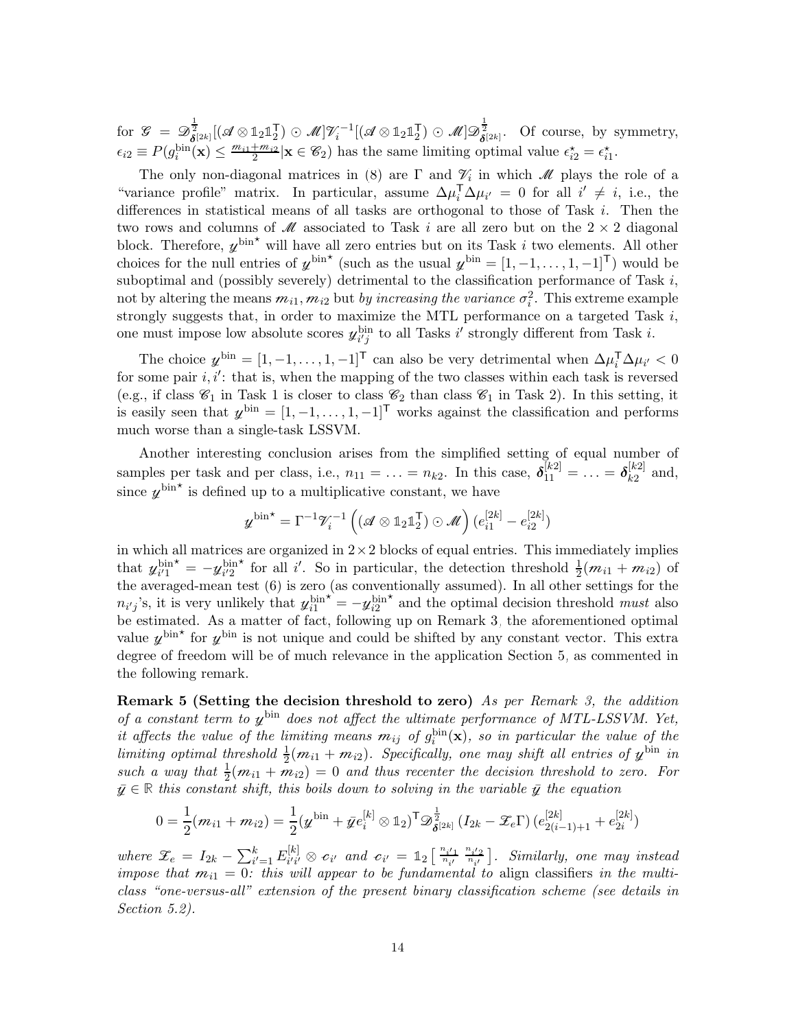for $\mathscr{G} = \mathscr{D}^{\frac{1}{2}}_{\boldsymbol{\delta}^{[2k]}}[(\mathscr{A} \otimes \mathbb{1}_2\mathbb{1}_2^\mathsf{T}) \odot \mathscr{M}]\mathscr{V}_i^{-1}[(\mathscr{A} \otimes \mathbb{1}_2\mathbb{1}_2^\mathsf{T}) \odot \mathscr{M}]\mathscr{D}^{\frac{1}{2}}_{\boldsymbol{\delta}^{[2k]}}$. Of course, by symmetry, $\epsilon_{i2} \equiv P(g_i^{\rm bin}(\mathbf{x}) \leq \frac{m_{i1}+m_{i2}}{2} | \mathbf{x} \in \mathscr{C}_2)$ has the same limiting optimal value $\epsilon^\star_{i2} = \epsilon^\star_{i1}$.

The only non-diagonal matrices in (8) are $\Gamma$ and $\mathscr{V}_i$ in which $\mathscr{M}$ plays the role of a "variance profile" matrix. In particular, assume $\Delta\mu_i^\mathsf{T}\Delta\mu_{i'} = 0$ for all $i' \neq i$, i.e., the differences in statistical means of all tasks are orthogonal to those of Task $i$. Then the two rows and columns of $\mathscr{M}$ associated to Task $i$ are all zero but on the $2 \times 2$ diagonal block. Therefore, $y^{\rm bin\star}$ will have all zero entries but on its Task $i$ two elements. All other choices for the null entries of $y^{\rm bin\star}$ (such as the usual $y^{\rm bin} = [1, -1, \ldots, 1, -1]^\mathsf{T}$) would be suboptimal and (possibly severely) detrimental to the classification performance of Task $i$, not by altering the means $m_{i1}, m_{i2}$ but *by increasing the variance* $\sigma_i^2$. This extreme example strongly suggests that, in order to maximize the MTL performance on a targeted Task $i$, one must impose low absolute scores $y^{\rm bin}_{i'j}$ to all Tasks $i'$ strongly different from Task $i$.

The choice $y^{\rm bin} = [1, -1, \ldots, 1, -1]^\mathsf{T}$ can also be very detrimental when $\Delta\mu_i^\mathsf{T}\Delta\mu_{i'} < 0$ for some pair $i, i'$: that is, when the mapping of the two classes within each task is reversed (e.g., if class $\mathscr{C}_1$ in Task 1 is closer to class $\mathscr{C}_2$ than class $\mathscr{C}_1$ in Task 2). In this setting, it is easily seen that $y^{\rm bin} = [1, -1, \ldots, 1, -1]^\mathsf{T}$ works against the classification and performs much worse than a single-task LSSVM.

Another interesting conclusion arises from the simplified setting of equal number of samples per task and per class, i.e., $n_{11} = \ldots = n_{k2}$. In this case, $\boldsymbol{\delta}^{[k2]}_{11} = \ldots = \boldsymbol{\delta}^{[k2]}_{k2}$ and, since $y^{\rm bin\star}$ is defined up to a multiplicative constant, we have

$$y^{\rm bin\star} = \Gamma^{-1}\mathscr{V}_i^{-1}\left((\mathscr{A} \otimes \mathbb{1}_2\mathbb{1}_2^\mathsf{T}) \odot \mathscr{M}\right)(e^{[2k]}_{i1} - e^{[2k]}_{i2})$$

in which all matrices are organized in $2 \times 2$ blocks of equal entries. This immediately implies that $y^{\rm bin\star}_{i'1} = -y^{\rm bin\star}_{i'2}$ for all $i'$. So in particular, the detection threshold $\frac{1}{2}(m_{i1} + m_{i2})$ of the averaged-mean test (6) is zero (as conventionally assumed). In all other settings for the $n_{i'j}$'s, it is very unlikely that $y^{\rm bin\star}_{i1} = -y^{\rm bin\star}_{i2}$ and the optimal decision threshold *must* also be estimated. As a matter of fact, following up on Remark 3, the aforementioned optimal value $y^{\rm bin\star}$ for $y^{\rm bin}$ is not unique and could be shifted by any constant vector. This extra degree of freedom will be of much relevance in the application Section 5, as commented in the following remark.

**Remark 5 (Setting the decision threshold to zero)** *As per Remark 3, the addition of a constant term to $y^{\rm bin}$ does not affect the ultimate performance of MTL-LSSVM. Yet, it affects the value of the limiting means $m_{ij}$ of $g_i^{\rm bin}(\mathbf{x})$, so in particular the value of the limiting optimal threshold $\frac{1}{2}(m_{i1} + m_{i2})$. Specifically, one may shift all entries of $y^{\rm bin}$ in such a way that $\frac{1}{2}(m_{i1} + m_{i2}) = 0$ and thus recenter the decision threshold to zero. For $\bar{y} \in \mathbb{R}$ this constant shift, this boils down to solving in the variable $\bar{y}$ the equation*

$$0 = \frac{1}{2}(m_{i1} + m_{i2}) = \frac{1}{2}(y^{\rm bin} + \bar{y}e^{[k]}_i \otimes \mathbb{1}_2)^\mathsf{T}\mathscr{D}^{\frac{1}{2}}_{\boldsymbol{\delta}^{[2k]}}(I_{2k} - \mathscr{X}_e\Gamma)(e^{[2k]}_{2(i-1)+1} + e^{[2k]}_{2i})$$

*where $\mathscr{X}_e = I_{2k} - \sum_{i'=1}^k E^{[k]}_{i'i'} \otimes c_{i'}$ and $c_{i'} = \mathbb{1}_2\left[\frac{n_{i'1}}{n_{i'}}\ \frac{n_{i'2}}{n_{i'}}\right]$. Similarly, one may instead impose that $m_{i1} = 0$: this will appear to be fundamental to* align classifiers *in the multi-class "one-versus-all" extension of the present binary classification scheme (see details in Section 5.2).*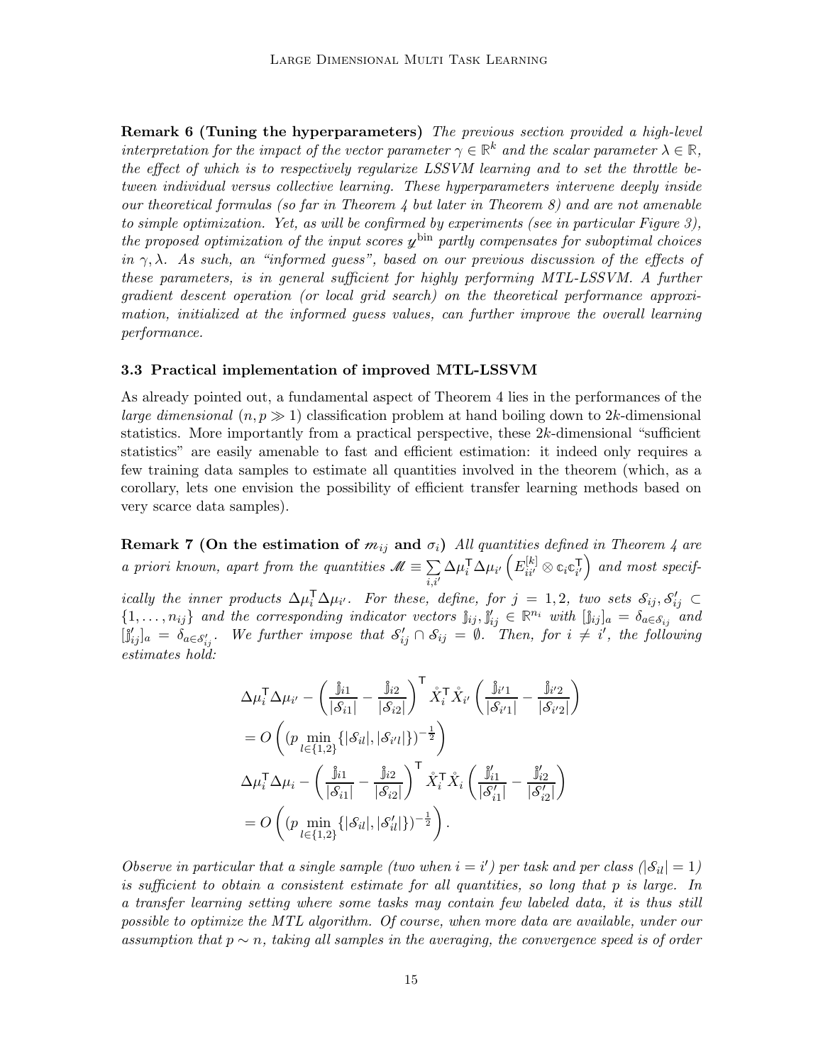**Remark 6 (Tuning the hyperparameters)** *The previous section provided a high-level interpretation for the impact of the vector parameter $\gamma \in \mathbb{R}^k$ and the scalar parameter $\lambda \in \mathbb{R}$, the effect of which is to respectively regularize LSSVM learning and to set the throttle between individual versus collective learning. These hyperparameters intervene deeply inside our theoretical formulas (so far in Theorem 4 but later in Theorem 8) and are not amenable to simple optimization. Yet, as will be confirmed by experiments (see in particular Figure 3), the proposed optimization of the input scores $\mathscr{y}^{\rm bin}$ partly compensates for suboptimal choices in $\gamma, \lambda$. As such, an "informed guess", based on our previous discussion of the effects of these parameters, is in general sufficient for highly performing MTL-LSSVM. A further gradient descent operation (or local grid search) on the theoretical performance approximation, initialized at the informed guess values, can further improve the overall learning performance.*

### 3.3 Practical implementation of improved MTL-LSSVM

As already pointed out, a fundamental aspect of Theorem 4 lies in the performances of the *large dimensional* ($n, p \gg 1$) classification problem at hand boiling down to $2k$-dimensional statistics. More importantly from a practical perspective, these $2k$-dimensional "sufficient statistics" are easily amenable to fast and efficient estimation: it indeed only requires a few training data samples to estimate all quantities involved in the theorem (which, as a corollary, lets one envision the possibility of efficient transfer learning methods based on very scarce data samples).

**Remark 7 (On the estimation of $m_{ij}$ and $\sigma_i$)** *All quantities defined in Theorem 4 are a priori known, apart from the quantities $\mathscr{M} \equiv \sum_{i,i'} \Delta\mu_i^{\mathsf{T}} \Delta\mu_{i'} \left( E_{ii'}^{[k]} \otimes \mathbb{c}_i \mathbb{c}_{i'}^{\mathsf{T}} \right)$ and most specifically the inner products $\Delta\mu_i^{\mathsf{T}} \Delta\mu_{i'}$. For these, define, for $j = 1, 2$, two sets $\mathcal{S}_{ij}, \mathcal{S}'_{ij} \subset \{1, \ldots, n_{ij}\}$ and the corresponding indicator vectors $\mathring{\mathbb{j}}_{ij}, \mathring{\mathbb{j}}'_{ij} \in \mathbb{R}^{n_i}$ with $[\mathring{\mathbb{j}}_{ij}]_a = \delta_{a \in \mathcal{S}_{ij}}$ and $[\mathring{\mathbb{j}}'_{ij}]_a = \delta_{a \in \mathcal{S}'_{ij}}$. We further impose that $\mathcal{S}'_{ij} \cap \mathcal{S}_{ij} = \emptyset$. Then, for $i \neq i'$, the following estimates hold:*

$$
\begin{aligned}
&\Delta\mu_i^{\mathsf{T}} \Delta\mu_{i'} - \left( \frac{\mathring{\mathbb{j}}_{i1}}{|\mathcal{S}_{i1}|} - \frac{\mathring{\mathbb{j}}_{i2}}{|\mathcal{S}_{i2}|} \right)^{\mathsf{T}} \mathring{X}_i^{\mathsf{T}} \mathring{X}_{i'} \left( \frac{\mathring{\mathbb{j}}_{i'1}}{|\mathcal{S}_{i'1}|} - \frac{\mathring{\mathbb{j}}_{i'2}}{|\mathcal{S}_{i'2}|} \right) \\
&= O\left( \left(p \min_{l \in \{1,2\}} \{|\mathcal{S}_{il}|, |\mathcal{S}_{i'l}|\}\right)^{-\frac{1}{2}} \right) \\
&\Delta\mu_i^{\mathsf{T}} \Delta\mu_i - \left( \frac{\mathring{\mathbb{j}}_{i1}}{|\mathcal{S}_{i1}|} - \frac{\mathring{\mathbb{j}}_{i2}}{|\mathcal{S}_{i2}|} \right)^{\mathsf{T}} \mathring{X}_i^{\mathsf{T}} \mathring{X}_i \left( \frac{\mathring{\mathbb{j}}'_{i1}}{|\mathcal{S}'_{i1}|} - \frac{\mathring{\mathbb{j}}'_{i2}}{|\mathcal{S}'_{i2}|} \right) \\
&= O\left( \left(p \min_{l \in \{1,2\}} \{|\mathcal{S}_{il}|, |\mathcal{S}'_{il}|\}\right)^{-\frac{1}{2}} \right).
\end{aligned}
$$

*Observe in particular that a single sample (two when $i = i'$) per task and per class ($|\mathcal{S}_{il}| = 1$) is sufficient to obtain a consistent estimate for all quantities, so long that $p$ is large. In a transfer learning setting where some tasks may contain few labeled data, it is thus still possible to optimize the MTL algorithm. Of course, when more data are available, under our assumption that $p \sim n$, taking all samples in the averaging, the convergence speed is of order*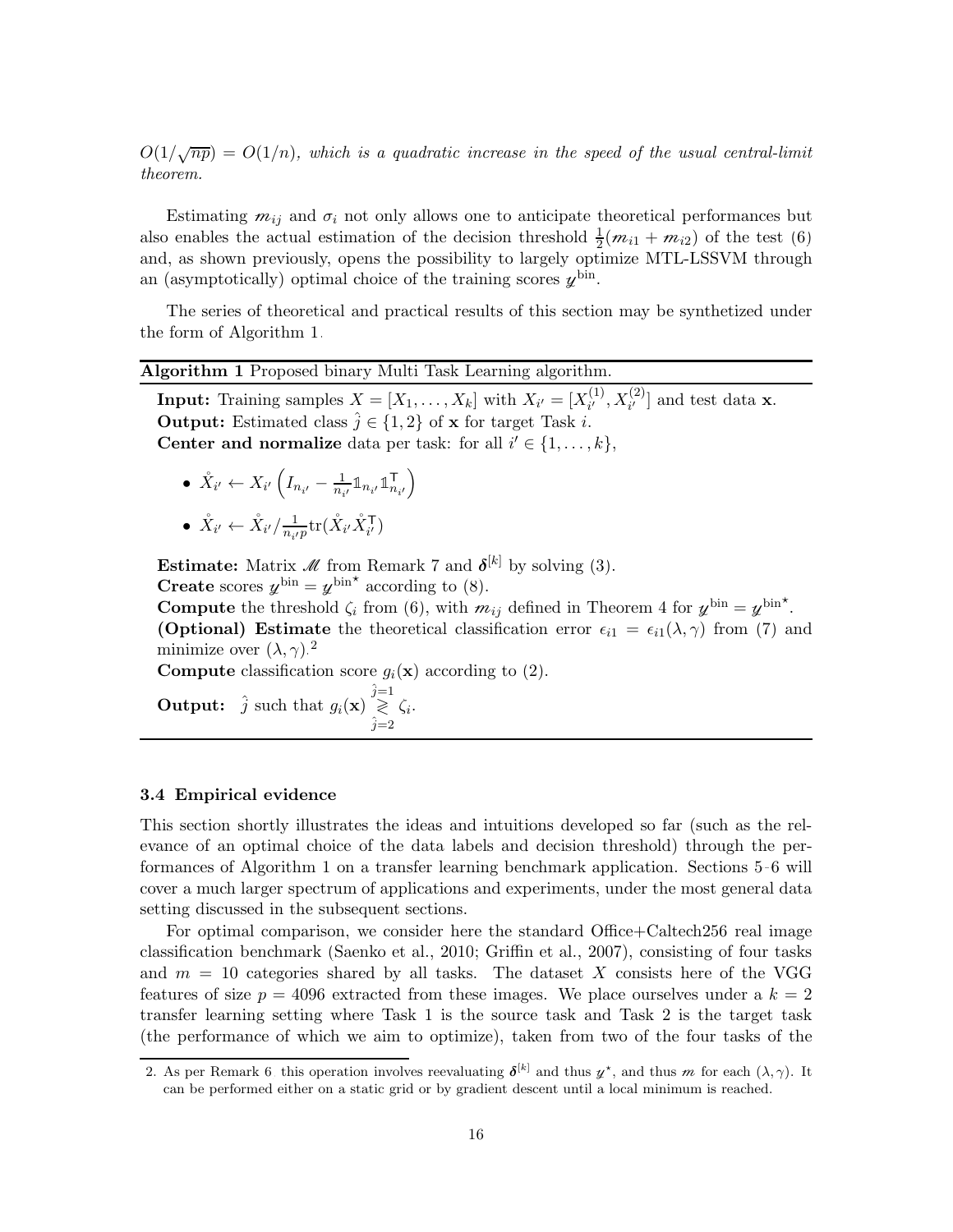$O(1/\sqrt{np}) = O(1/n)$*, which is a quadratic increase in the speed of the usual central-limit theorem.*

Estimating $m_{ij}$ and $\sigma_i$ not only allows one to anticipate theoretical performances but also enables the actual estimation of the decision threshold $\frac{1}{2}(m_{i1} + m_{i2})$ of the test (6) and, as shown previously, opens the possibility to largely optimize MTL-LSSVM through an (asymptotically) optimal choice of the training scores $y^{\rm bin}$.

The series of theoretical and practical results of this section may be synthetized under the form of Algorithm 1.

---

**Algorithm 1** Proposed binary Multi Task Learning algorithm.

---

**Input:** Training samples $X = [X_1, \ldots, X_k]$ with $X_{i'} = [X_{i'}^{(1)}, X_{i'}^{(2)}]$ and test data $\mathbf{x}$.
**Output:** Estimated class $\hat{j} \in \{1, 2\}$ of $\mathbf{x}$ for target Task $i$.
**Center and normalize** data per task: for all $i' \in \{1, \ldots, k\}$,

- $\mathring{X}_{i'} \leftarrow X_{i'} \left( I_{n_{i'}} - \frac{1}{n_{i'}} \mathbb{1}_{n_{i'}} \mathbb{1}_{n_{i'}}^{\mathsf{T}} \right)$
- $\mathring{X}_{i'} \leftarrow \mathring{X}_{i'} / \frac{1}{n_{i'} p} \mathrm{tr}(\mathring{X}_{i'} \mathring{X}_{i'}^{\mathsf{T}})$

**Estimate:** Matrix $\mathscr{M}$ from Remark 7 and $\boldsymbol{\delta}^{[k]}$ by solving (3).
**Create** scores $y^{\rm bin} = y^{\rm bin\star}$ according to (8).
**Compute** the threshold $\zeta_i$ from (6), with $m_{ij}$ defined in Theorem 4 for $y^{\rm bin} = y^{\rm bin\star}$.
**(Optional) Estimate** the theoretical classification error $\epsilon_{i1} = \epsilon_{i1}(\lambda, \gamma)$ from (7) and minimize over $(\lambda, \gamma)$.[2]
**Compute** classification score $g_i(\mathbf{x})$ according to (2).
**Output:** $\hat{j}$ such that $g_i(\mathbf{x}) \underset{\hat{j}=2}{\overset{\hat{j}=1}{\gtrless}} \zeta_i$.

---

### 3.4 Empirical evidence

This section shortly illustrates the ideas and intuitions developed so far (such as the relevance of an optimal choice of the data labels and decision threshold) through the performances of Algorithm 1 on a transfer learning benchmark application. Sections 5-6 will cover a much larger spectrum of applications and experiments, under the most general data setting discussed in the subsequent sections.

For optimal comparison, we consider here the standard Office+Caltech256 real image classification benchmark (Saenko et al., 2010; Griffin et al., 2007), consisting of four tasks and $m = 10$ categories shared by all tasks. The dataset $X$ consists here of the VGG features of size $p = 4096$ extracted from these images. We place ourselves under a $k = 2$ transfer learning setting where Task 1 is the source task and Task 2 is the target task (the performance of which we aim to optimize), taken from two of the four tasks of the

---

2. As per Remark 6 this operation involves reevaluating $\boldsymbol{\delta}^{[k]}$ and thus $y^\star$, and thus $m$ for each $(\lambda, \gamma)$. It can be performed either on a static grid or by gradient descent until a local minimum is reached.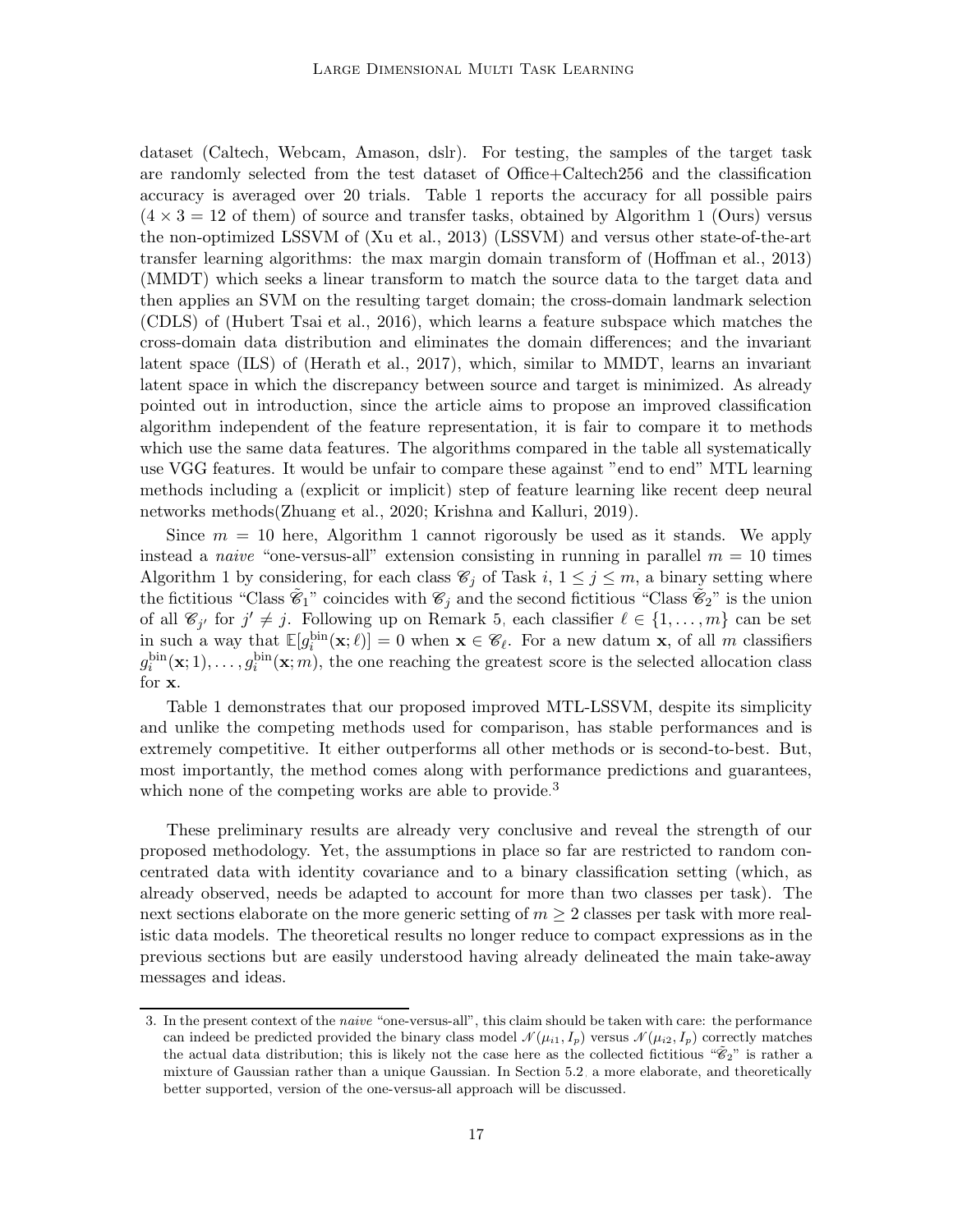dataset (Caltech, Webcam, Amason, dslr). For testing, the samples of the target task are randomly selected from the test dataset of Office+Caltech256 and the classification accuracy is averaged over 20 trials. Table 1 reports the accuracy for all possible pairs ($4 \times 3 = 12$ of them) of source and transfer tasks, obtained by Algorithm 1 (Ours) versus the non-optimized LSSVM of (Xu et al., 2013) (LSSVM) and versus other state-of-the-art transfer learning algorithms: the max margin domain transform of (Hoffman et al., 2013) (MMDT) which seeks a linear transform to match the source data to the target data and then applies an SVM on the resulting target domain; the cross-domain landmark selection (CDLS) of (Hubert Tsai et al., 2016), which learns a feature subspace which matches the cross-domain data distribution and eliminates the domain differences; and the invariant latent space (ILS) of (Herath et al., 2017), which, similar to MMDT, learns an invariant latent space in which the discrepancy between source and target is minimized. As already pointed out in introduction, since the article aims to propose an improved classification algorithm independent of the feature representation, it is fair to compare it to methods which use the same data features. The algorithms compared in the table all systematically use VGG features. It would be unfair to compare these against "end to end" MTL learning methods including a (explicit or implicit) step of feature learning like recent deep neural networks methods(Zhuang et al., 2020; Krishna and Kalluri, 2019).

Since $m = 10$ here, Algorithm 1 cannot rigorously be used as it stands. We apply instead a *naive* "one-versus-all" extension consisting in running in parallel $m = 10$ times Algorithm 1 by considering, for each class $\mathcal{C}_j$ of Task $i$, $1 \leq j \leq m$, a binary setting where the fictitious "Class $\tilde{\mathcal{C}}_1$" coincides with $\mathcal{C}_j$ and the second fictitious "Class $\tilde{\mathcal{C}}_2$" is the union of all $\mathcal{C}_{j'}$ for $j' \neq j$. Following up on Remark 5, each classifier $\ell \in \{1, \ldots, m\}$ can be set in such a way that $\mathbb{E}[g_i^{\rm bin}(\mathbf{x}; \ell)] = 0$ when $\mathbf{x} \in \mathcal{C}_\ell$. For a new datum $\mathbf{x}$, of all $m$ classifiers $g_i^{\rm bin}(\mathbf{x}; 1), \ldots, g_i^{\rm bin}(\mathbf{x}; m)$, the one reaching the greatest score is the selected allocation class for $\mathbf{x}$.

Table 1 demonstrates that our proposed improved MTL-LSSVM, despite its simplicity and unlike the competing methods used for comparison, has stable performances and is extremely competitive. It either outperforms all other methods or is second-to-best. But, most importantly, the method comes along with performance predictions and guarantees, which none of the competing works are able to provide.[3]

These preliminary results are already very conclusive and reveal the strength of our proposed methodology. Yet, the assumptions in place so far are restricted to random concentrated data with identity covariance and to a binary classification setting (which, as already observed, needs be adapted to account for more than two classes per task). The next sections elaborate on the more generic setting of $m \geq 2$ classes per task with more realistic data models. The theoretical results no longer reduce to compact expressions as in the previous sections but are easily understood having already delineated the main take-away messages and ideas.

---

3. In the present context of the *naive* "one-versus-all", this claim should be taken with care: the performance can indeed be predicted provided the binary class model $\mathcal{N}(\mu_{i1}, I_p)$ versus $\mathcal{N}(\mu_{i2}, I_p)$ correctly matches the actual data distribution; this is likely not the case here as the collected fictitious "$\tilde{\mathcal{C}}_2$" is rather a mixture of Gaussian rather than a unique Gaussian. In Section 5.2, a more elaborate, and theoretically better supported, version of the one-versus-all approach will be discussed.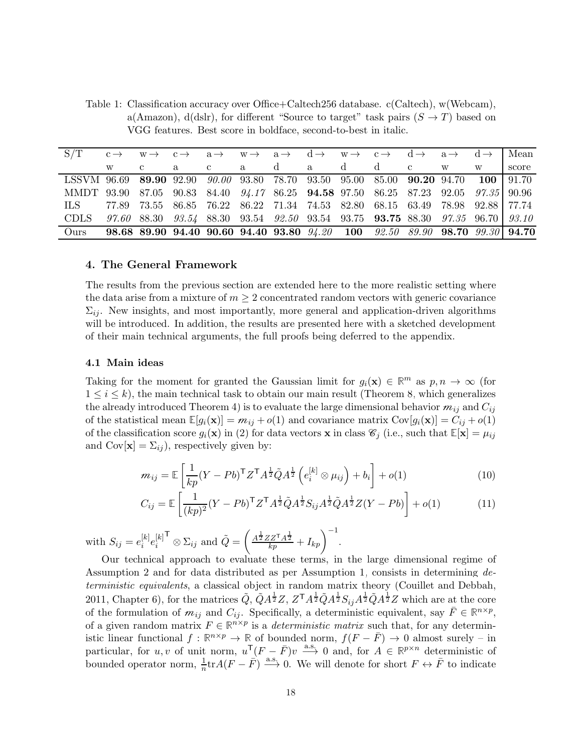Table 1: Classification accuracy over Office+Caltech256 database. c(Caltech), w(Webcam), a(Amazon), d(dslr), for different "Source to target" task pairs ($S \to T$) based on VGG features. Best score in boldface, second-to-best in italic.

| S/T | c → w | w → c | c → a | a → c | w → a | a → d | d → a | w → d | c → d | d → c | a → w | d → w | Mean score |
|---|---|---|---|---|---|---|---|---|---|---|---|---|---|
| LSSVM | 96.69 | **89.90** | 92.90 | *90.00* | 93.80 | 78.70 | 93.50 | 95.00 | 85.00 | **90.20** | 94.70 | **100** | 91.70 |
| MMDT | 93.90 | 87.05 | 90.83 | 84.40 | *94.17* | 86.25 | **94.58** | 97.50 | 86.25 | 87.23 | 92.05 | *97.35* | 90.96 |
| ILS | 77.89 | 73.55 | 86.85 | 76.22 | 86.22 | 71.34 | 74.53 | 82.80 | 68.15 | 63.49 | 78.98 | 92.88 | 77.74 |
| CDLS | *97.60* | 88.30 | *93.54* | 88.30 | 93.54 | *92.50* | 93.54 | 93.75 | **93.75** | 88.30 | *97.35* | 96.70 | *93.10* |
| Ours | **98.68** | **89.90** | **94.40** | **90.60** | **94.40** | **93.80** | *94.20* | **100** | *92.50* | *89.90* | **98.70** | *99.30* | **94.70** |

## 4. The General Framework

The results from the previous section are extended here to the more realistic setting where the data arise from a mixture of $m \geq 2$ concentrated random vectors with generic covariance $\Sigma_{ij}$. New insights, and most importantly, more general and application-driven algorithms will be introduced. In addition, the results are presented here with a sketched development of their main technical arguments, the full proofs being deferred to the appendix.

### 4.1 Main ideas

Taking for the moment for granted the Gaussian limit for $g_i(\mathbf{x}) \in \mathbb{R}^m$ as $p, n \to \infty$ (for $1 \leq i \leq k$), the main technical task to obtain our main result (Theorem 8, which generalizes the already introduced Theorem 4) is to evaluate the large dimensional behavior $\mathcal{m}_{ij}$ and $C_{ij}$ of the statistical mean $\mathbb{E}[g_i(\mathbf{x})] = \mathcal{m}_{ij} + o(1)$ and covariance matrix $\mathrm{Cov}[g_i(\mathbf{x})] = C_{ij} + o(1)$ of the classification score $g_i(\mathbf{x})$ in (2) for data vectors $\mathbf{x}$ in class $\mathscr{C}_j$ (i.e., such that $\mathbb{E}[\mathbf{x}] = \mu_{ij}$ and $\mathrm{Cov}[\mathbf{x}] = \Sigma_{ij}$), respectively given by:

$$\mathcal{m}_{ij} = \mathbb{E}\left[\frac{1}{kp}(Y - Pb)^\mathsf{T} Z^\mathsf{T} A^{\frac{1}{2}} \tilde{Q} A^{\frac{1}{2}} \left(e_i^{[k]} \otimes \mu_{ij}\right) + b_i\right] + o(1) \tag{10}$$

$$C_{ij} = \mathbb{E}\left[\frac{1}{(kp)^2}(Y - Pb)^\mathsf{T} Z^\mathsf{T} A^{\frac{1}{2}} \tilde{Q} A^{\frac{1}{2}} S_{ij} A^{\frac{1}{2}} \tilde{Q} A^{\frac{1}{2}} Z (Y - Pb)\right] + o(1) \tag{11}$$

with $S_{ij} = e_i^{[k]} e_i^{[k]\mathsf{T}} \otimes \Sigma_{ij}$ and $\tilde{Q} = \left(\frac{A^{\frac{1}{2}} Z Z^\mathsf{T} A^{\frac{1}{2}}}{kp} + I_{kp}\right)^{-1}$.

Our technical approach to evaluate these terms, in the large dimensional regime of Assumption 2 and for data distributed as per Assumption 1, consists in determining *deterministic equivalents*, a classical object in random matrix theory (Couillet and Debbah, 2011, Chapter 6), for the matrices $\tilde{Q}$, $\tilde{Q} A^{\frac{1}{2}} Z$, $Z^\mathsf{T} A^{\frac{1}{2}} \tilde{Q} A^{\frac{1}{2}} S_{ij} A^{\frac{1}{2}} \tilde{Q} A^{\frac{1}{2}} Z$ which are at the core of the formulation of $\mathcal{m}_{ij}$ and $C_{ij}$. Specifically, a deterministic equivalent, say $\bar{F} \in \mathbb{R}^{n \times p}$, of a given random matrix $F \in \mathbb{R}^{n \times p}$ is a *deterministic matrix* such that, for any deterministic linear functional $f : \mathbb{R}^{n \times p} \to \mathbb{R}$ of bounded norm, $f(F - \bar{F}) \to 0$ almost surely – in particular, for $u, v$ of unit norm, $u^\mathsf{T}(F - \bar{F})v \xrightarrow{\text{a.s.}} 0$ and, for $A \in \mathbb{R}^{p \times n}$ deterministic of bounded operator norm, $\frac{1}{n}\mathrm{tr} A(F - \bar{F}) \xrightarrow{\text{a.s.}} 0$. We will denote for short $F \leftrightarrow \bar{F}$ to indicate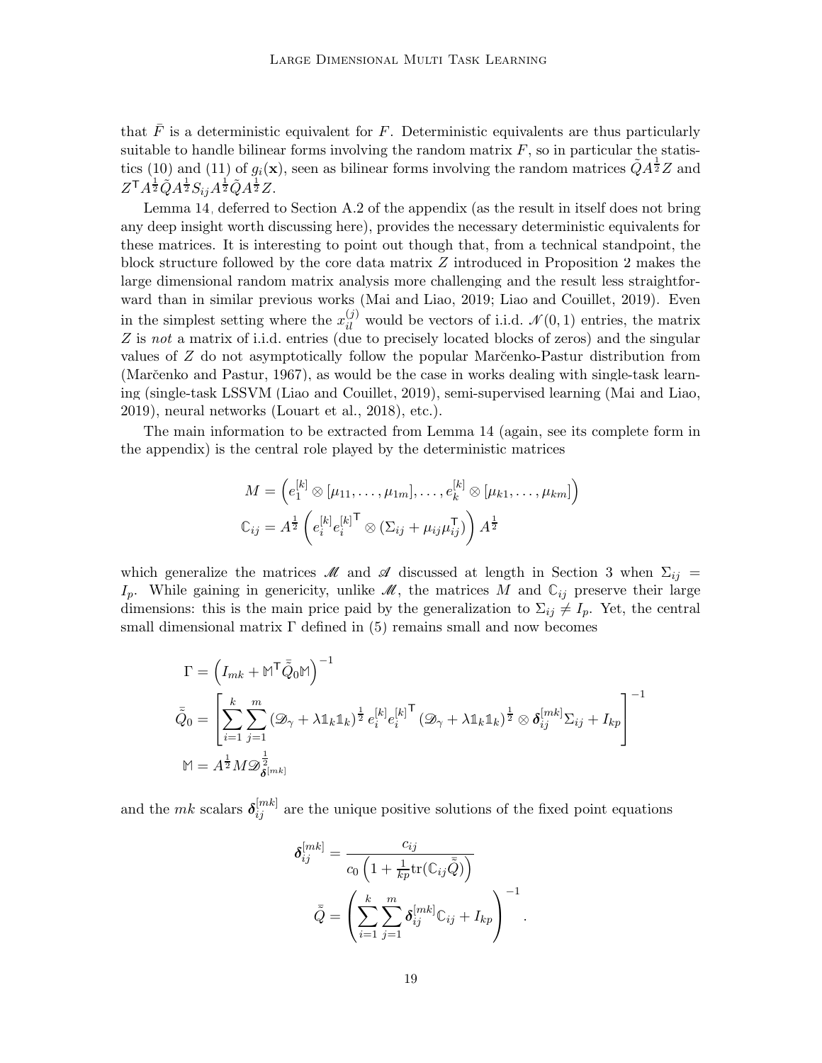that $\bar{F}$ is a deterministic equivalent for $F$. Deterministic equivalents are thus particularly suitable to handle bilinear forms involving the random matrix $F$, so in particular the statistics (10) and (11) of $g_i(\mathbf{x})$, seen as bilinear forms involving the random matrices $\tilde{Q}A^{\frac{1}{2}}Z$ and $Z^\mathsf{T}A^{\frac{1}{2}}\tilde{Q}A^{\frac{1}{2}}S_{ij}A^{\frac{1}{2}}\tilde{Q}A^{\frac{1}{2}}Z$.

Lemma 14, deferred to Section A.2 of the appendix (as the result in itself does not bring any deep insight worth discussing here), provides the necessary deterministic equivalents for these matrices. It is interesting to point out though that, from a technical standpoint, the block structure followed by the core data matrix $Z$ introduced in Proposition 2 makes the large dimensional random matrix analysis more challenging and the result less straightforward than in similar previous works (Mai and Liao, 2019; Liao and Couillet, 2019). Even in the simplest setting where the $x_{il}^{(j)}$ would be vectors of i.i.d. $\mathcal{N}(0,1)$ entries, the matrix $Z$ is *not* a matrix of i.i.d. entries (due to precisely located blocks of zeros) and the singular values of $Z$ do not asymptotically follow the popular Marčenko-Pastur distribution from (Marčenko and Pastur, 1967), as would be the case in works dealing with single-task learning (single-task LSSVM (Liao and Couillet, 2019), semi-supervised learning (Mai and Liao, 2019), neural networks (Louart et al., 2018), etc.).

The main information to be extracted from Lemma 14 (again, see its complete form in the appendix) is the central role played by the deterministic matrices

$$
\begin{aligned}
M &= \left(e_1^{[k]} \otimes [\mu_{11}, \ldots, \mu_{1m}], \ldots, e_k^{[k]} \otimes [\mu_{k1}, \ldots, \mu_{km}]\right) \\
\mathbb{C}_{ij} &= A^{\frac{1}{2}} \left(e_i^{[k]} e_i^{[k]\mathsf{T}} \otimes (\Sigma_{ij} + \mu_{ij}\mu_{ij}^\mathsf{T})\right) A^{\frac{1}{2}}
\end{aligned}
$$

which generalize the matrices $\mathscr{M}$ and $\mathscr{A}$ discussed at length in Section 3 when $\Sigma_{ij} = I_p$. While gaining in genericity, unlike $\mathscr{M}$, the matrices $M$ and $\mathbb{C}_{ij}$ preserve their large dimensions: this is the main price paid by the generalization to $\Sigma_{ij} \neq I_p$. Yet, the central small dimensional matrix $\Gamma$ defined in (5) remains small and now becomes

$$
\begin{aligned}
\Gamma &= \left(I_{mk} + \mathbb{M}^\mathsf{T} \bar{\tilde{Q}}_0 \mathbb{M}\right)^{-1} \\
\bar{\tilde{Q}}_0 &= \left[\sum_{i=1}^k \sum_{j=1}^m (\mathscr{D}_\gamma + \lambda \mathbb{1}_k \mathbb{1}_k)^{\frac{1}{2}} e_i^{[k]} e_i^{[k]\mathsf{T}} (\mathscr{D}_\gamma + \lambda \mathbb{1}_k \mathbb{1}_k)^{\frac{1}{2}} \otimes \boldsymbol{\delta}_{ij}^{[mk]} \Sigma_{ij} + I_{kp}\right]^{-1} \\
\mathbb{M} &= A^{\frac{1}{2}} M \mathscr{D}_{\boldsymbol{\delta}^{[mk]}}^{\frac{1}{2}}
\end{aligned}
$$

and the $mk$ scalars $\boldsymbol{\delta}_{ij}^{[mk]}$ are the unique positive solutions of the fixed point equations

$$
\begin{aligned}
\boldsymbol{\delta}_{ij}^{[mk]} &= \frac{c_{ij}}{c_0 \left(1 + \frac{1}{kp}\mathrm{tr}(\mathbb{C}_{ij}\bar{\tilde{Q}})\right)} \\
\bar{\tilde{Q}} &= \left(\sum_{i=1}^k \sum_{j=1}^m \boldsymbol{\delta}_{ij}^{[mk]} \mathbb{C}_{ij} + I_{kp}\right)^{-1}.
\end{aligned}
$$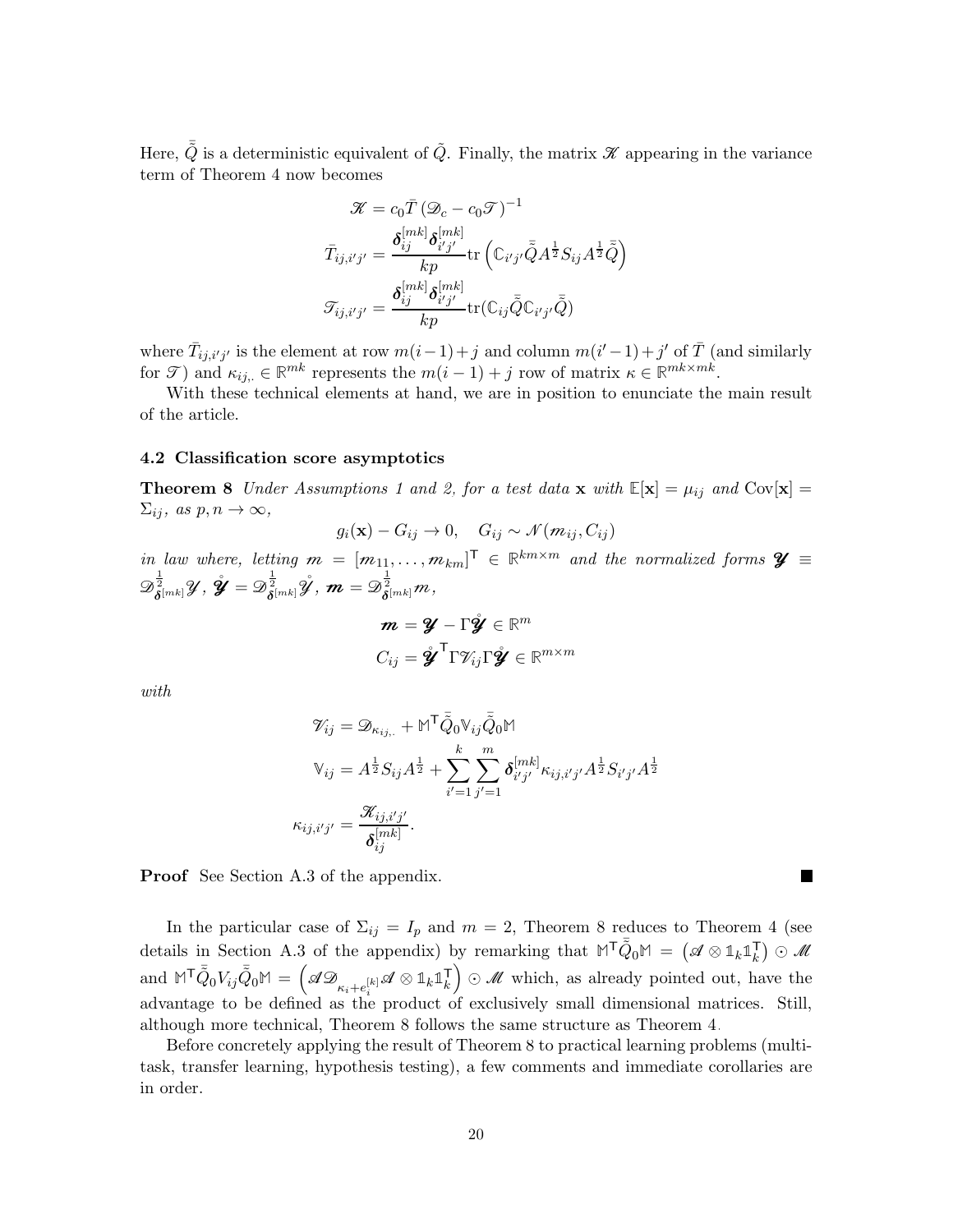Here, $\bar{\tilde{Q}}$ is a deterministic equivalent of $\tilde{Q}$. Finally, the matrix $\mathscr{K}$ appearing in the variance term of Theorem 4 now becomes

$$
\mathscr{K} = c_0 \bar{T} \left( \mathscr{D}_c - c_0 \mathscr{T} \right)^{-1}
$$

$$
\bar{T}_{ij,i'j'} = \frac{\boldsymbol{\delta}_{ij}^{[mk]} \boldsymbol{\delta}_{i'j'}^{[mk]}}{kp} \operatorname{tr} \left( \mathbb{C}_{i'j'} \bar{\tilde{Q}} A^{\frac{1}{2}} S_{ij} A^{\frac{1}{2}} \bar{\tilde{Q}} \right)
$$

$$
\mathscr{T}_{ij,i'j'} = \frac{\boldsymbol{\delta}_{ij}^{[mk]} \boldsymbol{\delta}_{i'j'}^{[mk]}}{kp} \operatorname{tr}(\mathbb{C}_{ij} \bar{\tilde{Q}} \mathbb{C}_{i'j'} \bar{\tilde{Q}})
$$

where $\bar{T}_{ij,i'j'}$ is the element at row $m(i-1)+j$ and column $m(i'-1)+j'$ of $\bar{T}$ (and similarly for $\mathscr{T}$) and $\kappa_{ij,.} \in \mathbb{R}^{mk}$ represents the $m(i-1)+j$ row of matrix $\kappa \in \mathbb{R}^{mk \times mk}$.

With these technical elements at hand, we are in position to enunciate the main result of the article.

### 4.2 Classification score asymptotics

**Theorem 8** *Under Assumptions 1 and 2, for a test data* $\mathbf{x}$ *with* $\mathbb{E}[\mathbf{x}] = \mu_{ij}$ *and* $\operatorname{Cov}[\mathbf{x}] = \Sigma_{ij}$*, as* $p, n \to \infty$*,*

$$
g_i(\mathbf{x}) - G_{ij} \to 0, \quad G_{ij} \sim \mathcal{N}(m_{ij}, C_{ij})
$$

*in law where, letting* $\boldsymbol{m} = [\boldsymbol{m}_{11}, \ldots, \boldsymbol{m}_{km}]^{\mathsf{T}} \in \mathbb{R}^{km \times m}$ *and the normalized forms* $\boldsymbol{\mathscr{Y}} \equiv \mathscr{D}_{\boldsymbol{\delta}^{[mk]}}^{\frac{1}{2}} \mathscr{Y}$*,* $\mathring{\boldsymbol{\mathscr{Y}}} = \mathscr{D}_{\boldsymbol{\delta}^{[mk]}}^{\frac{1}{2}} \mathring{\mathscr{Y}}$*,* $\boldsymbol{m} = \mathscr{D}_{\boldsymbol{\delta}^{[mk]}}^{\frac{1}{2}} m$*,*

$$
\boldsymbol{m} = \boldsymbol{\mathscr{Y}} - \Gamma \mathring{\boldsymbol{\mathscr{Y}}} \in \mathbb{R}^m
$$

$$
C_{ij} = \mathring{\boldsymbol{\mathscr{Y}}}^{\mathsf{T}} \Gamma \mathscr{V}_{ij} \Gamma \mathring{\boldsymbol{\mathscr{Y}}} \in \mathbb{R}^{m \times m}
$$

*with*

$$
\mathscr{V}_{ij} = \mathscr{D}_{\kappa_{ij,.}} + \mathbb{M}^{\mathsf{T}} \bar{\tilde{Q}}_0 \mathbb{V}_{ij} \bar{\tilde{Q}}_0 \mathbb{M}
$$

$$
\mathbb{V}_{ij} = A^{\frac{1}{2}} S_{ij} A^{\frac{1}{2}} + \sum_{i'=1}^{k} \sum_{j'=1}^{m} \boldsymbol{\delta}_{i'j'}^{[mk]} \kappa_{ij,i'j'} A^{\frac{1}{2}} S_{i'j'} A^{\frac{1}{2}}
$$

$$
\kappa_{ij,i'j'} = \frac{\mathscr{K}_{ij,i'j'}}{\boldsymbol{\delta}_{ij}^{[mk]}}.
$$

**Proof** See Section A.3 of the appendix. ∎

In the particular case of $\Sigma_{ij} = I_p$ and $m = 2$, Theorem 8 reduces to Theorem 4 (see details in Section A.3 of the appendix) by remarking that $\mathbb{M}^{\mathsf{T}} \bar{\tilde{Q}}_0 \mathbb{M} = \left( \mathscr{A} \otimes \mathbb{1}_k \mathbb{1}_k^{\mathsf{T}} \right) \odot \mathscr{M}$ and $\mathbb{M}^{\mathsf{T}} \bar{\tilde{Q}}_0 V_{ij} \bar{\tilde{Q}}_0 \mathbb{M} = \left( \mathscr{A} \mathscr{D}_{\kappa_i + e_i^{[k]}} \mathscr{A} \otimes \mathbb{1}_k \mathbb{1}_k^{\mathsf{T}} \right) \odot \mathscr{M}$ which, as already pointed out, have the advantage to be defined as the product of exclusively small dimensional matrices. Still, although more technical, Theorem 8 follows the same structure as Theorem 4.

Before concretely applying the result of Theorem 8 to practical learning problems (multi-task, transfer learning, hypothesis testing), a few comments and immediate corollaries are in order.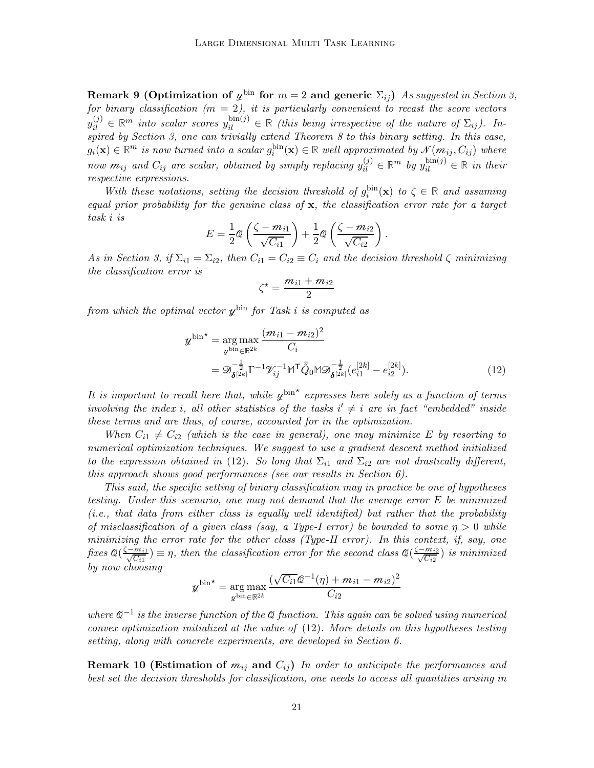**Remark 9 (Optimization of $\mathscr{y}^{\text{bin}}$ for $m = 2$ and generic $\Sigma_{ij}$)** *As suggested in Section 3, for binary classification ($m = 2$), it is particularly convenient to recast the score vectors $y_{il}^{(j)} \in \mathbb{R}^m$ into scalar scores $y_{il}^{\text{bin}(j)} \in \mathbb{R}$ (this being irrespective of the nature of $\Sigma_{ij}$). Inspired by Section 3, one can trivially extend Theorem 8 to this binary setting. In this case, $g_i(\mathbf{x}) \in \mathbb{R}^m$ is now turned into a scalar $g_i^{\text{bin}}(\mathbf{x}) \in \mathbb{R}$ well approximated by $\mathcal{N}(\mathscr{m}_{ij}, C_{ij})$ where now $\mathscr{m}_{ij}$ and $C_{ij}$ are scalar, obtained by simply replacing $y_{il}^{(j)} \in \mathbb{R}^m$ by $y_{il}^{\text{bin}(j)} \in \mathbb{R}$ in their respective expressions.*

*With these notations, setting the decision threshold of $g_i^{\text{bin}}(\mathbf{x})$ to $\zeta \in \mathbb{R}$ and assuming equal prior probability for the genuine class of $\mathbf{x}$, the classification error rate for a target task $i$ is*

$$E = \frac{1}{2}\mathcal{Q}\left(\frac{\zeta - \mathscr{m}_{i1}}{\sqrt{C_{i1}}}\right) + \frac{1}{2}\mathcal{Q}\left(\frac{\zeta - \mathscr{m}_{i2}}{\sqrt{C_{i2}}}\right).$$

*As in Section 3, if $\Sigma_{i1} = \Sigma_{i2}$, then $C_{i1} = C_{i2} \equiv C_i$ and the decision threshold $\zeta$ minimizing the classification error is*

$$\zeta^\star = \frac{\mathscr{m}_{i1} + \mathscr{m}_{i2}}{2}$$

*from which the optimal vector $\mathscr{y}^{\text{bin}}$ for Task $i$ is computed as*

$$\begin{aligned}
\mathscr{y}^{\text{bin}\star} &= \underset{\mathscr{y}^{\text{bin}} \in \mathbb{R}^{2k}}{\arg\max} \frac{(\mathscr{m}_{i1} - \mathscr{m}_{i2})^2}{C_i} \\
&= \mathscr{D}_{\boldsymbol{\delta}^{[2k]}}^{-\frac{1}{2}} \Gamma^{-1} \mathscr{V}_{ij}^{-1} \mathbb{M}^\mathsf{T} \bar{\tilde{Q}}_0 \mathbb{M} \mathscr{D}_{\boldsymbol{\delta}^{[2k]}}^{-\frac{1}{2}} (e_{i1}^{[2k]} - e_{i2}^{[2k]}). \qquad (12)
\end{aligned}$$

*It is important to recall here that, while $\mathscr{y}^{\text{bin}\star}$ expresses here solely as a function of terms involving the index $i$, all other statistics of the tasks $i' \neq i$ are in fact "embedded" inside these terms and are thus, of course, accounted for in the optimization.*

*When $C_{i1} \neq C_{i2}$ (which is the case in general), one may minimize $E$ by resorting to numerical optimization techniques. We suggest to use a gradient descent method initialized to the expression obtained in (12). So long that $\Sigma_{i1}$ and $\Sigma_{i2}$ are not drastically different, this approach shows good performances (see our results in Section 6).*

*This said, the specific setting of binary classification may in practice be one of hypotheses testing. Under this scenario, one may not demand that the average error $E$ be minimized (i.e., that data from either class is equally well identified) but rather that the probability of misclassification of a given class (say, a Type-I error) be bounded to some $\eta > 0$ while minimizing the error rate for the other class (Type-II error). In this context, if, say, one fixes $\mathcal{Q}(\frac{\zeta - \mathscr{m}_{i1}}{\sqrt{C_{i1}}}) \equiv \eta$, then the classification error for the second class $\mathcal{Q}(\frac{\zeta - \mathscr{m}_{i2}}{\sqrt{C_{i2}}})$ is minimized by now choosing*

$$\mathscr{y}^{\text{bin}\star} = \underset{\mathscr{y}^{\text{bin}} \in \mathbb{R}^{2k}}{\arg\max} \frac{(\sqrt{C_{i1}}\mathcal{Q}^{-1}(\eta) + \mathscr{m}_{i1} - \mathscr{m}_{i2})^2}{C_{i2}}$$

*where $\mathcal{Q}^{-1}$ is the inverse function of the $\mathcal{Q}$ function. This again can be solved using numerical convex optimization initialized at the value of (12). More details on this hypotheses testing setting, along with concrete experiments, are developed in Section 6.*

**Remark 10 (Estimation of $\mathscr{m}_{ij}$ and $C_{ij}$)** *In order to anticipate the performances and best set the decision thresholds for classification, one needs to access all quantities arising in*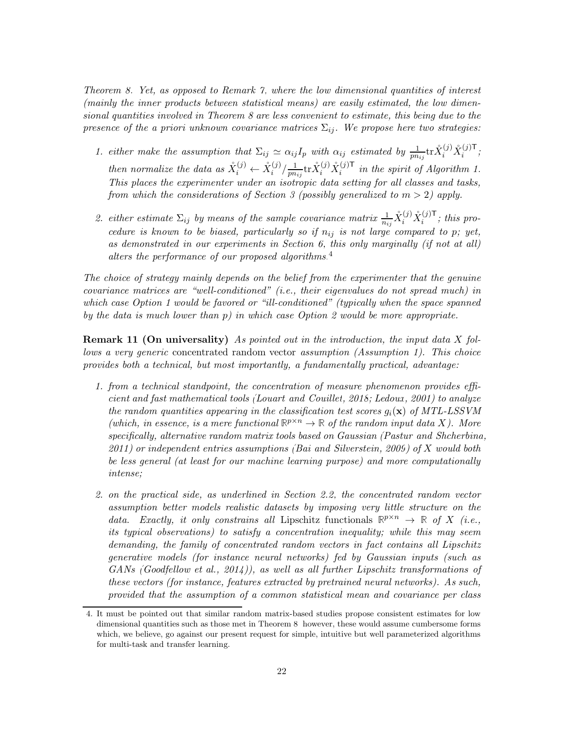*Theorem 8. Yet, as opposed to Remark 7, where the low dimensional quantities of interest (mainly the inner products between statistical means) are easily estimated, the low dimensional quantities involved in Theorem 8 are less convenient to estimate, this being due to the presence of the a priori unknown covariance matrices $\Sigma_{ij}$. We propose here two strategies:*

1. *either make the assumption that $\Sigma_{ij} \simeq \alpha_{ij} I_p$ with $\alpha_{ij}$ estimated by $\frac{1}{pn_{ij}} \mathrm{tr} \mathring{X}_i^{(j)} \mathring{X}_i^{(j)\mathsf{T}}$; then normalize the data as $\mathring{X}_i^{(j)} \leftarrow \mathring{X}_i^{(j)} / \frac{1}{pn_{ij}} \mathrm{tr} \mathring{X}_i^{(j)} \mathring{X}_i^{(j)\mathsf{T}}$ in the spirit of Algorithm 1. This places the experimenter under an isotropic data setting for all classes and tasks, from which the considerations of Section 3 (possibly generalized to $m > 2$) apply.*

2. *either estimate $\Sigma_{ij}$ by means of the sample covariance matrix $\frac{1}{n_{ij}} \mathring{X}_i^{(j)} \mathring{X}_i^{(j)\mathsf{T}}$; this procedure is known to be biased, particularly so if $n_{ij}$ is not large compared to p; yet, as demonstrated in our experiments in Section 6, this only marginally (if not at all) alters the performance of our proposed algorithms.*[4]

*The choice of strategy mainly depends on the belief from the experimenter that the genuine covariance matrices are "well-conditioned" (i.e., their eigenvalues do not spread much) in which case Option 1 would be favored or "ill-conditioned" (typically when the space spanned by the data is much lower than p) in which case Option 2 would be more appropriate.*

**Remark 11 (On universality)** *As pointed out in the introduction, the input data $X$ follows a very generic* concentrated random vector *assumption (Assumption 1). This choice provides both a technical, but most importantly, a fundamentally practical, advantage:*

1. *from a technical standpoint, the concentration of measure phenomenon provides efficient and fast mathematical tools (Louart and Couillet, 2018; Ledoux, 2001) to analyze the random quantities appearing in the classification test scores $g_i(\mathbf{x})$ of MTL-LSSVM (which, in essence, is a mere functional $\mathbb{R}^{p \times n} \to \mathbb{R}$ of the random input data $X$). More specifically, alternative random matrix tools based on Gaussian (Pastur and Shcherbina, 2011) or independent entries assumptions (Bai and Silverstein, 2009) of $X$ would both be less general (at least for our machine learning purpose) and more computationally intense;*

2. *on the practical side, as underlined in Section 2.2, the concentrated random vector assumption better models realistic datasets by imposing very little structure on the data. Exactly, it only constrains all* Lipschitz *functionals $\mathbb{R}^{p \times n} \to \mathbb{R}$ of $X$ (i.e., its typical observations) to satisfy a concentration inequality; while this may seem demanding, the family of concentrated random vectors in fact contains all Lipschitz generative models (for instance neural networks) fed by Gaussian inputs (such as GANs (Goodfellow et al., 2014)), as well as all further Lipschitz transformations of these vectors (for instance, features extracted by pretrained neural networks). As such, provided that the assumption of a common statistical mean and covariance per class*

---

4. It must be pointed out that similar random matrix-based studies propose consistent estimates for low dimensional quantities such as those met in Theorem 8 however, these would assume cumbersome forms which, we believe, go against our present request for simple, intuitive but well parameterized algorithms for multi-task and transfer learning.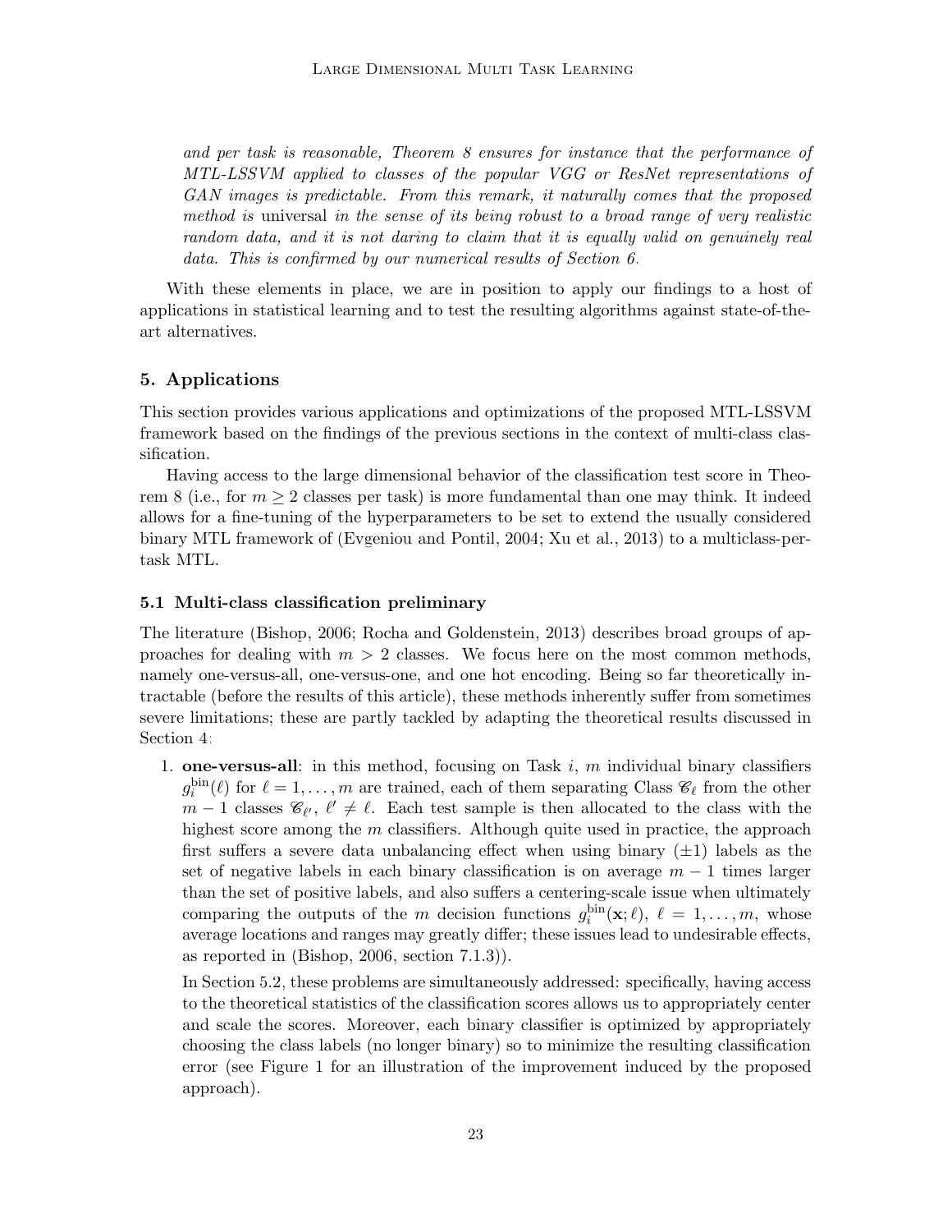*and per task is reasonable, Theorem 8 ensures for instance that the performance of MTL-LSSVM applied to classes of the popular VGG or ResNet representations of GAN images is predictable. From this remark, it naturally comes that the proposed method is* universal *in the sense of its being robust to a broad range of very realistic random data, and it is not daring to claim that it is equally valid on genuinely real data. This is confirmed by our numerical results of Section 6.*

With these elements in place, we are in position to apply our findings to a host of applications in statistical learning and to test the resulting algorithms against state-of-the-art alternatives.

## 5. Applications

This section provides various applications and optimizations of the proposed MTL-LSSVM framework based on the findings of the previous sections in the context of multi-class classification.

Having access to the large dimensional behavior of the classification test score in Theorem 8 (i.e., for $m \geq 2$ classes per task) is more fundamental than one may think. It indeed allows for a fine-tuning of the hyperparameters to be set to extend the usually considered binary MTL framework of (Evgeniou and Pontil, 2004; Xu et al., 2013) to a multiclass-per-task MTL.

### 5.1 Multi-class classification preliminary

The literature (Bishop, 2006; Rocha and Goldenstein, 2013) describes broad groups of approaches for dealing with $m > 2$ classes. We focus here on the most common methods, namely one-versus-all, one-versus-one, and one hot encoding. Being so far theoretically intractable (before the results of this article), these methods inherently suffer from sometimes severe limitations; these are partly tackled by adapting the theoretical results discussed in Section 4:

1. **one-versus-all**: in this method, focusing on Task $i$, $m$ individual binary classifiers $g_i^{\rm bin}(\ell)$ for $\ell = 1, \ldots, m$ are trained, each of them separating Class $\mathcal{C}_\ell$ from the other $m-1$ classes $\mathcal{C}_{\ell'}$, $\ell' \neq \ell$. Each test sample is then allocated to the class with the highest score among the $m$ classifiers. Although quite used in practice, the approach first suffers a severe data unbalancing effect when using binary $(\pm 1)$ labels as the set of negative labels in each binary classification is on average $m-1$ times larger than the set of positive labels, and also suffers a centering-scale issue when ultimately comparing the outputs of the $m$ decision functions $g_i^{\rm bin}(\mathbf{x}; \ell)$, $\ell = 1, \ldots, m$, whose average locations and ranges may greatly differ; these issues lead to undesirable effects, as reported in (Bishop, 2006, section 7.1.3)).

   In Section 5.2, these problems are simultaneously addressed: specifically, having access to the theoretical statistics of the classification scores allows us to appropriately center and scale the scores. Moreover, each binary classifier is optimized by appropriately choosing the class labels (no longer binary) so to minimize the resulting classification error (see Figure 1 for an illustration of the improvement induced by the proposed approach).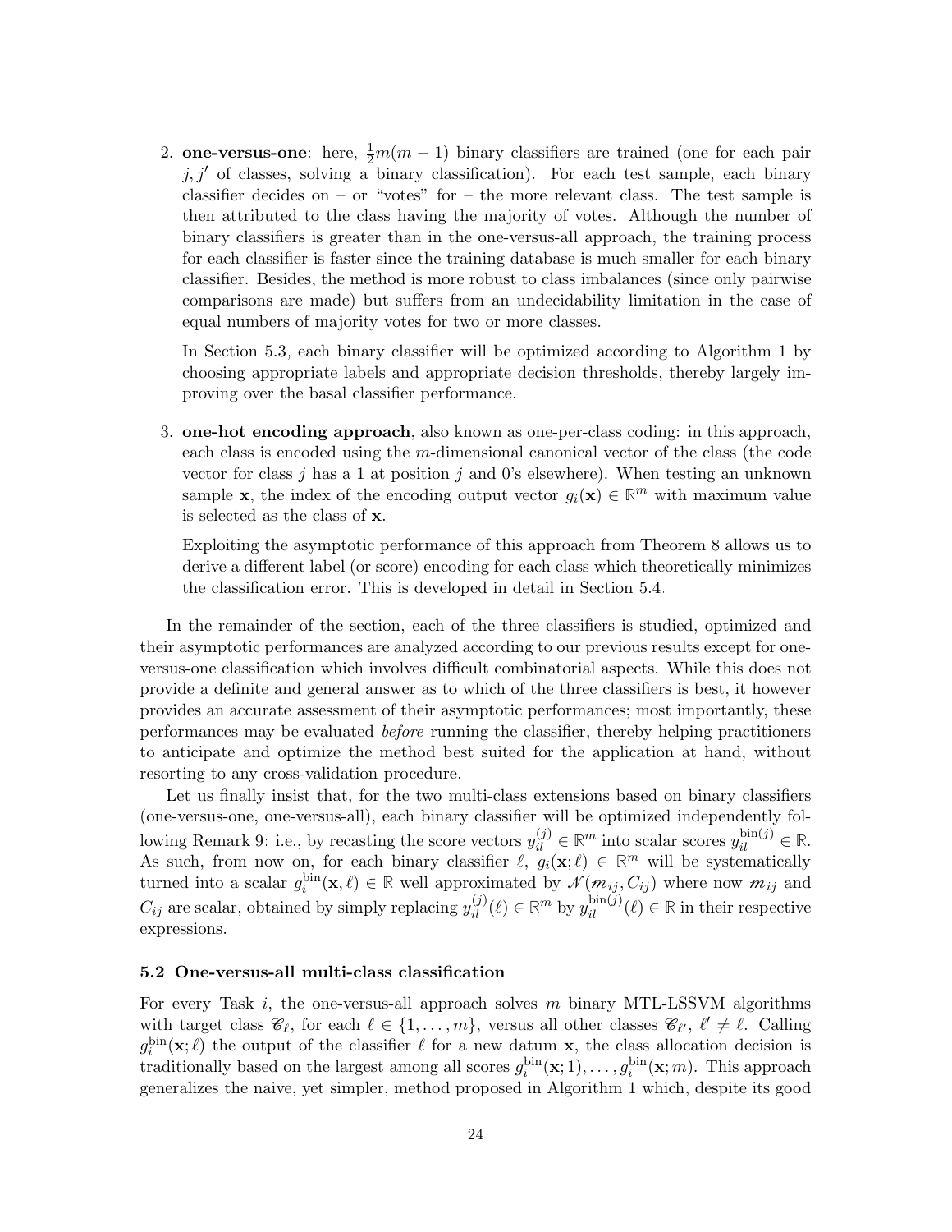2. **one-versus-one**: here, $\frac{1}{2}m(m-1)$ binary classifiers are trained (one for each pair $j, j'$ of classes, solving a binary classification). For each test sample, each binary classifier decides on – or "votes" for – the more relevant class. The test sample is then attributed to the class having the majority of votes. Although the number of binary classifiers is greater than in the one-versus-all approach, the training process for each classifier is faster since the training database is much smaller for each binary classifier. Besides, the method is more robust to class imbalances (since only pairwise comparisons are made) but suffers from an undecidability limitation in the case of equal numbers of majority votes for two or more classes.

   In Section 5.3, each binary classifier will be optimized according to Algorithm 1 by choosing appropriate labels and appropriate decision thresholds, thereby largely improving over the basal classifier performance.

3. **one-hot encoding approach**, also known as one-per-class coding: in this approach, each class is encoded using the $m$-dimensional canonical vector of the class (the code vector for class $j$ has a 1 at position $j$ and 0's elsewhere). When testing an unknown sample $\mathbf{x}$, the index of the encoding output vector $g_i(\mathbf{x}) \in \mathbb{R}^m$ with maximum value is selected as the class of $\mathbf{x}$.

   Exploiting the asymptotic performance of this approach from Theorem 8 allows us to derive a different label (or score) encoding for each class which theoretically minimizes the classification error. This is developed in detail in Section 5.4.

In the remainder of the section, each of the three classifiers is studied, optimized and their asymptotic performances are analyzed according to our previous results except for one-versus-one classification which involves difficult combinatorial aspects. While this does not provide a definite and general answer as to which of the three classifiers is best, it however provides an accurate assessment of their asymptotic performances; most importantly, these performances may be evaluated *before* running the classifier, thereby helping practitioners to anticipate and optimize the method best suited for the application at hand, without resorting to any cross-validation procedure.

Let us finally insist that, for the two multi-class extensions based on binary classifiers (one-versus-one, one-versus-all), each binary classifier will be optimized independently following Remark 9: i.e., by recasting the score vectors $y_{il}^{(j)} \in \mathbb{R}^m$ into scalar scores $y_{il}^{\text{bin}(j)} \in \mathbb{R}$. As such, from now on, for each binary classifier $\ell$, $g_i(\mathbf{x}; \ell) \in \mathbb{R}^m$ will be systematically turned into a scalar $g_i^{\text{bin}}(\mathbf{x}, \ell) \in \mathbb{R}$ well approximated by $\mathcal{N}(\boldsymbol{m}_{ij}, C_{ij})$ where now $\boldsymbol{m}_{ij}$ and $C_{ij}$ are scalar, obtained by simply replacing $y_{il}^{(j)}(\ell) \in \mathbb{R}^m$ by $y_{il}^{\text{bin}(j)}(\ell) \in \mathbb{R}$ in their respective expressions.

### 5.2 One-versus-all multi-class classification

For every Task $i$, the one-versus-all approach solves $m$ binary MTL-LSSVM algorithms with target class $\mathscr{C}_\ell$, for each $\ell \in \{1, \ldots, m\}$, versus all other classes $\mathscr{C}_{\ell'}$, $\ell' \neq \ell$. Calling $g_i^{\text{bin}}(\mathbf{x}; \ell)$ the output of the classifier $\ell$ for a new datum $\mathbf{x}$, the class allocation decision is traditionally based on the largest among all scores $g_i^{\text{bin}}(\mathbf{x}; 1), \ldots, g_i^{\text{bin}}(\mathbf{x}; m)$. This approach generalizes the naive, yet simpler, method proposed in Algorithm 1 which, despite its good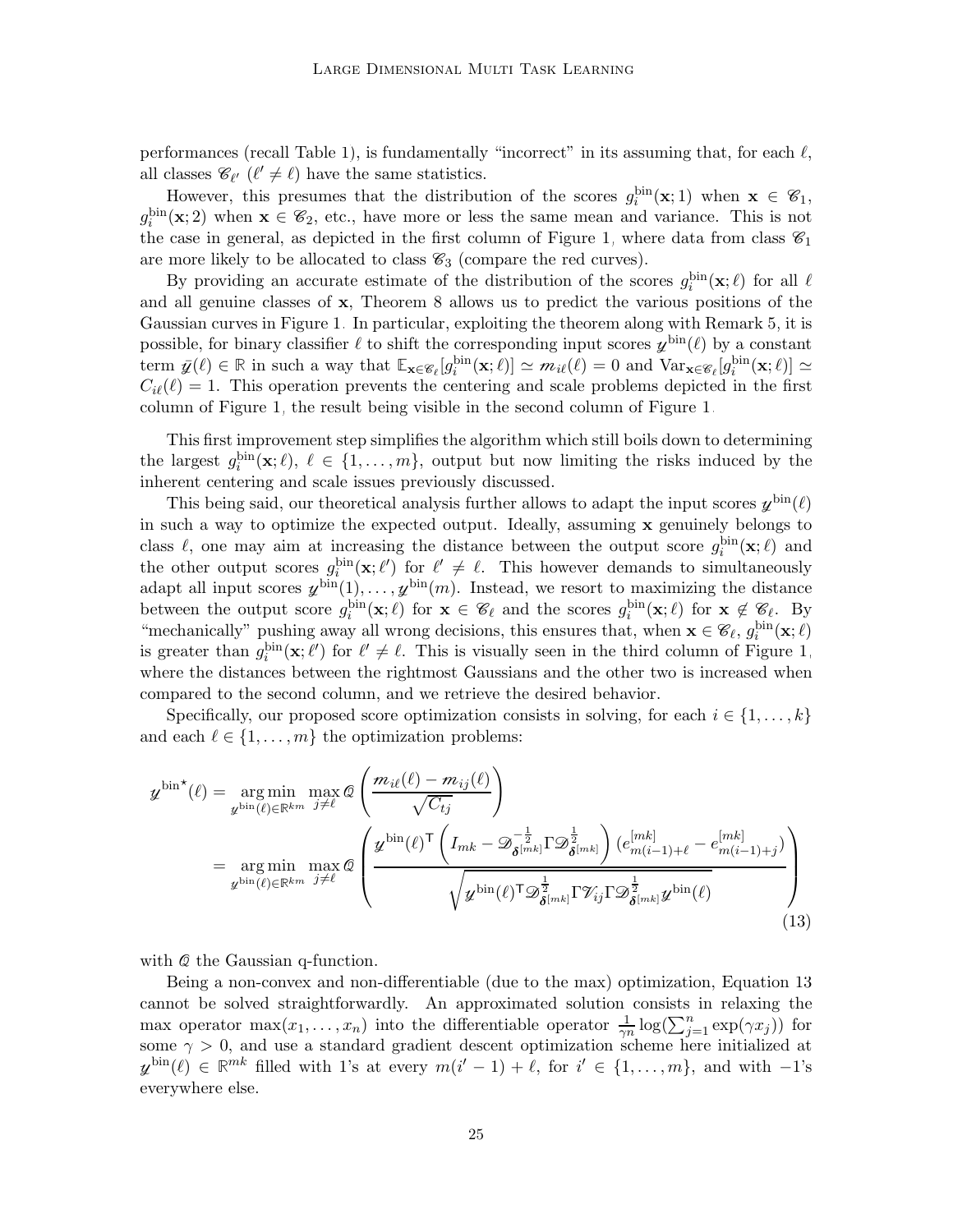performances (recall Table 1), is fundamentally "incorrect" in its assuming that, for each $\ell$, all classes $\mathcal{C}_{\ell'}$ ($\ell' \neq \ell$) have the same statistics.

However, this presumes that the distribution of the scores $g_i^{\rm bin}(\mathbf{x};1)$ when $\mathbf{x} \in \mathcal{C}_1$, $g_i^{\rm bin}(\mathbf{x};2)$ when $\mathbf{x} \in \mathcal{C}_2$, etc., have more or less the same mean and variance. This is not the case in general, as depicted in the first column of Figure 1, where data from class $\mathcal{C}_1$ are more likely to be allocated to class $\mathcal{C}_3$ (compare the red curves).

By providing an accurate estimate of the distribution of the scores $g_i^{\rm bin}(\mathbf{x};\ell)$ for all $\ell$ and all genuine classes of $\mathbf{x}$, Theorem 8 allows us to predict the various positions of the Gaussian curves in Figure 1. In particular, exploiting the theorem along with Remark 5, it is possible, for binary classifier $\ell$ to shift the corresponding input scores $\mathcal{y}^{\rm bin}(\ell)$ by a constant term $\bar{\mathcal{y}}(\ell) \in \mathbb{R}$ in such a way that $\mathbb{E}_{\mathbf{x}\in\mathcal{C}_\ell}[g_i^{\rm bin}(\mathbf{x};\ell)] \simeq m_{i\ell}(\ell) = 0$ and $\mathrm{Var}_{\mathbf{x}\in\mathcal{C}_\ell}[g_i^{\rm bin}(\mathbf{x};\ell)] \simeq C_{i\ell}(\ell) = 1$. This operation prevents the centering and scale problems depicted in the first column of Figure 1, the result being visible in the second column of Figure 1.

This first improvement step simplifies the algorithm which still boils down to determining the largest $g_i^{\rm bin}(\mathbf{x};\ell)$, $\ell \in \{1,\ldots,m\}$, output but now limiting the risks induced by the inherent centering and scale issues previously discussed.

This being said, our theoretical analysis further allows to adapt the input scores $\mathcal{y}^{\rm bin}(\ell)$ in such a way to optimize the expected output. Ideally, assuming $\mathbf{x}$ genuinely belongs to class $\ell$, one may aim at increasing the distance between the output score $g_i^{\rm bin}(\mathbf{x};\ell)$ and the other output scores $g_i^{\rm bin}(\mathbf{x};\ell')$ for $\ell' \neq \ell$. This however demands to simultaneously adapt all input scores $\mathcal{y}^{\rm bin}(1),\ldots,\mathcal{y}^{\rm bin}(m)$. Instead, we resort to maximizing the distance between the output score $g_i^{\rm bin}(\mathbf{x};\ell)$ for $\mathbf{x} \in \mathcal{C}_\ell$ and the scores $g_i^{\rm bin}(\mathbf{x};\ell)$ for $\mathbf{x} \notin \mathcal{C}_\ell$. By "mechanically" pushing away all wrong decisions, this ensures that, when $\mathbf{x} \in \mathcal{C}_\ell$, $g_i^{\rm bin}(\mathbf{x};\ell)$ is greater than $g_i^{\rm bin}(\mathbf{x};\ell')$ for $\ell' \neq \ell$. This is visually seen in the third column of Figure 1, where the distances between the rightmost Gaussians and the other two is increased when compared to the second column, and we retrieve the desired behavior.

Specifically, our proposed score optimization consists in solving, for each $i \in \{1,\ldots,k\}$ and each $\ell \in \{1,\ldots,m\}$ the optimization problems:

$$
\begin{aligned}
\mathcal{y}^{\rm bin\star}(\ell) &= \underset{\mathcal{y}^{\rm bin}(\ell)\in\mathbb{R}^{km}}{\arg\min}\ \max_{j\neq\ell} \mathcal{Q}\left(\frac{m_{i\ell}(\ell) - m_{ij}(\ell)}{\sqrt{C_{tj}}}\right) \\
&= \underset{\mathcal{y}^{\rm bin}(\ell)\in\mathbb{R}^{km}}{\arg\min}\ \max_{j\neq\ell} \mathcal{Q}\left(\frac{\mathcal{y}^{\rm bin}(\ell)^{\sf T}\left(I_{mk} - \mathcal{D}_{\boldsymbol{\delta}^{[mk]}}^{-\frac{1}{2}}\Gamma\mathcal{D}_{\boldsymbol{\delta}^{[mk]}}^{\frac{1}{2}}\right)(e_{m(i-1)+\ell}^{[mk]} - e_{m(i-1)+j}^{[mk]})}{\sqrt{\mathcal{y}^{\rm bin}(\ell)^{\sf T}\mathcal{D}_{\boldsymbol{\delta}^{[mk]}}^{\frac{1}{2}}\Gamma\mathcal{V}_{ij}\Gamma\mathcal{D}_{\boldsymbol{\delta}^{[mk]}}^{\frac{1}{2}}\mathcal{y}^{\rm bin}(\ell)}}\right)
\end{aligned}
\tag{13}
$$

with $\mathcal{Q}$ the Gaussian q-function.

Being a non-convex and non-differentiable (due to the max) optimization, Equation 13 cannot be solved straightforwardly. An approximated solution consists in relaxing the max operator $\max(x_1,\ldots,x_n)$ into the differentiable operator $\frac{1}{\gamma n}\log(\sum_{j=1}^n \exp(\gamma x_j))$ for some $\gamma > 0$, and use a standard gradient descent optimization scheme here initialized at $\mathcal{y}^{\rm bin}(\ell) \in \mathbb{R}^{mk}$ filled with 1's at every $m(i'-1)+\ell$, for $i' \in \{1,\ldots,m\}$, and with $-1$'s everywhere else.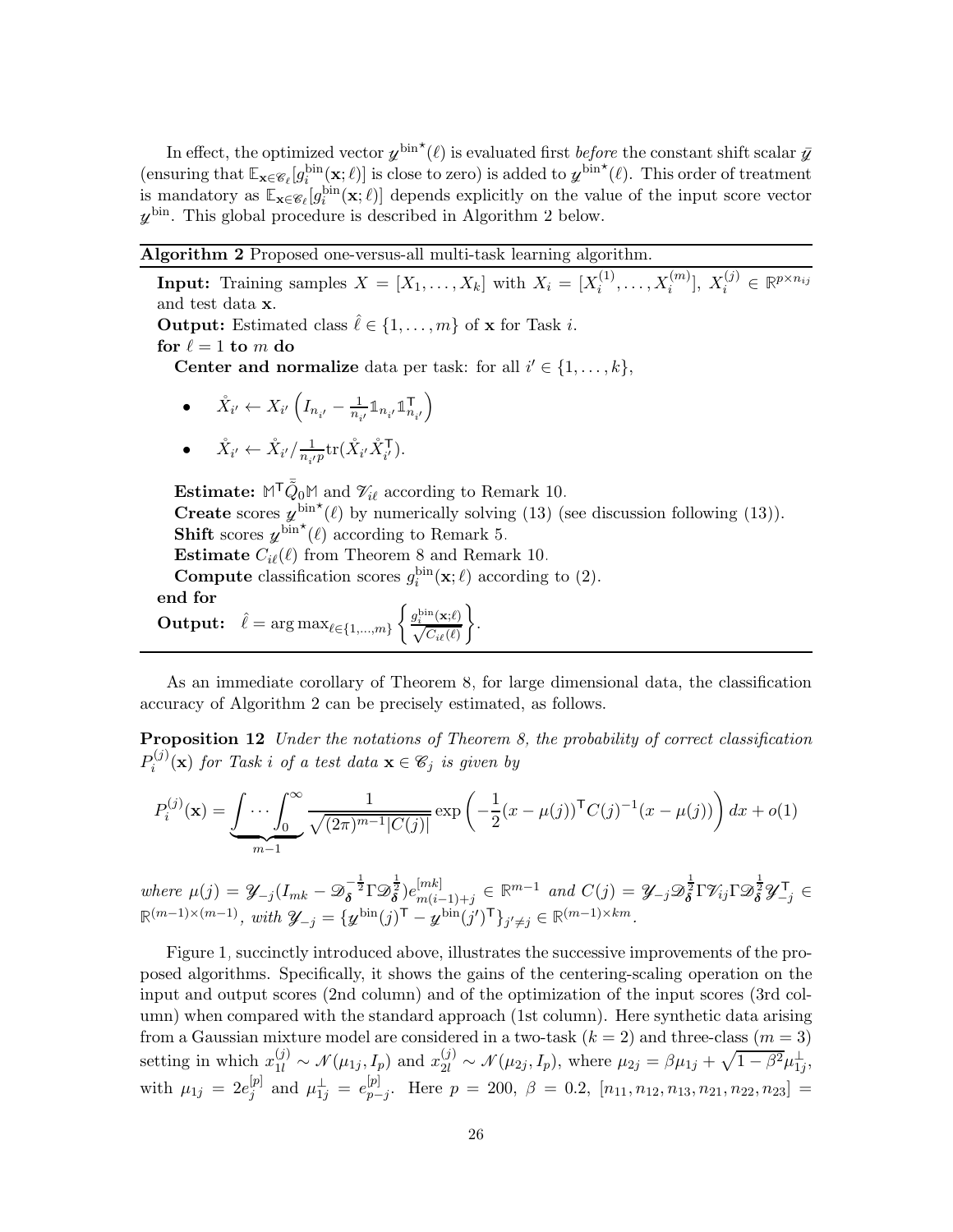In effect, the optimized vector $\mathscr{y}^{\mathrm{bin}\star}(\ell)$ is evaluated first *before* the constant shift scalar $\bar{\mathscr{y}}$ (ensuring that $\mathbb{E}_{\mathbf{x}\in\mathscr{C}_\ell}[g_i^{\mathrm{bin}}(\mathbf{x};\ell)]$ is close to zero) is added to $\mathscr{y}^{\mathrm{bin}\star}(\ell)$. This order of treatment is mandatory as $\mathbb{E}_{\mathbf{x}\in\mathscr{C}_\ell}[g_i^{\mathrm{bin}}(\mathbf{x};\ell)]$ depends explicitly on the value of the input score vector $\mathscr{y}^{\mathrm{bin}}$. This global procedure is described in Algorithm 2 below.

---

**Algorithm 2** Proposed one-versus-all multi-task learning algorithm.

---

**Input:** Training samples $X = [X_1, \ldots, X_k]$ with $X_i = [X_i^{(1)}, \ldots, X_i^{(m)}]$, $X_i^{(j)} \in \mathbb{R}^{p\times n_{ij}}$ and test data $\mathbf{x}$.

**Output:** Estimated class $\hat{\ell} \in \{1, \ldots, m\}$ of $\mathbf{x}$ for Task $i$.

**for** $\ell = 1$ **to** $m$ **do**

**Center and normalize** data per task: for all $i' \in \{1, \ldots, k\}$,

- $\mathring{X}_{i'} \leftarrow X_{i'}\left(I_{n_{i'}} - \frac{1}{n_{i'}}\mathbb{1}_{n_{i'}}\mathbb{1}_{n_{i'}}^{\mathsf{T}}\right)$
- $\mathring{X}_{i'} \leftarrow \mathring{X}_{i'}/\frac{1}{n_{i'}p}\mathrm{tr}(\mathring{X}_{i'}\mathring{X}_{i'}^{\mathsf{T}})$.

**Estimate:** $\mathbb{M}^{\mathsf{T}}\bar{\tilde{Q}}_0\mathbb{M}$ and $\mathscr{V}_{i\ell}$ according to Remark 10.

**Create** scores $\mathscr{y}^{\mathrm{bin}\star}(\ell)$ by numerically solving (13) (see discussion following (13)).

**Shift** scores $\mathscr{y}^{\mathrm{bin}\star}(\ell)$ according to Remark 5.

**Estimate** $C_{i\ell}(\ell)$ from Theorem 8 and Remark 10.

**Compute** classification scores $g_i^{\mathrm{bin}}(\mathbf{x};\ell)$ according to (2).

**end for**

**Output:** $\hat{\ell} = \arg\max_{\ell\in\{1,\ldots,m\}}\left\{\frac{g_i^{\mathrm{bin}}(\mathbf{x};\ell)}{\sqrt{C_{i\ell}(\ell)}}\right\}$.

---

As an immediate corollary of Theorem 8, for large dimensional data, the classification accuracy of Algorithm 2 can be precisely estimated, as follows.

**Proposition 12** *Under the notations of Theorem 8, the probability of correct classification $P_i^{(j)}(\mathbf{x})$ for Task $i$ of a test data $\mathbf{x} \in \mathscr{C}_j$ is given by*

$$P_i^{(j)}(\mathbf{x}) = \underbrace{\int\cdots\int_0^\infty}_{m-1} \frac{1}{\sqrt{(2\pi)^{m-1}|C(j)|}} \exp\left(-\frac{1}{2}(x-\mu(j))^{\mathsf{T}}C(j)^{-1}(x-\mu(j))\right)dx + o(1)$$

*where* $\mu(j) = \mathscr{Y}_{-j}(I_{mk} - \mathscr{D}_{\boldsymbol{\delta}}^{-\frac{1}{2}}\Gamma\mathscr{D}_{\boldsymbol{\delta}}^{\frac{1}{2}})e_{m(i-1)+j}^{[mk]} \in \mathbb{R}^{m-1}$ *and* $C(j) = \mathscr{Y}_{-j}\mathscr{D}_{\boldsymbol{\delta}}^{\frac{1}{2}}\Gamma\mathscr{V}_{ij}\Gamma\mathscr{D}_{\boldsymbol{\delta}}^{\frac{1}{2}}\mathscr{Y}_{-j}^{\mathsf{T}} \in \mathbb{R}^{(m-1)\times(m-1)}$*, with* $\mathscr{Y}_{-j} = \{\mathscr{y}^{\mathrm{bin}}(j)^{\mathsf{T}} - \mathscr{y}^{\mathrm{bin}}(j')^{\mathsf{T}}\}_{j'\neq j} \in \mathbb{R}^{(m-1)\times km}$.

Figure 1, succinctly introduced above, illustrates the successive improvements of the proposed algorithms. Specifically, it shows the gains of the centering-scaling operation on the input and output scores (2nd column) and of the optimization of the input scores (3rd column) when compared with the standard approach (1st column). Here synthetic data arising from a Gaussian mixture model are considered in a two-task ($k = 2$) and three-class ($m = 3$) setting in which $x_{1l}^{(j)} \sim \mathcal{N}(\mu_{1j}, I_p)$ and $x_{2l}^{(j)} \sim \mathcal{N}(\mu_{2j}, I_p)$, where $\mu_{2j} = \beta\mu_{1j} + \sqrt{1-\beta^2}\mu_{1j}^{\perp}$, with $\mu_{1j} = 2e_j^{[p]}$ and $\mu_{1j}^{\perp} = e_{p-j}^{[p]}$. Here $p = 200$, $\beta = 0.2$, $[n_{11}, n_{12}, n_{13}, n_{21}, n_{22}, n_{23}] =$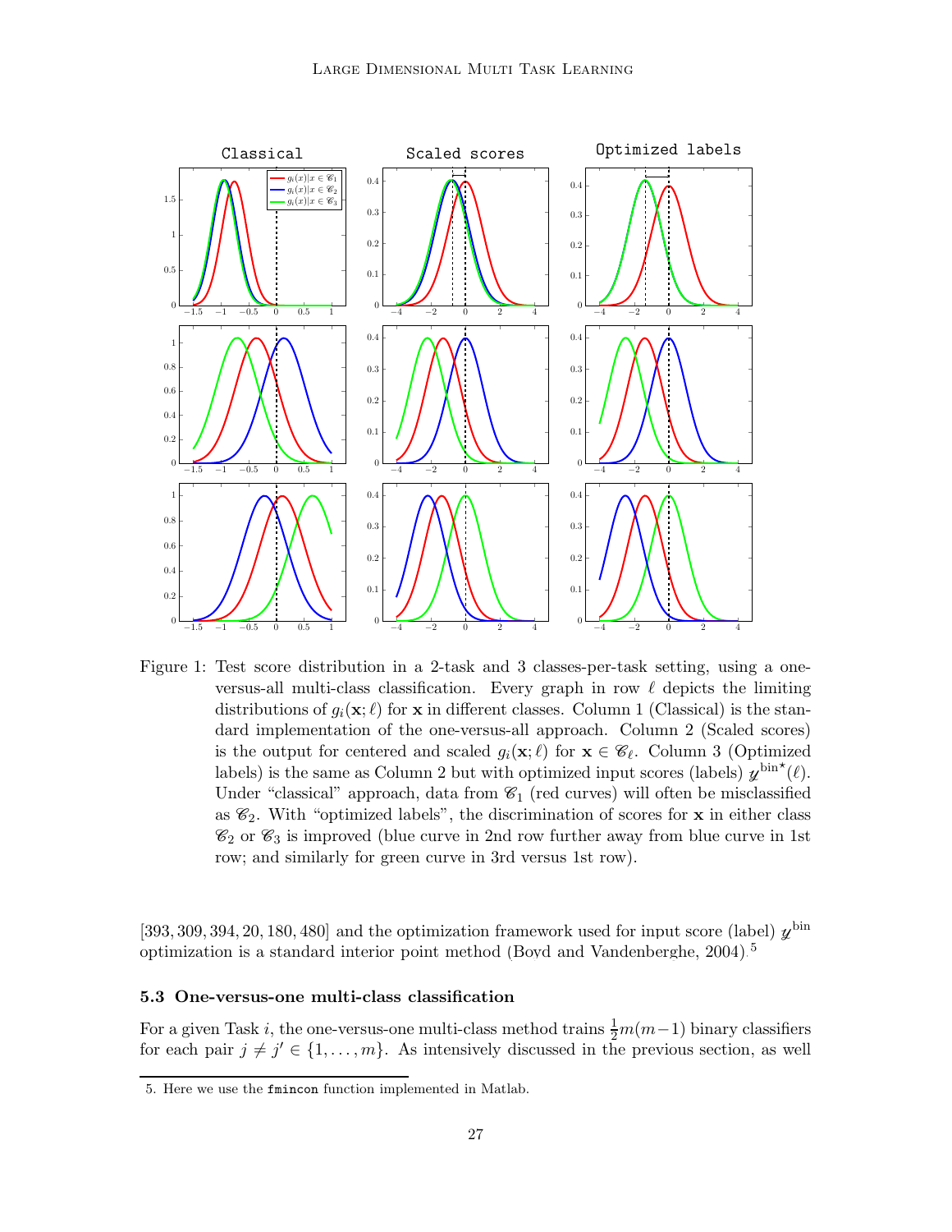Figure 1: Test score distribution in a 2-task and 3 classes-per-task setting, using a one-versus-all multi-class classification. Every graph in row $\ell$ depicts the limiting distributions of $g_i(\mathbf{x};\ell)$ for $\mathbf{x}$ in different classes. Column 1 (Classical) is the standard implementation of the one-versus-all approach. Column 2 (Scaled scores) is the output for centered and scaled $g_i(\mathbf{x};\ell)$ for $\mathbf{x} \in \mathscr{C}_\ell$. Column 3 (Optimized labels) is the same as Column 2 but with optimized input scores (labels) $\mathscr{y}^{\text{bin}\star}(\ell)$. Under "classical" approach, data from $\mathscr{C}_1$ (red curves) will often be misclassified as $\mathscr{C}_2$. With "optimized labels", the discrimination of scores for $\mathbf{x}$ in either class $\mathscr{C}_2$ or $\mathscr{C}_3$ is improved (blue curve in 2nd row further away from blue curve in 1st row; and similarly for green curve in 3rd versus 1st row).

[393, 309, 394, 20, 180, 480] and the optimization framework used for input score (label) $\mathscr{y}^{\text{bin}}$ optimization is a standard interior point method (Boyd and Vandenberghe, 2004).[5]

### 5.3 One-versus-one multi-class classification

For a given Task $i$, the one-versus-one multi-class method trains $\frac{1}{2}m(m-1)$ binary classifiers for each pair $j \neq j' \in \{1,\ldots,m\}$. As intensively discussed in the previous section, as well

5. Here we use the `fmincon` function implemented in Matlab.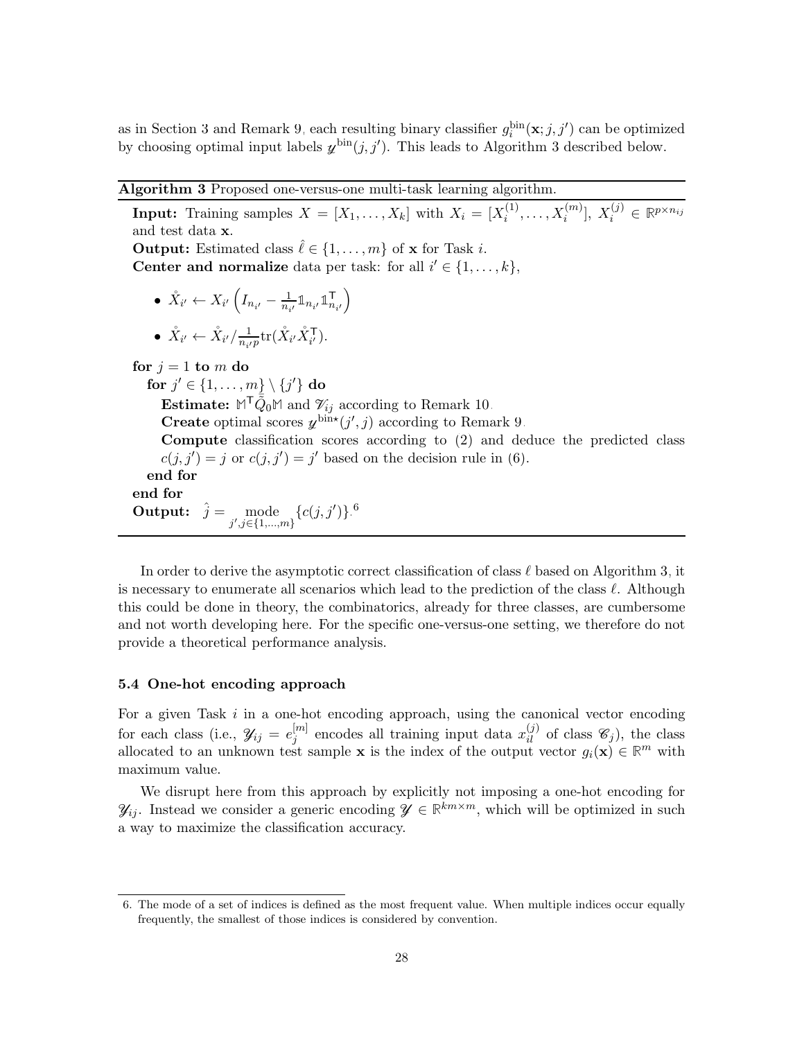as in Section 3 and Remark 9, each resulting binary classifier $g_i^{\rm bin}(\mathbf{x}; j, j')$ can be optimized by choosing optimal input labels $\mathscr{y}^{\rm bin}(j, j')$. This leads to Algorithm 3 described below.

---

**Algorithm 3** Proposed one-versus-one multi-task learning algorithm.

---

**Input:** Training samples $X = [X_1, \ldots, X_k]$ with $X_i = [X_i^{(1)}, \ldots, X_i^{(m)}]$, $X_i^{(j)} \in \mathbb{R}^{p \times n_{ij}}$ and test data $\mathbf{x}$.

**Output:** Estimated class $\hat{\ell} \in \{1, \ldots, m\}$ of $\mathbf{x}$ for Task $i$.

**Center and normalize** data per task: for all $i' \in \{1, \ldots, k\}$,

- $\mathring{X}_{i'} \leftarrow X_{i'} \left( I_{n_{i'}} - \frac{1}{n_{i'}} \mathbb{1}_{n_{i'}} \mathbb{1}_{n_{i'}}^\mathsf{T} \right)$
- $\mathring{X}_{i'} \leftarrow \mathring{X}_{i'} / \frac{1}{n_{i'} p} \mathrm{tr}(\mathring{X}_{i'} \mathring{X}_{i'}^\mathsf{T})$.

**for** $j = 1$ **to** $m$ **do**
  **for** $j' \in \{1, \ldots, m\} \setminus \{j'\}$ **do**
    **Estimate:** $\mathbb{M}^\mathsf{T} \tilde{\bar{Q}}_0 \mathbb{M}$ and $\mathscr{V}_{ij}$ according to Remark 10.
    **Create** optimal scores $\mathscr{y}^{\rm bin\star}(j', j)$ according to Remark 9.
    **Compute** classification scores according to (2) and deduce the predicted class $c(j, j') = j$ or $c(j, j') = j'$ based on the decision rule in (6).
  **end for**
**end for**
**Output:** $\hat{j} = \underset{j', j \in \{1, \ldots, m\}}{\mathrm{mode}} \{c(j, j')\}$.[6]

---

In order to derive the asymptotic correct classification of class $\ell$ based on Algorithm 3, it is necessary to enumerate all scenarios which lead to the prediction of the class $\ell$. Although this could be done in theory, the combinatorics, already for three classes, are cumbersome and not worth developing here. For the specific one-versus-one setting, we therefore do not provide a theoretical performance analysis.

### 5.4 One-hot encoding approach

For a given Task $i$ in a one-hot encoding approach, using the canonical vector encoding for each class (i.e., $\mathscr{Y}_{ij} = e_j^{[m]}$ encodes all training input data $x_{il}^{(j)}$ of class $\mathscr{C}_j$), the class allocated to an unknown test sample $\mathbf{x}$ is the index of the output vector $g_i(\mathbf{x}) \in \mathbb{R}^m$ with maximum value.

We disrupt here from this approach by explicitly not imposing a one-hot encoding for $\mathscr{Y}_{ij}$. Instead we consider a generic encoding $\mathscr{Y} \in \mathbb{R}^{km \times m}$, which will be optimized in such a way to maximize the classification accuracy.

---

6. The mode of a set of indices is defined as the most frequent value. When multiple indices occur equally frequently, the smallest of those indices is considered by convention.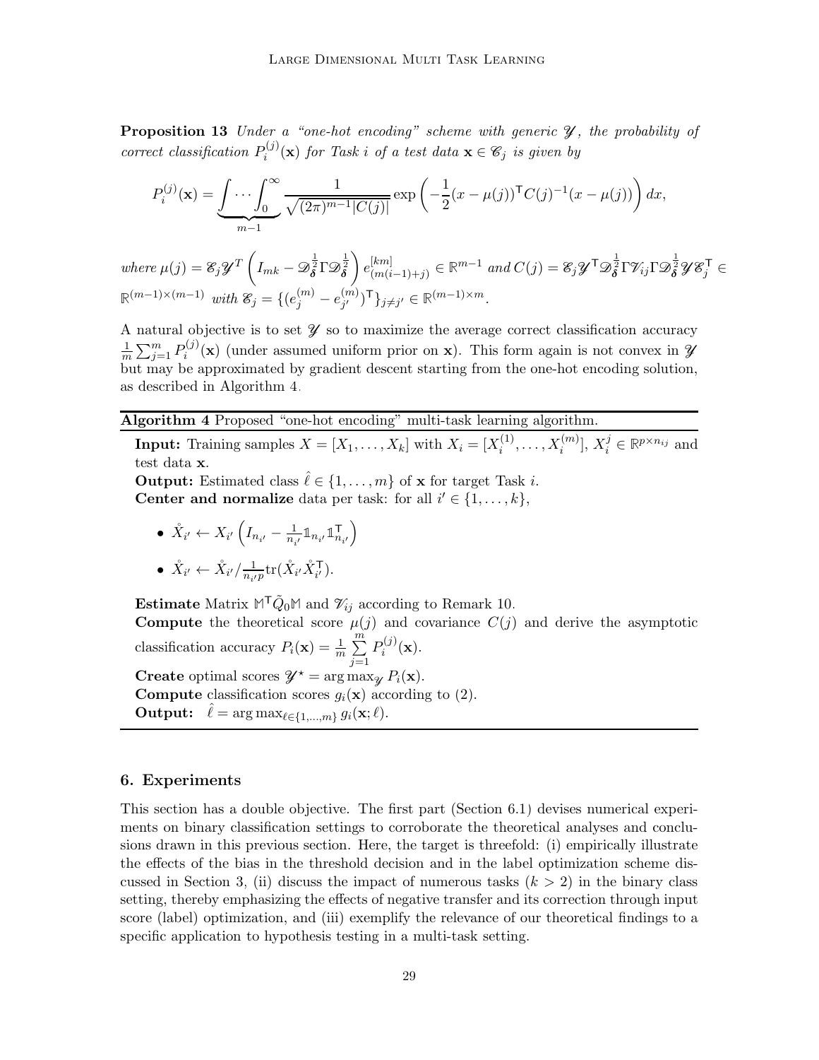**Proposition 13** *Under a "one-hot encoding" scheme with generic $\mathscr{Y}$, the probability of correct classification $P_i^{(j)}(\mathbf{x})$ for Task $i$ of a test data $\mathbf{x} \in \mathscr{C}_j$ is given by*

$$P_i^{(j)}(\mathbf{x}) = \underbrace{\int \cdots \int_0^\infty}_{m-1} \frac{1}{\sqrt{(2\pi)^{m-1}|C(j)|}} \exp\left(-\frac{1}{2}(x-\mu(j))^\mathsf{T} C(j)^{-1}(x-\mu(j))\right) dx,$$

*where* $\mu(j) = \mathscr{E}_j \mathscr{Y}^T \left(I_{mk} - \mathscr{D}_{\boldsymbol{\delta}}^{\frac{1}{2}} \Gamma \mathscr{D}_{\boldsymbol{\delta}}^{\frac{1}{2}}\right) e_{(m(i-1)+j)}^{[km]} \in \mathbb{R}^{m-1}$ *and* $C(j) = \mathscr{E}_j \mathscr{Y}^\mathsf{T} \mathscr{D}_{\boldsymbol{\delta}}^{\frac{1}{2}} \Gamma \mathscr{V}_{ij} \Gamma \mathscr{D}_{\boldsymbol{\delta}}^{\frac{1}{2}} \mathscr{Y} \mathscr{E}_j^\mathsf{T} \in \mathbb{R}^{(m-1)\times(m-1)}$ *with* $\mathscr{E}_j = \{(e_j^{(m)} - e_{j'}^{(m)})^\mathsf{T}\}_{j \neq j'} \in \mathbb{R}^{(m-1)\times m}$.

A natural objective is to set $\mathscr{Y}$ so to maximize the average correct classification accuracy $\frac{1}{m}\sum_{j=1}^m P_i^{(j)}(\mathbf{x})$ (under assumed uniform prior on $\mathbf{x}$). This form again is not convex in $\mathscr{Y}$ but may be approximated by gradient descent starting from the one-hot encoding solution, as described in Algorithm 4.

---

**Algorithm 4** Proposed "one-hot encoding" multi-task learning algorithm.

**Input:** Training samples $X = [X_1, \ldots, X_k]$ with $X_i = [X_i^{(1)}, \ldots, X_i^{(m)}]$, $X_i^j \in \mathbb{R}^{p \times n_{ij}}$ and test data $\mathbf{x}$.

**Output:** Estimated class $\hat{\ell} \in \{1, \ldots, m\}$ of $\mathbf{x}$ for target Task $i$.

**Center and normalize** data per task: for all $i' \in \{1, \ldots, k\}$,

- $\mathring{X}_{i'} \leftarrow X_{i'}\left(I_{n_{i'}} - \frac{1}{n_{i'}} \mathbb{1}_{n_{i'}} \mathbb{1}_{n_{i'}}^\mathsf{T}\right)$
- $\mathring{X}_{i'} \leftarrow \mathring{X}_{i'} / \frac{1}{n_{i'}p} \mathrm{tr}(\mathring{X}_{i'} \mathring{X}_{i'}^\mathsf{T})$.

**Estimate** Matrix $\mathbb{M}^\mathsf{T} \tilde{Q}_0 \mathbb{M}$ and $\mathscr{V}_{ij}$ according to Remark 10.

**Compute** the theoretical score $\mu(j)$ and covariance $C(j)$ and derive the asymptotic classification accuracy $P_i(\mathbf{x}) = \frac{1}{m}\sum_{j=1}^m P_i^{(j)}(\mathbf{x})$.

**Create** optimal scores $\mathscr{Y}^\star = \arg\max_{\mathscr{Y}} P_i(\mathbf{x})$.

**Compute** classification scores $g_i(\mathbf{x})$ according to (2).

**Output:** $\hat{\ell} = \arg\max_{\ell \in \{1,\ldots,m\}} g_i(\mathbf{x}; \ell)$.

---

## 6. Experiments

This section has a double objective. The first part (Section 6.1) devises numerical experiments on binary classification settings to corroborate the theoretical analyses and conclusions drawn in this previous section. Here, the target is threefold: (i) empirically illustrate the effects of the bias in the threshold decision and in the label optimization scheme discussed in Section 3, (ii) discuss the impact of numerous tasks ($k > 2$) in the binary class setting, thereby emphasizing the effects of negative transfer and its correction through input score (label) optimization, and (iii) exemplify the relevance of our theoretical findings to a specific application to hypothesis testing in a multi-task setting.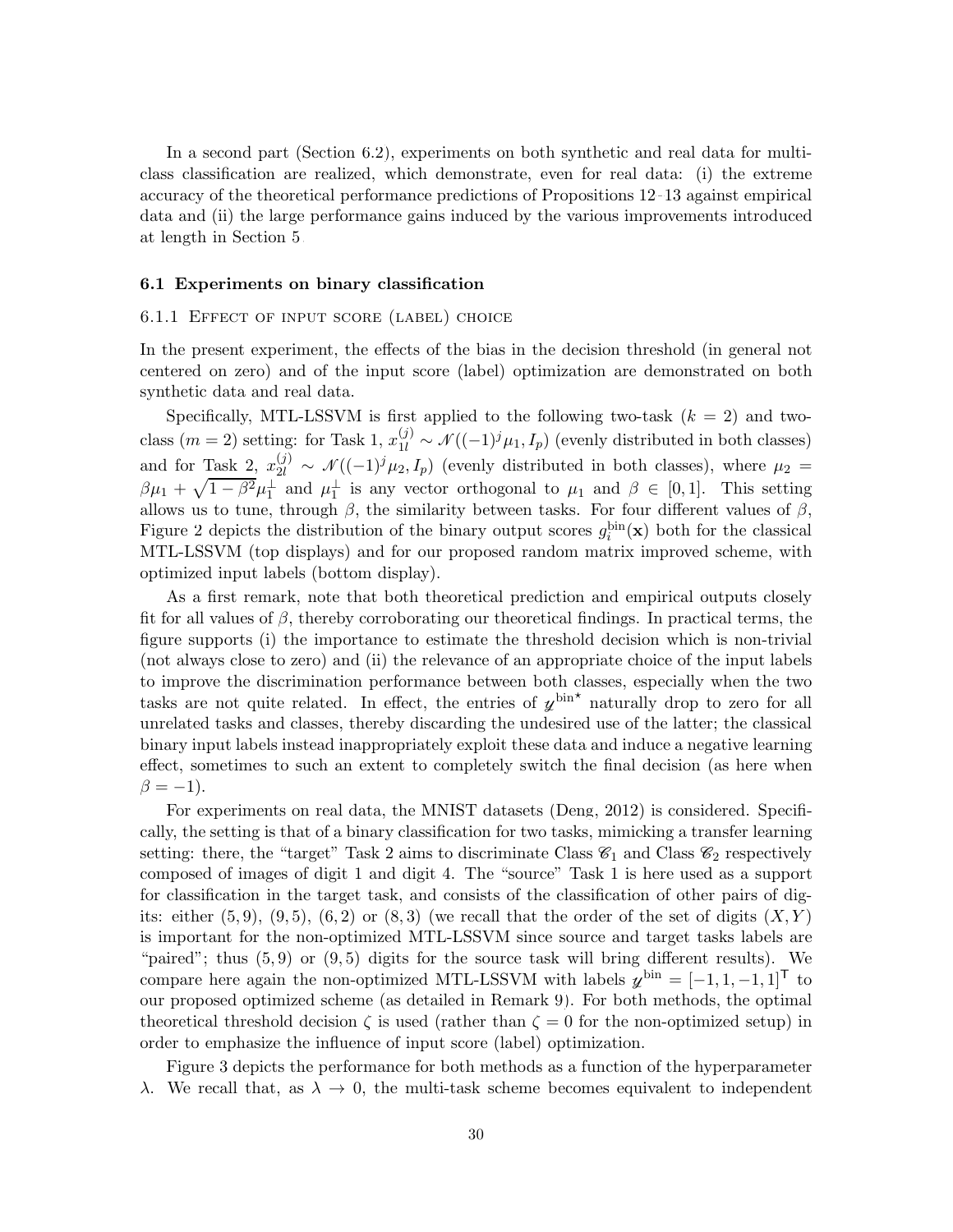In a second part (Section 6.2), experiments on both synthetic and real data for multi-class classification are realized, which demonstrate, even for real data: (i) the extreme accuracy of the theoretical performance predictions of Propositions 12–13 against empirical data and (ii) the large performance gains induced by the various improvements introduced at length in Section 5.

### 6.1 Experiments on binary classification

#### 6.1.1 Effect of input score (label) choice

In the present experiment, the effects of the bias in the decision threshold (in general not centered on zero) and of the input score (label) optimization are demonstrated on both synthetic data and real data.

Specifically, MTL-LSSVM is first applied to the following two-task ($k = 2$) and two-class ($m = 2$) setting: for Task 1, $x_{1l}^{(j)} \sim \mathcal{N}((-1)^j \mu_1, I_p)$ (evenly distributed in both classes) and for Task 2, $x_{2l}^{(j)} \sim \mathcal{N}((-1)^j \mu_2, I_p)$ (evenly distributed in both classes), where $\mu_2 = \beta \mu_1 + \sqrt{1-\beta^2}\mu_1^\perp$ and $\mu_1^\perp$ is any vector orthogonal to $\mu_1$ and $\beta \in [0, 1]$. This setting allows us to tune, through $\beta$, the similarity between tasks. For four different values of $\beta$, Figure 2 depicts the distribution of the binary output scores $g_i^{\text{bin}}(\mathbf{x})$ both for the classical MTL-LSSVM (top displays) and for our proposed random matrix improved scheme, with optimized input labels (bottom display).

As a first remark, note that both theoretical prediction and empirical outputs closely fit for all values of $\beta$, thereby corroborating our theoretical findings. In practical terms, the figure supports (i) the importance to estimate the threshold decision which is non-trivial (not always close to zero) and (ii) the relevance of an appropriate choice of the input labels to improve the discrimination performance between both classes, especially when the two tasks are not quite related. In effect, the entries of $\mathcal{y}^{\text{bin}\star}$ naturally drop to zero for all unrelated tasks and classes, thereby discarding the undesired use of the latter; the classical binary input labels instead inappropriately exploit these data and induce a negative learning effect, sometimes to such an extent to completely switch the final decision (as here when $\beta = -1$).

For experiments on real data, the MNIST datasets (Deng, 2012) is considered. Specifically, the setting is that of a binary classification for two tasks, mimicking a transfer learning setting: there, the "target" Task 2 aims to discriminate Class $\mathcal{C}_1$ and Class $\mathcal{C}_2$ respectively composed of images of digit 1 and digit 4. The "source" Task 1 is here used as a support for classification in the target task, and consists of the classification of other pairs of digits: either $(5, 9)$, $(9, 5)$, $(6, 2)$ or $(8, 3)$ (we recall that the order of the set of digits $(X, Y)$ is important for the non-optimized MTL-LSSVM since source and target tasks labels are "paired"; thus $(5, 9)$ or $(9, 5)$ digits for the source task will bring different results). We compare here again the non-optimized MTL-LSSVM with labels $\mathcal{y}^{\text{bin}} = [-1, 1, -1, 1]^\mathsf{T}$ to our proposed optimized scheme (as detailed in Remark 9). For both methods, the optimal theoretical threshold decision $\zeta$ is used (rather than $\zeta = 0$ for the non-optimized setup) in order to emphasize the influence of input score (label) optimization.

Figure 3 depicts the performance for both methods as a function of the hyperparameter $\lambda$. We recall that, as $\lambda \to 0$, the multi-task scheme becomes equivalent to independent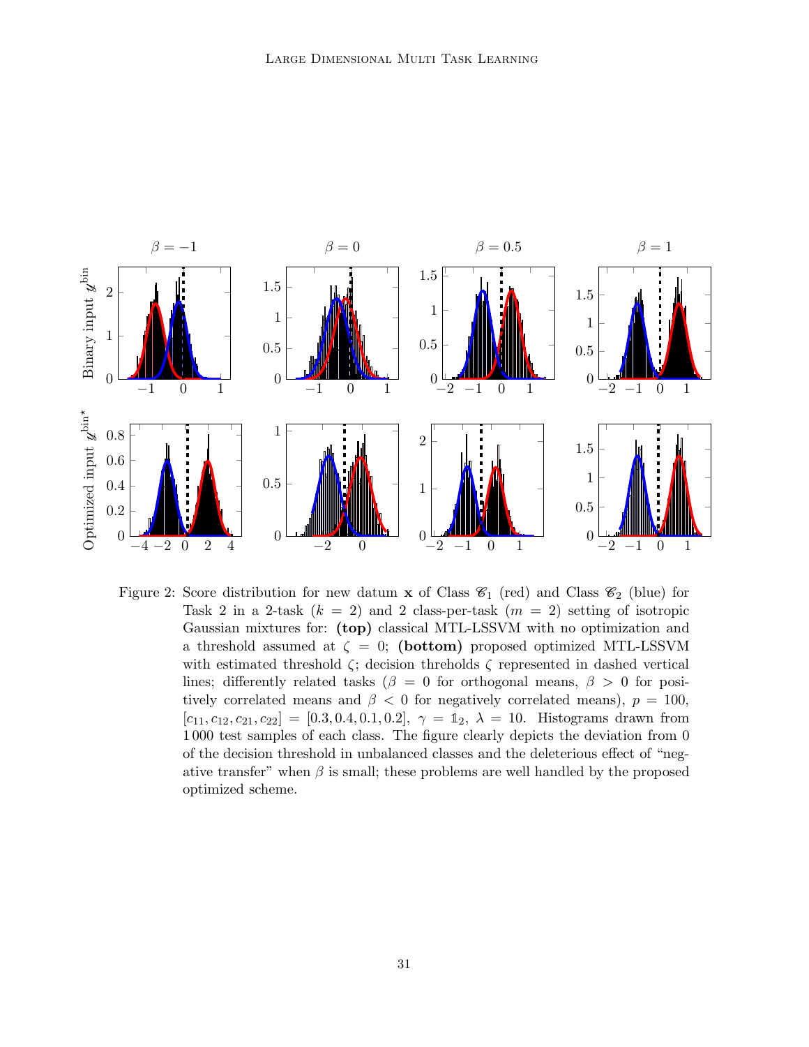Figure 2: Score distribution for new datum $\mathbf{x}$ of Class $\mathcal{C}_1$ (red) and Class $\mathcal{C}_2$ (blue) for Task 2 in a 2-task ($k = 2$) and 2 class-per-task ($m = 2$) setting of isotropic Gaussian mixtures for: **(top)** classical MTL-LSSVM with no optimization and a threshold assumed at $\zeta = 0$; **(bottom)** proposed optimized MTL-LSSVM with estimated threshold $\zeta$; decision threholds $\zeta$ represented in dashed vertical lines; differently related tasks ($\beta = 0$ for orthogonal means, $\beta > 0$ for positively correlated means and $\beta < 0$ for negatively correlated means), $p = 100$, $[c_{11}, c_{12}, c_{21}, c_{22}] = [0.3, 0.4, 0.1, 0.2]$, $\gamma = \mathbb{1}_2$, $\lambda = 10$. Histograms drawn from 1 000 test samples of each class. The figure clearly depicts the deviation from 0 of the decision threshold in unbalanced classes and the deleterious effect of "negative transfer" when $\beta$ is small; these problems are well handled by the proposed optimized scheme.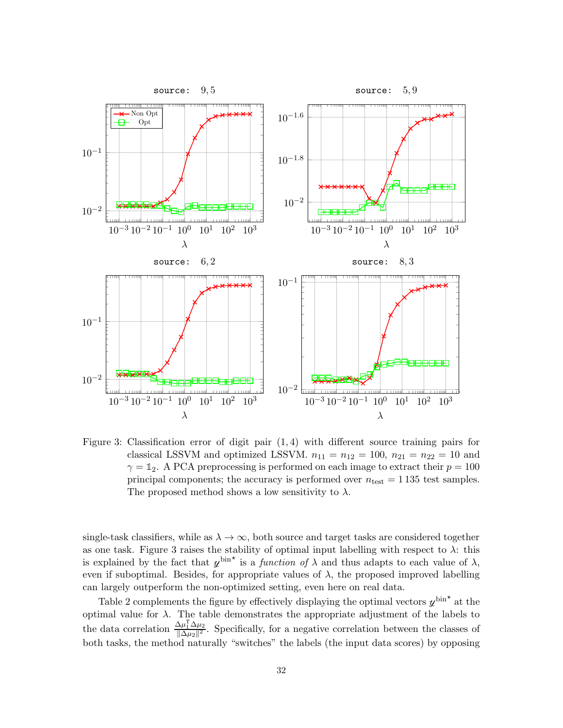Figure 3: Classification error of digit pair $(1, 4)$ with different source training pairs for classical LSSVM and optimized LSSVM. $n_{11} = n_{12} = 100$, $n_{21} = n_{22} = 10$ and $\gamma = \mathbb{1}_2$. A PCA preprocessing is performed on each image to extract their $p = 100$ principal components; the accuracy is performed over $n_{\text{test}} = 1\,135$ test samples. The proposed method shows a low sensitivity to $\lambda$.

single-task classifiers, while as $\lambda \to \infty$, both source and target tasks are considered together as one task. Figure 3 raises the stability of optimal input labelling with respect to $\lambda$: this is explained by the fact that $y^{\text{bin}\star}$ is a *function of* $\lambda$ and thus adapts to each value of $\lambda$, even if suboptimal. Besides, for appropriate values of $\lambda$, the proposed improved labelling can largely outperform the non-optimized setting, even here on real data.

Table 2 complements the figure by effectively displaying the optimal vectors $y^{\text{bin}\star}$ at the optimal value for $\lambda$. The table demonstrates the appropriate adjustment of the labels to the data correlation $\frac{\Delta\mu_1^\intercal \Delta\mu_2}{\|\Delta\mu_2\|^2}$. Specifically, for a negative correlation between the classes of both tasks, the method naturally "switches" the labels (the input data scores) by opposing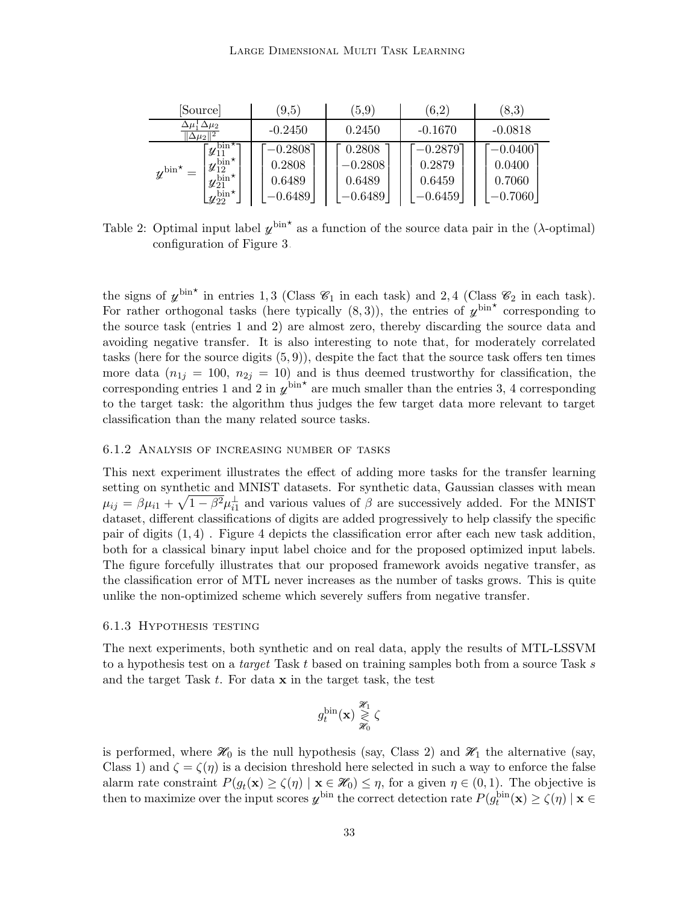| [Source] | (9,5) | (5,9) | (6,2) | (8,3) |
|---|---|---|---|---|
| $\frac{\Delta\mu_1^\intercal \Delta\mu_2}{\|\Delta\mu_2\|^2}$ | -0.2450 | 0.2450 | -0.1670 | -0.0818 |
| $\mathscr{y}^{\text{bin}\star} = \begin{bmatrix} \mathscr{y}_{11}^{\text{bin}\star} \\ \mathscr{y}_{12}^{\text{bin}\star} \\ \mathscr{y}_{21}^{\text{bin}\star} \\ \mathscr{y}_{22}^{\text{bin}\star} \end{bmatrix}$ | $\begin{bmatrix} -0.2808 \\ 0.2808 \\ 0.6489 \\ -0.6489 \end{bmatrix}$ | $\begin{bmatrix} 0.2808 \\ -0.2808 \\ 0.6489 \\ -0.6489 \end{bmatrix}$ | $\begin{bmatrix} -0.2879 \\ 0.2879 \\ 0.6459 \\ -0.6459 \end{bmatrix}$ | $\begin{bmatrix} -0.0400 \\ 0.0400 \\ 0.7060 \\ -0.7060 \end{bmatrix}$ |

Table 2: Optimal input label $\mathscr{y}^{\text{bin}\star}$ as a function of the source data pair in the ($\lambda$-optimal) configuration of Figure 3.

the signs of $\mathscr{y}^{\text{bin}\star}$ in entries $1, 3$ (Class $\mathscr{C}_1$ in each task) and $2, 4$ (Class $\mathscr{C}_2$ in each task). For rather orthogonal tasks (here typically $(8, 3)$), the entries of $\mathscr{y}^{\text{bin}\star}$ corresponding to the source task (entries 1 and 2) are almost zero, thereby discarding the source data and avoiding negative transfer. It is also interesting to note that, for moderately correlated tasks (here for the source digits $(5, 9)$), despite the fact that the source task offers ten times more data ($n_{1j} = 100$, $n_{2j} = 10$) and is thus deemed trustworthy for classification, the corresponding entries 1 and 2 in $\mathscr{y}^{\text{bin}\star}$ are much smaller than the entries 3, 4 corresponding to the target task: the algorithm thus judges the few target data more relevant to target classification than the many related source tasks.

### 6.1.2 Analysis of increasing number of tasks

This next experiment illustrates the effect of adding more tasks for the transfer learning setting on synthetic and MNIST datasets. For synthetic data, Gaussian classes with mean $\mu_{ij} = \beta\mu_{i1} + \sqrt{1-\beta^2}\mu_{i1}^\perp$ and various values of $\beta$ are successively added. For the MNIST dataset, different classifications of digits are added progressively to help classify the specific pair of digits $(1, 4)$ . Figure 4 depicts the classification error after each new task addition, both for a classical binary input label choice and for the proposed optimized input labels. The figure forcefully illustrates that our proposed framework avoids negative transfer, as the classification error of MTL never increases as the number of tasks grows. This is quite unlike the non-optimized scheme which severely suffers from negative transfer.

### 6.1.3 Hypothesis testing

The next experiments, both synthetic and on real data, apply the results of MTL-LSSVM to a hypothesis test on a *target* Task $t$ based on training samples both from a source Task $s$ and the target Task $t$. For data $\mathbf{x}$ in the target task, the test

$$g_t^{\text{bin}}(\mathbf{x}) \underset{\mathscr{H}_0}{\overset{\mathscr{H}_1}{\gtrless}} \zeta$$

is performed, where $\mathscr{H}_0$ is the null hypothesis (say, Class 2) and $\mathscr{H}_1$ the alternative (say, Class 1) and $\zeta = \zeta(\eta)$ is a decision threshold here selected in such a way to enforce the false alarm rate constraint $P(g_t(\mathbf{x}) \geq \zeta(\eta) \mid \mathbf{x} \in \mathscr{H}_0) \leq \eta$, for a given $\eta \in (0, 1)$. The objective is then to maximize over the input scores $\mathscr{y}^{\text{bin}}$ the correct detection rate $P(g_t^{\text{bin}}(\mathbf{x}) \geq \zeta(\eta) \mid \mathbf{x} \in$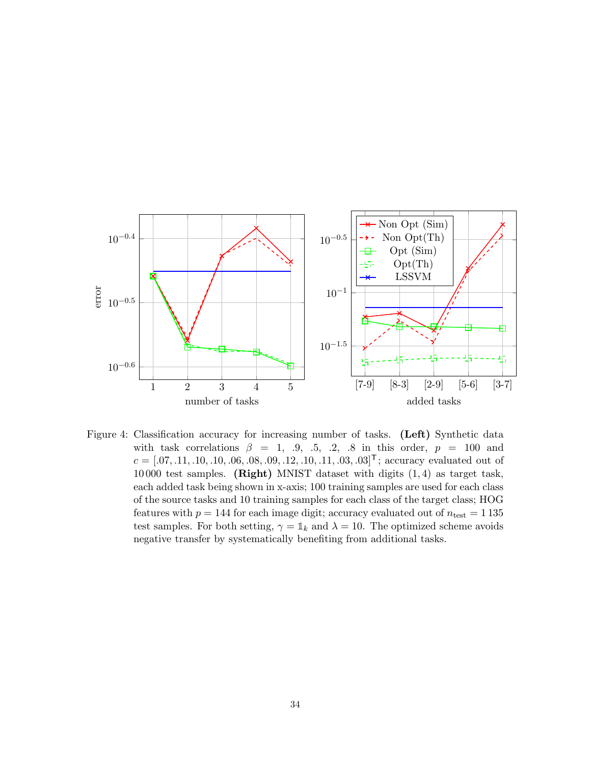Figure 4: Classification accuracy for increasing number of tasks. **(Left)** Synthetic data with task correlations $\beta = 1, .9, .5, .2, .8$ in this order, $p = 100$ and $c = [.07, .11, .10, .10, .06, .08, .09, .12, .10, .11, .03, .03]^\mathsf{T}$; accuracy evaluated out of 10 000 test samples. **(Right)** MNIST dataset with digits $(1, 4)$ as target task, each added task being shown in x-axis; 100 training samples are used for each class of the source tasks and 10 training samples for each class of the target class; HOG features with $p = 144$ for each image digit; accuracy evaluated out of $n_{\text{test}} = 1\,135$ test samples. For both setting, $\gamma = \mathbb{1}_k$ and $\lambda = 10$. The optimized scheme avoids negative transfer by systematically benefiting from additional tasks.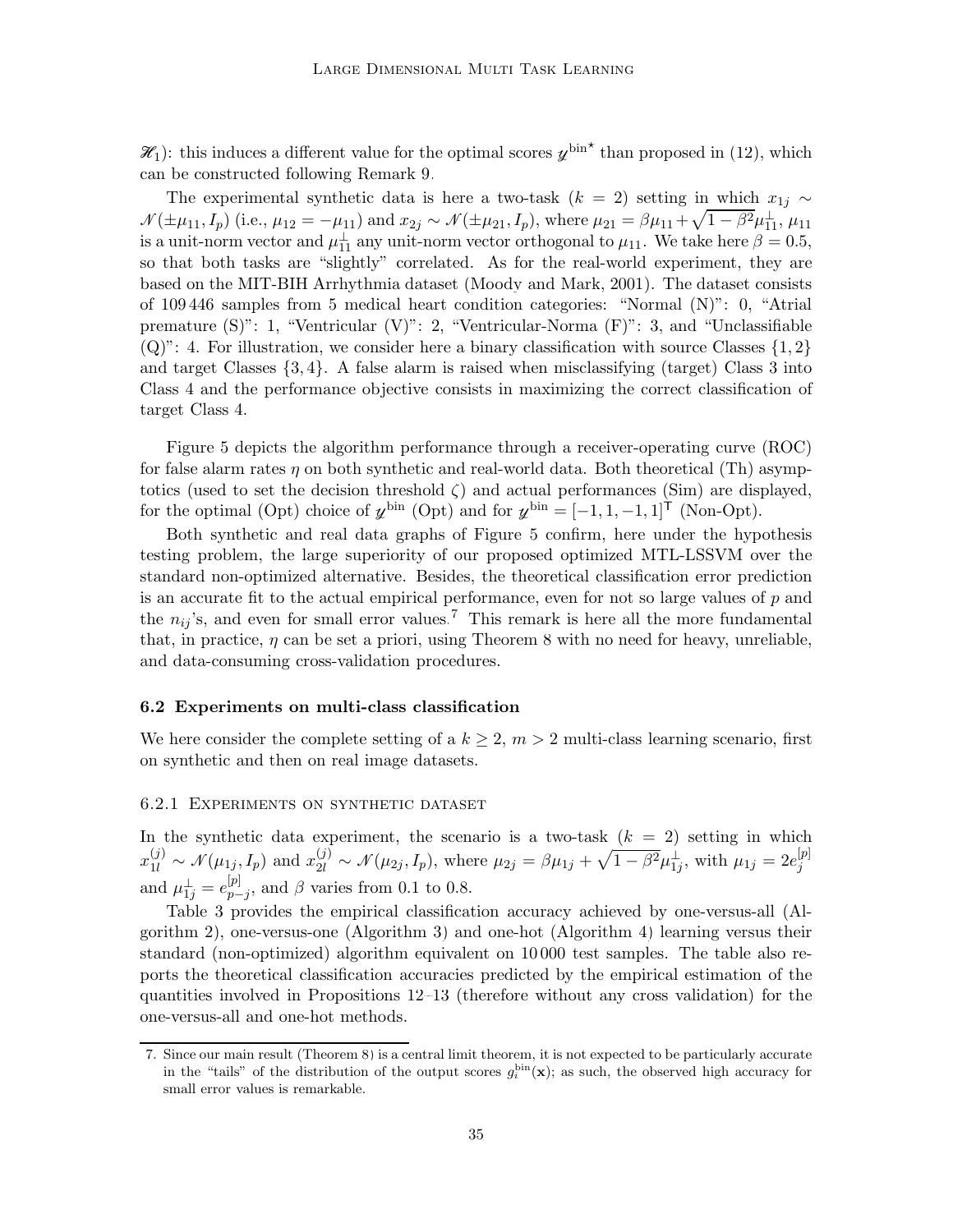$\mathscr{H}_1$): this induces a different value for the optimal scores $\mathscr{y}^{\text{bin}\star}$ than proposed in (12), which can be constructed following Remark 9.

The experimental synthetic data is here a two-task ($k = 2$) setting in which $x_{1j} \sim \mathcal{N}(\pm\mu_{11}, I_p)$ (i.e., $\mu_{12} = -\mu_{11}$) and $x_{2j} \sim \mathcal{N}(\pm\mu_{21}, I_p)$, where $\mu_{21} = \beta\mu_{11} + \sqrt{1-\beta^2}\mu_{11}^{\perp}$, $\mu_{11}$ is a unit-norm vector and $\mu_{11}^{\perp}$ any unit-norm vector orthogonal to $\mu_{11}$. We take here $\beta = 0.5$, so that both tasks are "slightly" correlated. As for the real-world experiment, they are based on the MIT-BIH Arrhythmia dataset (Moody and Mark, 2001). The dataset consists of 109 446 samples from 5 medical heart condition categories: "Normal (N)": 0, "Atrial premature (S)": 1, "Ventricular (V)": 2, "Ventricular-Norma (F)": 3, and "Unclassifiable (Q)": 4. For illustration, we consider here a binary classification with source Classes $\{1, 2\}$ and target Classes $\{3, 4\}$. A false alarm is raised when misclassifying (target) Class 3 into Class 4 and the performance objective consists in maximizing the correct classification of target Class 4.

Figure 5 depicts the algorithm performance through a receiver-operating curve (ROC) for false alarm rates $\eta$ on both synthetic and real-world data. Both theoretical (Th) asymptotics (used to set the decision threshold $\zeta$) and actual performances (Sim) are displayed, for the optimal (Opt) choice of $\mathscr{y}^{\text{bin}}$ (Opt) and for $\mathscr{y}^{\text{bin}} = [-1, 1, -1, 1]^{\mathsf{T}}$ (Non-Opt).

Both synthetic and real data graphs of Figure 5 confirm, here under the hypothesis testing problem, the large superiority of our proposed optimized MTL-LSSVM over the standard non-optimized alternative. Besides, the theoretical classification error prediction is an accurate fit to the actual empirical performance, even for not so large values of $p$ and the $n_{ij}$'s, and even for small error values.[7] This remark is here all the more fundamental that, in practice, $\eta$ can be set a priori, using Theorem 8 with no need for heavy, unreliable, and data-consuming cross-validation procedures.

### 6.2 Experiments on multi-class classification

We here consider the complete setting of a $k \geq 2$, $m > 2$ multi-class learning scenario, first on synthetic and then on real image datasets.

#### 6.2.1 Experiments on synthetic dataset

In the synthetic data experiment, the scenario is a two-task ($k = 2$) setting in which $x_{1l}^{(j)} \sim \mathcal{N}(\mu_{1j}, I_p)$ and $x_{2l}^{(j)} \sim \mathcal{N}(\mu_{2j}, I_p)$, where $\mu_{2j} = \beta\mu_{1j} + \sqrt{1-\beta^2}\mu_{1j}^{\perp}$, with $\mu_{1j} = 2e_j^{[p]}$ and $\mu_{1j}^{\perp} = e_{p-j}^{[p]}$, and $\beta$ varies from 0.1 to 0.8.

Table 3 provides the empirical classification accuracy achieved by one-versus-all (Algorithm 2), one-versus-one (Algorithm 3) and one-hot (Algorithm 4) learning versus their standard (non-optimized) algorithm equivalent on 10 000 test samples. The table also reports the theoretical classification accuracies predicted by the empirical estimation of the quantities involved in Propositions 12–13 (therefore without any cross validation) for the one-versus-all and one-hot methods.

---

7. Since our main result (Theorem 8) is a central limit theorem, it is not expected to be particularly accurate in the "tails" of the distribution of the output scores $g_i^{\text{bin}}(\mathbf{x})$; as such, the observed high accuracy for small error values is remarkable.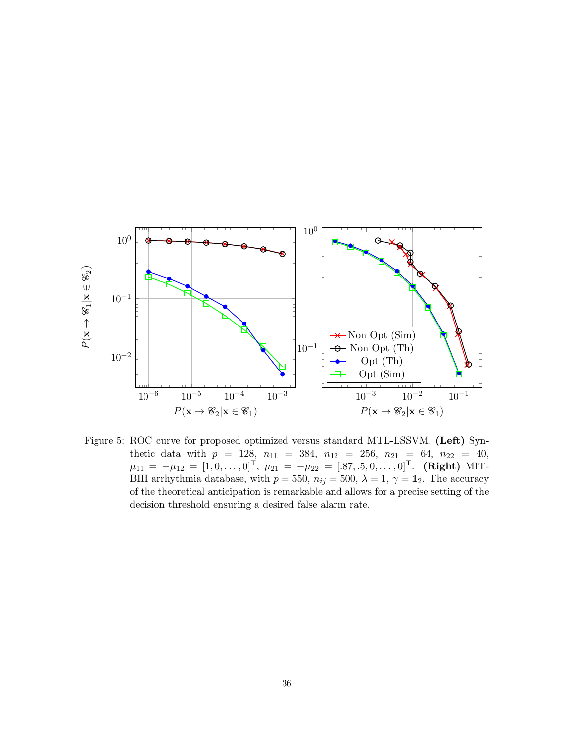Figure 5: ROC curve for proposed optimized versus standard MTL-LSSVM. **(Left)** Synthetic data with $p = 128$, $n_{11} = 384$, $n_{12} = 256$, $n_{21} = 64$, $n_{22} = 40$, $\mu_{11} = -\mu_{12} = [1, 0, \ldots, 0]^\mathsf{T}$, $\mu_{21} = -\mu_{22} = [.87, .5, 0, \ldots, 0]^\mathsf{T}$. **(Right)** MIT-BIH arrhythmia database, with $p = 550$, $n_{ij} = 500$, $\lambda = 1$, $\gamma = \mathbb{1}_2$. The accuracy of the theoretical anticipation is remarkable and allows for a precise setting of the decision threshold ensuring a desired false alarm rate.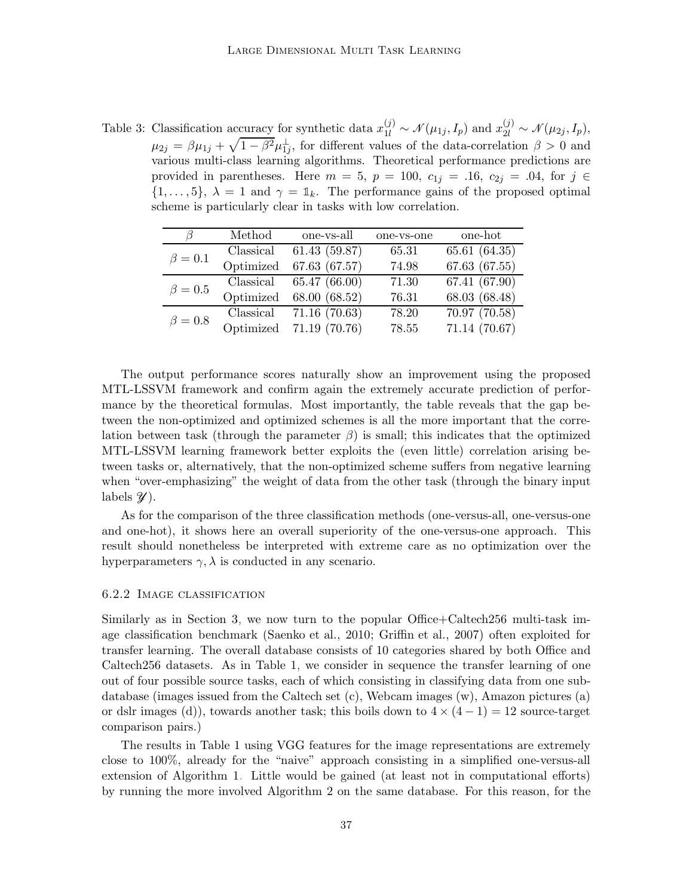Table 3: Classification accuracy for synthetic data $x_{1l}^{(j)} \sim \mathcal{N}(\mu_{1j}, I_p)$ and $x_{2l}^{(j)} \sim \mathcal{N}(\mu_{2j}, I_p)$, $\mu_{2j} = \beta\mu_{1j} + \sqrt{1-\beta^2}\mu_{1j}^{\perp}$, for different values of the data-correlation $\beta > 0$ and various multi-class learning algorithms. Theoretical performance predictions are provided in parentheses. Here $m = 5$, $p = 100$, $c_{1j} = .16$, $c_{2j} = .04$, for $j \in \{1, \dots, 5\}$, $\lambda = 1$ and $\gamma = \mathbb{1}_k$. The performance gains of the proposed optimal scheme is particularly clear in tasks with low correlation.

| $\beta$ | Method | one-vs-all | one-vs-one | one-hot |
|---|---|---|---|---|
| $\beta = 0.1$ | Classical | 61.43 (59.87) | 65.31 | 65.61 (64.35) |
| | Optimized | 67.63 (67.57) | 74.98 | 67.63 (67.55) |
| $\beta = 0.5$ | Classical | 65.47 (66.00) | 71.30 | 67.41 (67.90) |
| | Optimized | 68.00 (68.52) | 76.31 | 68.03 (68.48) |
| $\beta = 0.8$ | Classical | 71.16 (70.63) | 78.20 | 70.97 (70.58) |
| | Optimized | 71.19 (70.76) | 78.55 | 71.14 (70.67) |

The output performance scores naturally show an improvement using the proposed MTL-LSSVM framework and confirm again the extremely accurate prediction of performance by the theoretical formulas. Most importantly, the table reveals that the gap between the non-optimized and optimized schemes is all the more important that the correlation between task (through the parameter $\beta$) is small; this indicates that the optimized MTL-LSSVM learning framework better exploits the (even little) correlation arising between tasks or, alternatively, that the non-optimized scheme suffers from negative learning when "over-emphasizing" the weight of data from the other task (through the binary input labels $\mathscr{Y}$).

As for the comparison of the three classification methods (one-versus-all, one-versus-one and one-hot), it shows here an overall superiority of the one-versus-one approach. This result should nonetheless be interpreted with extreme care as no optimization over the hyperparameters $\gamma, \lambda$ is conducted in any scenario.

#### 6.2.2 Image classification

Similarly as in Section 3, we now turn to the popular Office+Caltech256 multi-task image classification benchmark (Saenko et al., 2010; Griffin et al., 2007) often exploited for transfer learning. The overall database consists of 10 categories shared by both Office and Caltech256 datasets. As in Table 1, we consider in sequence the transfer learning of one out of four possible source tasks, each of which consisting in classifying data from one sub-database (images issued from the Caltech set (c), Webcam images (w), Amazon pictures (a) or dslr images (d)), towards another task; this boils down to $4 \times (4 - 1) = 12$ source-target comparison pairs.)

The results in Table 1 using VGG features for the image representations are extremely close to 100%, already for the "naive" approach consisting in a simplified one-versus-all extension of Algorithm 1. Little would be gained (at least not in computational efforts) by running the more involved Algorithm 2 on the same database. For this reason, for the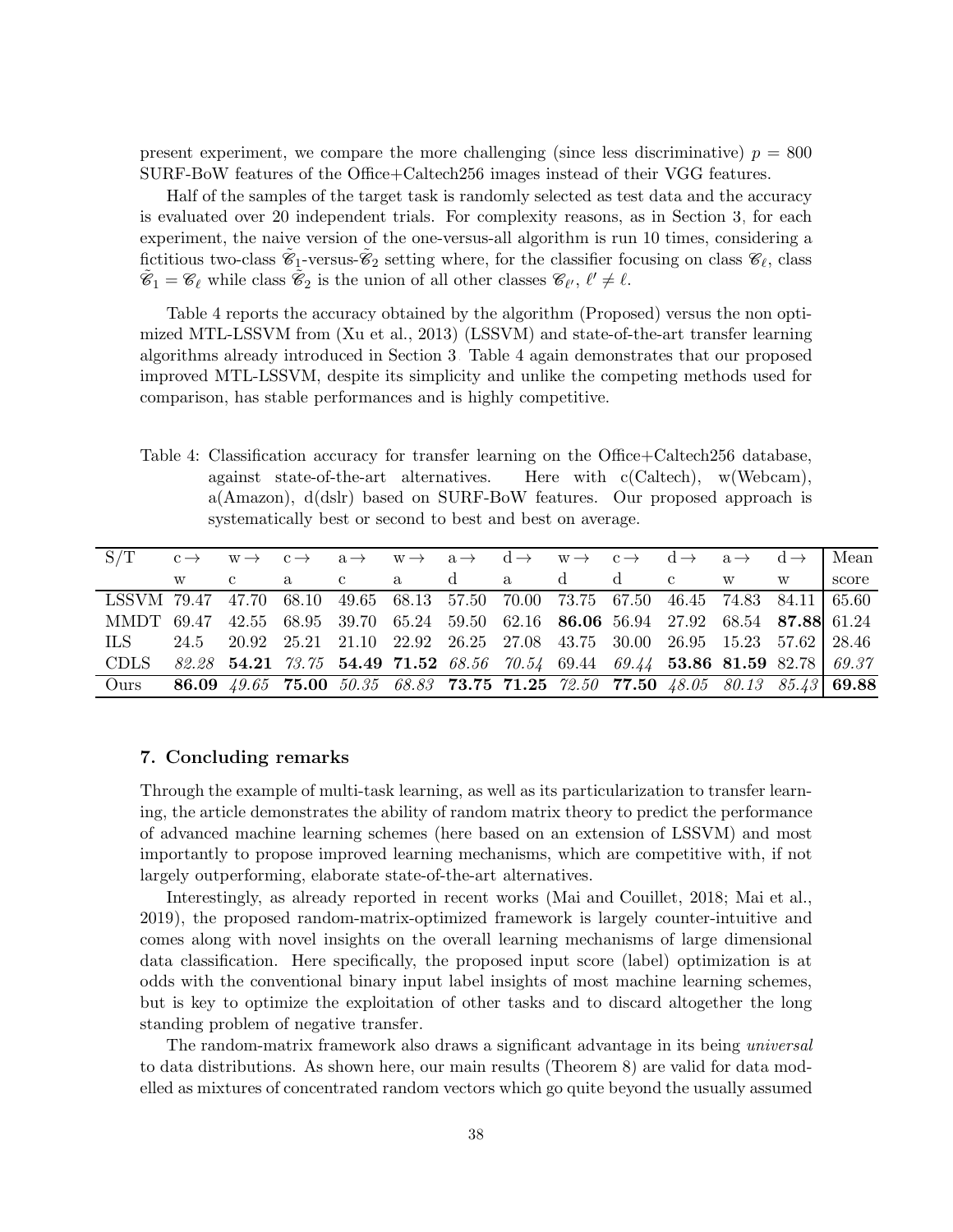present experiment, we compare the more challenging (since less discriminative) $p = 800$ SURF-BoW features of the Office+Caltech256 images instead of their VGG features.

Half of the samples of the target task is randomly selected as test data and the accuracy is evaluated over 20 independent trials. For complexity reasons, as in Section 3, for each experiment, the naive version of the one-versus-all algorithm is run 10 times, considering a fictitious two-class $\tilde{\mathscr{C}}_1$-versus-$\tilde{\mathscr{C}}_2$ setting where, for the classifier focusing on class $\mathscr{C}_\ell$, class $\tilde{\mathscr{C}}_1 = \mathscr{C}_\ell$ while class $\tilde{\mathscr{C}}_2$ is the union of all other classes $\mathscr{C}_{\ell'}$, $\ell' \neq \ell$.

Table 4 reports the accuracy obtained by the algorithm (Proposed) versus the non optimized MTL-LSSVM from (Xu et al., 2013) (LSSVM) and state-of-the-art transfer learning algorithms already introduced in Section 3. Table 4 again demonstrates that our proposed improved MTL-LSSVM, despite its simplicity and unlike the competing methods used for comparison, has stable performances and is highly competitive.

Table 4: Classification accuracy for transfer learning on the Office+Caltech256 database, against state-of-the-art alternatives. Here with c(Caltech), w(Webcam), a(Amazon), d(dslr) based on SURF-BoW features. Our proposed approach is systematically best or second to best and best on average.

| S/T | c→ w | w→ c | c→ a | a→ c | w→ a | a→ d | d→ a | w→ d | c→ d | d→ c | a→ w | d→ w | Mean score |
|---|---|---|---|---|---|---|---|---|---|---|---|---|---|
| LSSVM | 79.47 | 47.70 | 68.10 | 49.65 | 68.13 | 57.50 | 70.00 | 73.75 | 67.50 | 46.45 | 74.83 | 84.11 | 65.60 |
| MMDT | 69.47 | 42.55 | 68.95 | 39.70 | 65.24 | 59.50 | 62.16 | **86.06** | 56.94 | 27.92 | 68.54 | **87.88** | 61.24 |
| ILS | 24.5 | 20.92 | 25.21 | 21.10 | 22.92 | 26.25 | 27.08 | 43.75 | 30.00 | 26.95 | 15.23 | 57.62 | 28.46 |
| CDLS | *82.28* | **54.21** | *73.75* | **54.49** | **71.52** | *68.56* | *70.54* | 69.44 | *69.44* | **53.86** | **81.59** | 82.78 | *69.37* |
| Ours | **86.09** | *49.65* | **75.00** | *50.35* | *68.83* | **73.75** | **71.25** | *72.50* | **77.50** | *48.05* | *80.13* | *85.43* | **69.88** |

## 7. Concluding remarks

Through the example of multi-task learning, as well as its particularization to transfer learning, the article demonstrates the ability of random matrix theory to predict the performance of advanced machine learning schemes (here based on an extension of LSSVM) and most importantly to propose improved learning mechanisms, which are competitive with, if not largely outperforming, elaborate state-of-the-art alternatives.

Interestingly, as already reported in recent works (Mai and Couillet, 2018; Mai et al., 2019), the proposed random-matrix-optimized framework is largely counter-intuitive and comes along with novel insights on the overall learning mechanisms of large dimensional data classification. Here specifically, the proposed input score (label) optimization is at odds with the conventional binary input label insights of most machine learning schemes, but is key to optimize the exploitation of other tasks and to discard altogether the long standing problem of negative transfer.

The random-matrix framework also draws a significant advantage in its being *universal* to data distributions. As shown here, our main results (Theorem 8) are valid for data modelled as mixtures of concentrated random vectors which go quite beyond the usually assumed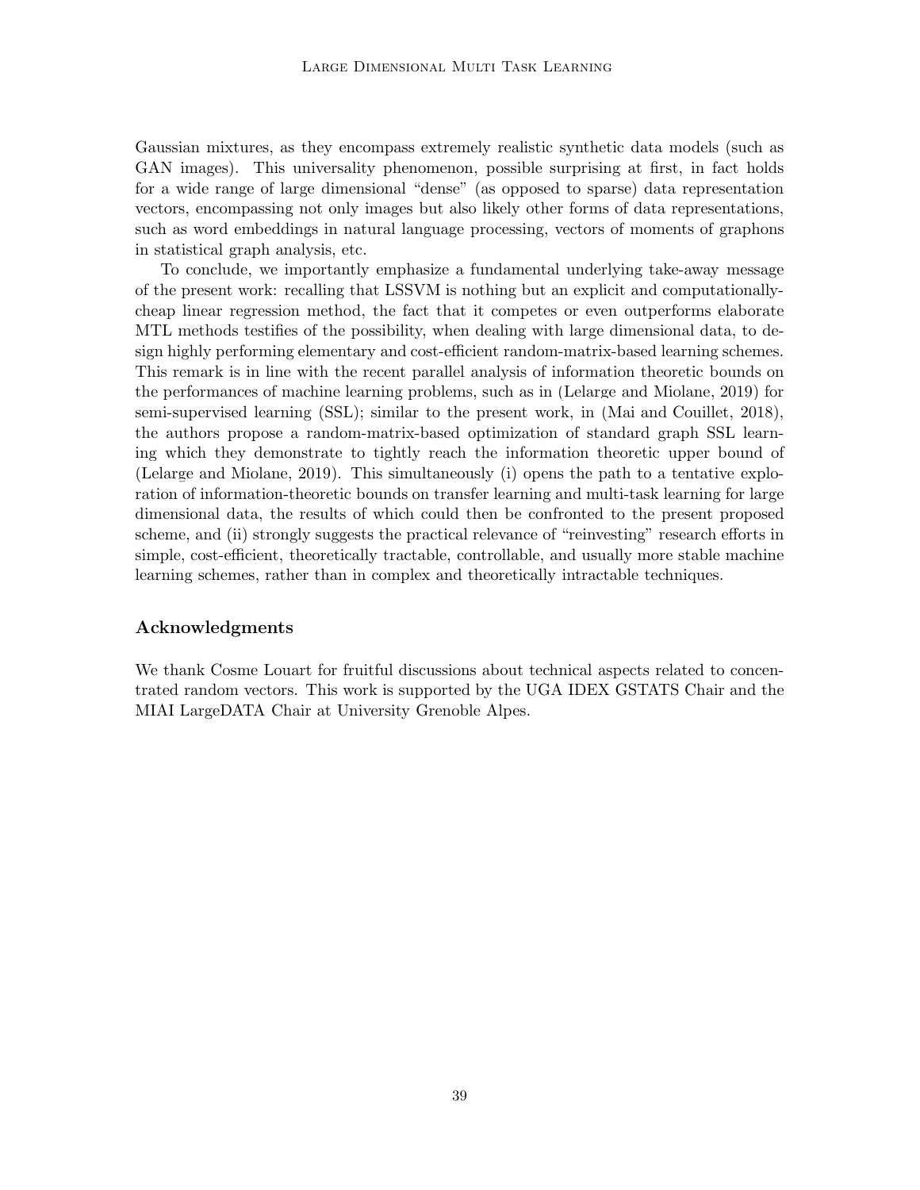Gaussian mixtures, as they encompass extremely realistic synthetic data models (such as GAN images). This universality phenomenon, possible surprising at first, in fact holds for a wide range of large dimensional "dense" (as opposed to sparse) data representation vectors, encompassing not only images but also likely other forms of data representations, such as word embeddings in natural language processing, vectors of moments of graphons in statistical graph analysis, etc.

To conclude, we importantly emphasize a fundamental underlying take-away message of the present work: recalling that LSSVM is nothing but an explicit and computationally-cheap linear regression method, the fact that it competes or even outperforms elaborate MTL methods testifies of the possibility, when dealing with large dimensional data, to design highly performing elementary and cost-efficient random-matrix-based learning schemes. This remark is in line with the recent parallel analysis of information theoretic bounds on the performances of machine learning problems, such as in (Lelarge and Miolane, 2019) for semi-supervised learning (SSL); similar to the present work, in (Mai and Couillet, 2018), the authors propose a random-matrix-based optimization of standard graph SSL learning which they demonstrate to tightly reach the information theoretic upper bound of (Lelarge and Miolane, 2019). This simultaneously (i) opens the path to a tentative exploration of information-theoretic bounds on transfer learning and multi-task learning for large dimensional data, the results of which could then be confronted to the present proposed scheme, and (ii) strongly suggests the practical relevance of "reinvesting" research efforts in simple, cost-efficient, theoretically tractable, controllable, and usually more stable machine learning schemes, rather than in complex and theoretically intractable techniques.

## Acknowledgments

We thank Cosme Louart for fruitful discussions about technical aspects related to concentrated random vectors. This work is supported by the UGA IDEX GSTATS Chair and the MIAI LargeDATA Chair at University Grenoble Alpes.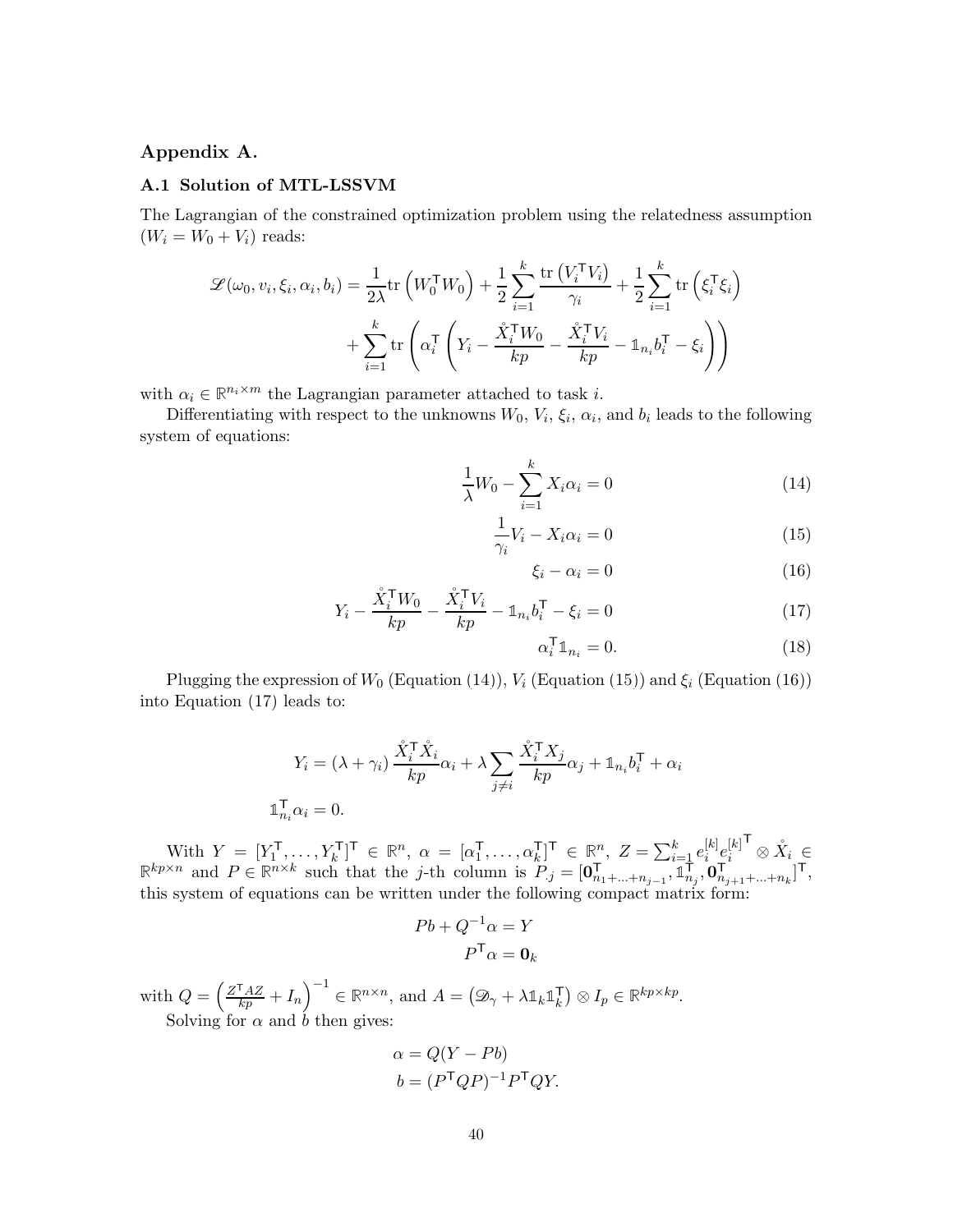# Appendix A.

## A.1 Solution of MTL-LSSVM

The Lagrangian of the constrained optimization problem using the relatedness assumption ($W_i = W_0 + V_i$) reads:

$$
\begin{aligned}
\mathscr{L}(\omega_0, v_i, \xi_i, \alpha_i, b_i) = \frac{1}{2\lambda}\mathrm{tr}\left(W_0^\mathsf{T} W_0\right) + \frac{1}{2}\sum_{i=1}^k \frac{\mathrm{tr}\left(V_i^\mathsf{T} V_i\right)}{\gamma_i} + \frac{1}{2}\sum_{i=1}^k \mathrm{tr}\left(\xi_i^\mathsf{T}\xi_i\right) \\
+ \sum_{i=1}^k \mathrm{tr}\left(\alpha_i^\mathsf{T}\left(Y_i - \frac{\mathring{X}_i^\mathsf{T} W_0}{kp} - \frac{\mathring{X}_i^\mathsf{T} V_i}{kp} - \mathbb{1}_{n_i} b_i^\mathsf{T} - \xi_i\right)\right)
\end{aligned}
$$

with $\alpha_i \in \mathbb{R}^{n_i \times m}$ the Lagrangian parameter attached to task $i$.

Differentiating with respect to the unknowns $W_0$, $V_i$, $\xi_i$, $\alpha_i$, and $b_i$ leads to the following system of equations:

$$
\frac{1}{\lambda}W_0 - \sum_{i=1}^k X_i\alpha_i = 0 \tag{14}
$$

$$
\frac{1}{\gamma_i}V_i - X_i\alpha_i = 0 \tag{15}
$$

$$
\xi_i - \alpha_i = 0 \tag{16}
$$

$$
Y_i - \frac{\mathring{X}_i^\mathsf{T} W_0}{kp} - \frac{\mathring{X}_i^\mathsf{T} V_i}{kp} - \mathbb{1}_{n_i} b_i^\mathsf{T} - \xi_i = 0 \tag{17}
$$

$$
\alpha_i^\mathsf{T}\mathbb{1}_{n_i} = 0. \tag{18}
$$

Plugging the expression of $W_0$ (Equation (14)), $V_i$ (Equation (15)) and $\xi_i$ (Equation (16)) into Equation (17) leads to:

$$
\begin{aligned}
Y_i &= (\lambda + \gamma_i)\frac{\mathring{X}_i^\mathsf{T}\mathring{X}_i}{kp}\alpha_i + \lambda\sum_{j\neq i}\frac{\mathring{X}_i^\mathsf{T} X_j}{kp}\alpha_j + \mathbb{1}_{n_i} b_i^\mathsf{T} + \alpha_i \\
\mathbb{1}_{n_i}^\mathsf{T}\alpha_i &= 0.
\end{aligned}
$$

With $Y = [Y_1^\mathsf{T}, \ldots, Y_k^\mathsf{T}]^\mathsf{T} \in \mathbb{R}^n$, $\alpha = [\alpha_1^\mathsf{T}, \ldots, \alpha_k^\mathsf{T}]^\mathsf{T} \in \mathbb{R}^n$, $Z = \sum_{i=1}^k e_i^{[k]} {e_i^{[k]}}^\mathsf{T} \otimes \mathring{X}_i \in \mathbb{R}^{kp\times n}$ and $P \in \mathbb{R}^{n\times k}$ such that the $j$-th column is $P_{\cdot j} = [\mathbf{0}_{n_1+\ldots+n_{j-1}}^\mathsf{T}, \mathbb{1}_{n_j}^\mathsf{T}, \mathbf{0}_{n_{j+1}+\ldots+n_k}^\mathsf{T}]^\mathsf{T}$, this system of equations can be written under the following compact matrix form:

$$
\begin{aligned}
Pb + Q^{-1}\alpha &= Y \\
P^\mathsf{T}\alpha &= \mathbf{0}_k
\end{aligned}
$$

with $Q = \left(\frac{Z^\mathsf{T} A Z}{kp} + I_n\right)^{-1} \in \mathbb{R}^{n\times n}$, and $A = \left(\mathscr{D}_\gamma + \lambda\mathbb{1}_k\mathbb{1}_k^\mathsf{T}\right)\otimes I_p \in \mathbb{R}^{kp\times kp}$.

Solving for $\alpha$ and $b$ then gives:

$$
\begin{aligned}
\alpha &= Q(Y - Pb) \\
b &= (P^\mathsf{T} Q P)^{-1} P^\mathsf{T} Q Y.
\end{aligned}
$$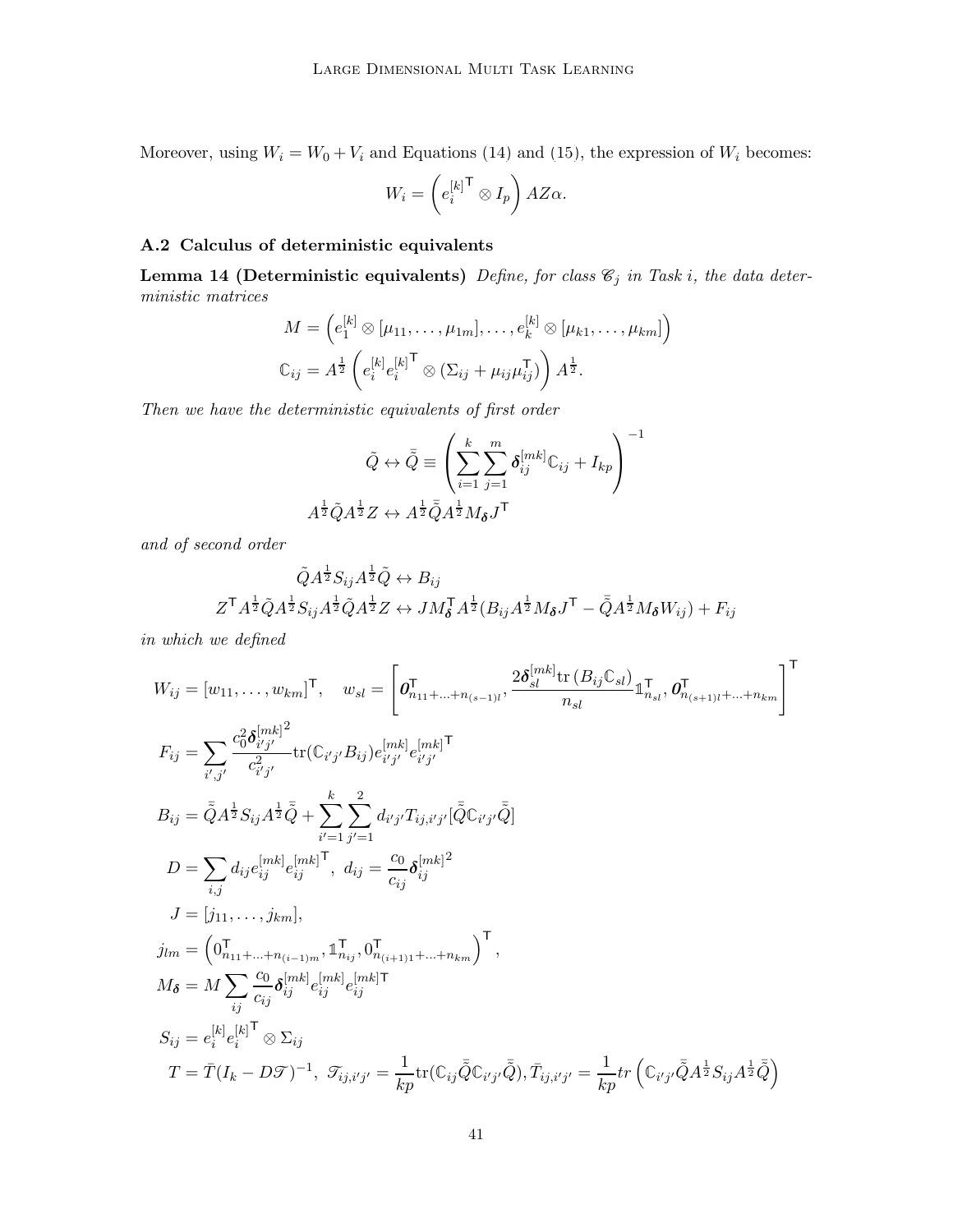Moreover, using $W_i = W_0 + V_i$ and Equations (14) and (15), the expression of $W_i$ becomes:

$$W_i = \left( e_i^{[k]^\mathsf{T}} \otimes I_p \right) AZ\alpha.$$

### A.2 Calculus of deterministic equivalents

**Lemma 14 (Deterministic equivalents)** *Define, for class $\mathscr{C}_j$ in Task $i$, the data deterministic matrices*

$$M = \left( e_1^{[k]} \otimes [\mu_{11}, \ldots, \mu_{1m}], \ldots, e_k^{[k]} \otimes [\mu_{k1}, \ldots, \mu_{km}] \right)$$

$$\mathbb{C}_{ij} = A^{\frac{1}{2}} \left( e_i^{[k]} e_i^{[k]^\mathsf{T}} \otimes (\Sigma_{ij} + \mu_{ij}\mu_{ij}^\mathsf{T}) \right) A^{\frac{1}{2}}.$$

*Then we have the deterministic equivalents of first order*

$$\tilde{Q} \leftrightarrow \bar{\tilde{Q}} \equiv \left( \sum_{i=1}^{k} \sum_{j=1}^{m} \boldsymbol{\delta}_{ij}^{[mk]} \mathbb{C}_{ij} + I_{kp} \right)^{-1}$$

$$A^{\frac{1}{2}} \tilde{Q} A^{\frac{1}{2}} Z \leftrightarrow A^{\frac{1}{2}} \bar{\tilde{Q}} A^{\frac{1}{2}} M_{\boldsymbol{\delta}} J^\mathsf{T}$$

*and of second order*

$$\tilde{Q} A^{\frac{1}{2}} S_{ij} A^{\frac{1}{2}} \tilde{Q} \leftrightarrow B_{ij}$$

$$Z^\mathsf{T} A^{\frac{1}{2}} \tilde{Q} A^{\frac{1}{2}} S_{ij} A^{\frac{1}{2}} \tilde{Q} A^{\frac{1}{2}} Z \leftrightarrow J M_{\boldsymbol{\delta}}^\mathsf{T} A^{\frac{1}{2}} (B_{ij} A^{\frac{1}{2}} M_{\boldsymbol{\delta}} J^\mathsf{T} - \bar{\tilde{Q}} A^{\frac{1}{2}} M_{\boldsymbol{\delta}} W_{ij}) + F_{ij}$$

*in which we defined*

$$W_{ij} = [w_{11}, \ldots, w_{km}]^\mathsf{T}, \quad w_{sl} = \left[ \boldsymbol{0}_{n_{11}+\ldots+n_{(s-1)l}}^\mathsf{T}, \frac{2\boldsymbol{\delta}_{sl}^{[mk]} \operatorname{tr}(B_{ij}\mathbb{C}_{sl})}{n_{sl}} \mathbb{1}_{n_{sl}}^\mathsf{T}, \boldsymbol{0}_{n_{(s+1)l}+\ldots+n_{km}}^\mathsf{T} \right]^\mathsf{T}$$

$$F_{ij} = \sum_{i',j'} \frac{c_0^2 \boldsymbol{\delta}_{i'j'}^{[mk]^2}}{c_{i'j'}^2} \operatorname{tr}(\mathbb{C}_{i'j'} B_{ij}) e_{i'j'}^{[mk]} e_{i'j'}^{[mk]^\mathsf{T}}$$

$$B_{ij} = \bar{\tilde{Q}} A^{\frac{1}{2}} S_{ij} A^{\frac{1}{2}} \bar{\tilde{Q}} + \sum_{i'=1}^{k} \sum_{j'=1}^{2} d_{i'j'} T_{ij,i'j'} [\bar{\tilde{Q}} \mathbb{C}_{i'j'} \bar{\tilde{Q}}]$$

$$D = \sum_{i,j} d_{ij} e_{ij}^{[mk]} e_{ij}^{[mk]^\mathsf{T}}, \; d_{ij} = \frac{c_0}{c_{ij}} \boldsymbol{\delta}_{ij}^{[mk]^2}$$

$$J = [j_{11}, \ldots, j_{km}],$$

$$j_{lm} = \left( 0_{n_{11}+\ldots+n_{(i-1)m}}^\mathsf{T}, \mathbb{1}_{n_{ij}}^\mathsf{T}, 0_{n_{(i+1)1}+\ldots+n_{km}}^\mathsf{T} \right)^\mathsf{T},$$

$$M_{\boldsymbol{\delta}} = M \sum_{ij} \frac{c_0}{c_{ij}} \boldsymbol{\delta}_{ij}^{[mk]} e_{ij}^{[mk]} e_{ij}^{[mk]\mathsf{T}}$$

$$S_{ij} = e_i^{[k]} e_i^{[k]^\mathsf{T}} \otimes \Sigma_{ij}$$

$$T = \bar{T}(I_k - D\mathscr{T})^{-1}, \; \mathscr{T}_{ij,i'j'} = \frac{1}{kp} \operatorname{tr}(\mathbb{C}_{ij} \bar{\tilde{Q}} \mathbb{C}_{i'j'} \bar{\tilde{Q}}), \bar{T}_{ij,i'j'} = \frac{1}{kp} tr\left( \mathbb{C}_{i'j'} \bar{\tilde{Q}} A^{\frac{1}{2}} S_{ij} A^{\frac{1}{2}} \bar{\tilde{Q}} \right)$$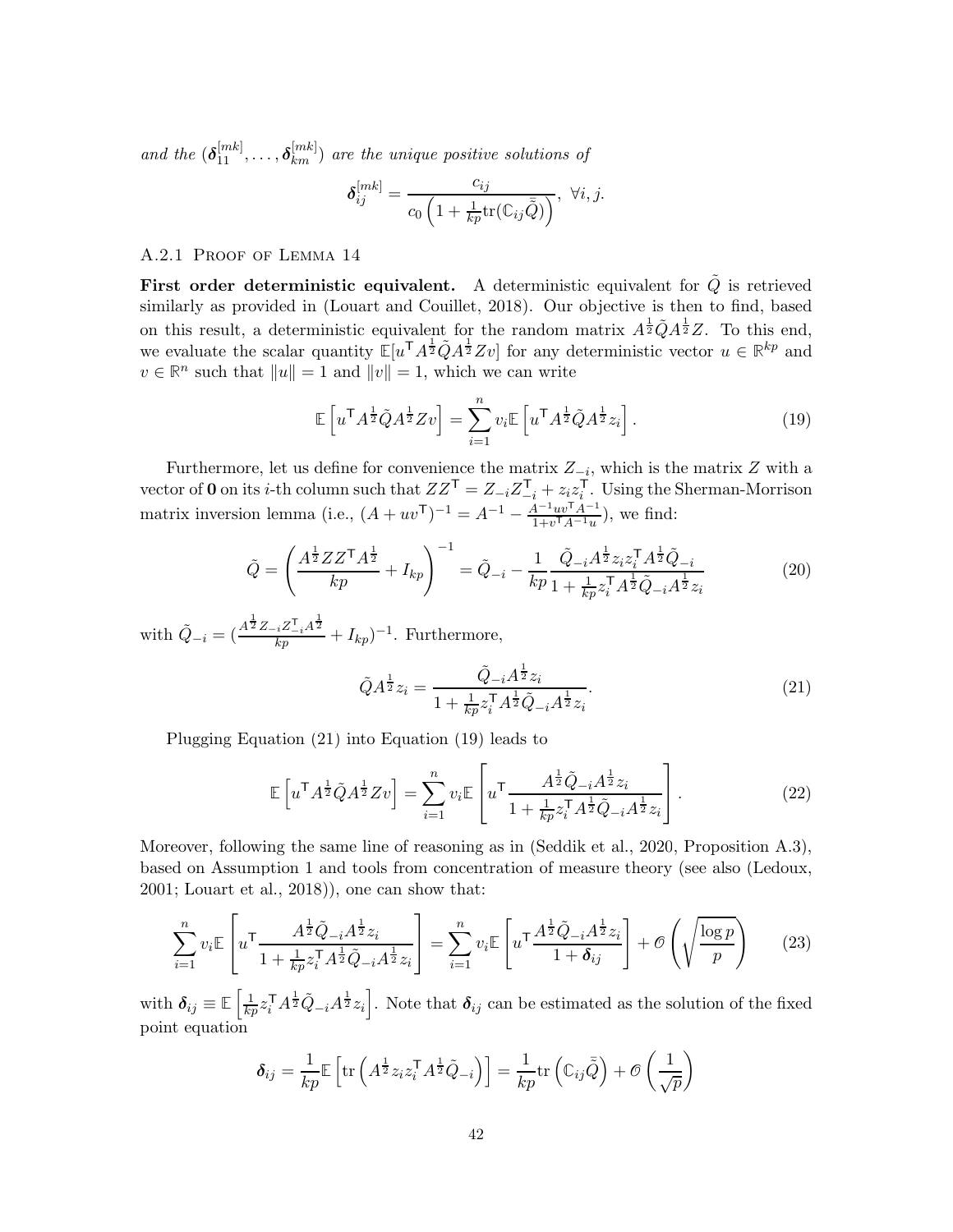*and the* $(\boldsymbol{\delta}_{11}^{[mk]}, \ldots, \boldsymbol{\delta}_{km}^{[mk]})$ *are the unique positive solutions of*

$$\boldsymbol{\delta}_{ij}^{[mk]} = \frac{c_{ij}}{c_0 \left(1 + \frac{1}{kp}\mathrm{tr}(\mathbb{C}_{ij}\bar{\tilde{Q}})\right)}, \ \forall i, j.$$

### A.2.1 Proof of Lemma 14

**First order deterministic equivalent.** A deterministic equivalent for $\tilde{Q}$ is retrieved similarly as provided in (Louart and Couillet, 2018). Our objective is then to find, based on this result, a deterministic equivalent for the random matrix $A^{\frac{1}{2}}\tilde{Q}A^{\frac{1}{2}}Z$. To this end, we evaluate the scalar quantity $\mathbb{E}[u^\mathsf{T} A^{\frac{1}{2}}\tilde{Q}A^{\frac{1}{2}}Zv]$ for any deterministic vector $u \in \mathbb{R}^{kp}$ and $v \in \mathbb{R}^n$ such that $\|u\| = 1$ and $\|v\| = 1$, which we can write

$$\mathbb{E}\left[u^\mathsf{T} A^{\frac{1}{2}}\tilde{Q}A^{\frac{1}{2}}Zv\right] = \sum_{i=1}^n v_i \mathbb{E}\left[u^\mathsf{T} A^{\frac{1}{2}}\tilde{Q}A^{\frac{1}{2}}z_i\right]. \tag{19}$$

Furthermore, let us define for convenience the matrix $Z_{-i}$, which is the matrix $Z$ with a vector of $\mathbf{0}$ on its $i$-th column such that $ZZ^\mathsf{T} = Z_{-i}Z_{-i}^\mathsf{T} + z_i z_i^\mathsf{T}$. Using the Sherman-Morrison matrix inversion lemma (i.e., $(A + uv^\mathsf{T})^{-1} = A^{-1} - \frac{A^{-1}uv^\mathsf{T}A^{-1}}{1+v^\mathsf{T}A^{-1}u}$), we find:

$$\tilde{Q} = \left(\frac{A^{\frac{1}{2}}ZZ^\mathsf{T}A^{\frac{1}{2}}}{kp} + I_{kp}\right)^{-1} = \tilde{Q}_{-i} - \frac{1}{kp}\frac{\tilde{Q}_{-i}A^{\frac{1}{2}}z_i z_i^\mathsf{T}A^{\frac{1}{2}}\tilde{Q}_{-i}}{1 + \frac{1}{kp}z_i^\mathsf{T}A^{\frac{1}{2}}\tilde{Q}_{-i}A^{\frac{1}{2}}z_i} \tag{20}$$

with $\tilde{Q}_{-i} = (\frac{A^{\frac{1}{2}}Z_{-i}Z_{-i}^\mathsf{T}A^{\frac{1}{2}}}{kp} + I_{kp})^{-1}$. Furthermore,

$$\tilde{Q}A^{\frac{1}{2}}z_i = \frac{\tilde{Q}_{-i}A^{\frac{1}{2}}z_i}{1 + \frac{1}{kp}z_i^\mathsf{T}A^{\frac{1}{2}}\tilde{Q}_{-i}A^{\frac{1}{2}}z_i}. \tag{21}$$

Plugging Equation (21) into Equation (19) leads to

$$\mathbb{E}\left[u^\mathsf{T} A^{\frac{1}{2}}\tilde{Q}A^{\frac{1}{2}}Zv\right] = \sum_{i=1}^n v_i \mathbb{E}\left[u^\mathsf{T}\frac{A^{\frac{1}{2}}\tilde{Q}_{-i}A^{\frac{1}{2}}z_i}{1 + \frac{1}{kp}z_i^\mathsf{T}A^{\frac{1}{2}}\tilde{Q}_{-i}A^{\frac{1}{2}}z_i}\right]. \tag{22}$$

Moreover, following the same line of reasoning as in (Seddik et al., 2020, Proposition A.3), based on Assumption 1 and tools from concentration of measure theory (see also (Ledoux, 2001; Louart et al., 2018)), one can show that:

$$\sum_{i=1}^n v_i \mathbb{E}\left[u^\mathsf{T}\frac{A^{\frac{1}{2}}\tilde{Q}_{-i}A^{\frac{1}{2}}z_i}{1 + \frac{1}{kp}z_i^\mathsf{T}A^{\frac{1}{2}}\tilde{Q}_{-i}A^{\frac{1}{2}}z_i}\right] = \sum_{i=1}^n v_i \mathbb{E}\left[u^\mathsf{T}\frac{A^{\frac{1}{2}}\tilde{Q}_{-i}A^{\frac{1}{2}}z_i}{1 + \boldsymbol{\delta}_{ij}}\right] + \mathcal{O}\left(\sqrt{\frac{\log p}{p}}\right) \tag{23}$$

with $\boldsymbol{\delta}_{ij} \equiv \mathbb{E}\left[\frac{1}{kp}z_i^\mathsf{T}A^{\frac{1}{2}}\tilde{Q}_{-i}A^{\frac{1}{2}}z_i\right]$. Note that $\boldsymbol{\delta}_{ij}$ can be estimated as the solution of the fixed point equation

$$\boldsymbol{\delta}_{ij} = \frac{1}{kp}\mathbb{E}\left[\mathrm{tr}\left(A^{\frac{1}{2}}z_i z_i^\mathsf{T}A^{\frac{1}{2}}\tilde{Q}_{-i}\right)\right] = \frac{1}{kp}\mathrm{tr}\left(\mathbb{C}_{ij}\bar{\tilde{Q}}\right) + \mathcal{O}\left(\frac{1}{\sqrt{p}}\right)$$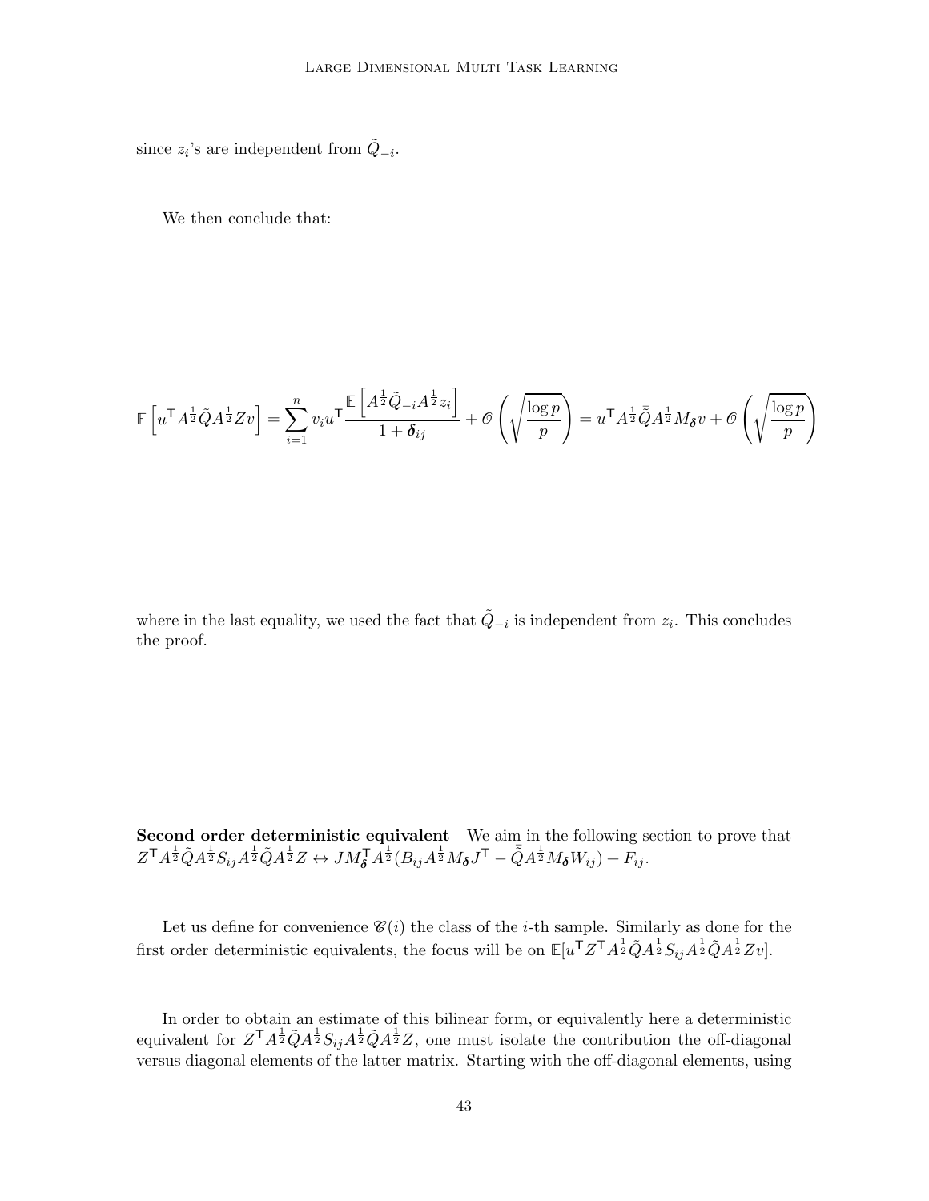since $z_i$'s are independent from $\tilde{Q}_{-i}$.

We then conclude that:

$$\mathbb{E}\left[u^{\mathsf{T}} A^{\frac{1}{2}} \tilde{Q} A^{\frac{1}{2}} Z v\right] = \sum_{i=1}^{n} v_i u^{\mathsf{T}} \frac{\mathbb{E}\left[A^{\frac{1}{2}} \tilde{Q}_{-i} A^{\frac{1}{2}} z_i\right]}{1+\boldsymbol{\delta}_{ij}} + \mathcal{O}\left(\sqrt{\frac{\log p}{p}}\right) = u^{\mathsf{T}} A^{\frac{1}{2}} \bar{\tilde{Q}} A^{\frac{1}{2}} M_{\boldsymbol{\delta}} v + \mathcal{O}\left(\sqrt{\frac{\log p}{p}}\right)$$

where in the last equality, we used the fact that $\tilde{Q}_{-i}$ is independent from $z_i$. This concludes the proof.

**Second order deterministic equivalent** We aim in the following section to prove that $Z^{\mathsf{T}} A^{\frac{1}{2}} \tilde{Q} A^{\frac{1}{2}} S_{ij} A^{\frac{1}{2}} \tilde{Q} A^{\frac{1}{2}} Z \leftrightarrow J M_{\boldsymbol{\delta}}^{\mathsf{T}} A^{\frac{1}{2}} (B_{ij} A^{\frac{1}{2}} M_{\boldsymbol{\delta}} J^{\mathsf{T}} - \bar{\tilde{Q}} A^{\frac{1}{2}} M_{\boldsymbol{\delta}} W_{ij}) + F_{ij}$.

Let us define for convenience $\mathscr{C}(i)$ the class of the $i$-th sample. Similarly as done for the first order deterministic equivalents, the focus will be on $\mathbb{E}[u^{\mathsf{T}} Z^{\mathsf{T}} A^{\frac{1}{2}} \tilde{Q} A^{\frac{1}{2}} S_{ij} A^{\frac{1}{2}} \tilde{Q} A^{\frac{1}{2}} Z v]$.

In order to obtain an estimate of this bilinear form, or equivalently here a deterministic equivalent for $Z^{\mathsf{T}} A^{\frac{1}{2}} \tilde{Q} A^{\frac{1}{2}} S_{ij} A^{\frac{1}{2}} \tilde{Q} A^{\frac{1}{2}} Z$, one must isolate the contribution the off-diagonal versus diagonal elements of the latter matrix. Starting with the off-diagonal elements, using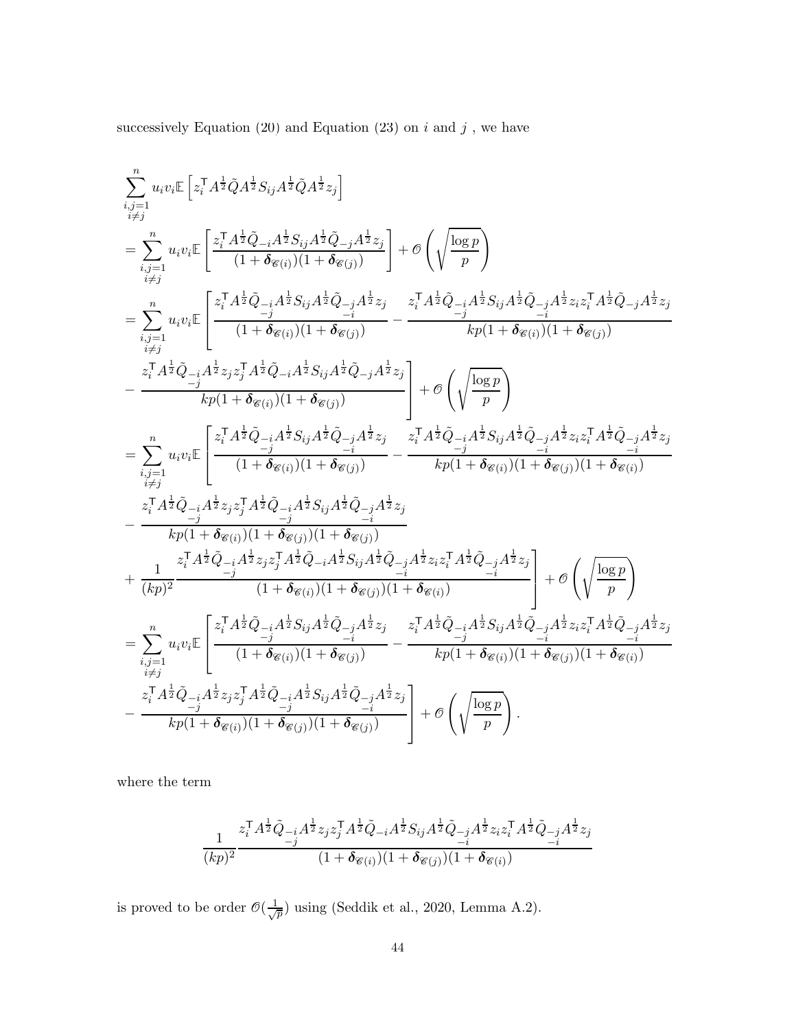successively Equation (20) and Equation (23) on $i$ and $j$ , we have

$$
\begin{aligned}
&\sum_{\substack{i,j=1\\ i\neq j}}^{n} u_i v_i \mathbb{E}\left[ z_i^\mathsf{T} A^{\frac{1}{2}} \tilde{Q} A^{\frac{1}{2}} S_{ij} A^{\frac{1}{2}} \tilde{Q} A^{\frac{1}{2}} z_j \right] \\
&= \sum_{\substack{i,j=1\\ i\neq j}}^{n} u_i v_i \mathbb{E}\left[ \frac{z_i^\mathsf{T} A^{\frac{1}{2}} \tilde{Q}_{-i} A^{\frac{1}{2}} S_{ij} A^{\frac{1}{2}} \tilde{Q}_{-j} A^{\frac{1}{2}} z_j}{(1+\boldsymbol{\delta}_{\mathscr{C}(i)})(1+\boldsymbol{\delta}_{\mathscr{C}(j)})} \right] + \mathscr{O}\left(\sqrt{\frac{\log p}{p}}\right) \\
&= \sum_{\substack{i,j=1\\ i\neq j}}^{n} u_i v_i \mathbb{E}\left[ \frac{z_i^\mathsf{T} A^{\frac{1}{2}} \tilde{Q}_{\substack{-i\\-j}} A^{\frac{1}{2}} S_{ij} A^{\frac{1}{2}} \tilde{Q}_{\substack{-j\\-i}} A^{\frac{1}{2}} z_j}{(1+\boldsymbol{\delta}_{\mathscr{C}(i)})(1+\boldsymbol{\delta}_{\mathscr{C}(j)})} - \frac{z_i^\mathsf{T} A^{\frac{1}{2}} \tilde{Q}_{\substack{-i\\-j}} A^{\frac{1}{2}} S_{ij} A^{\frac{1}{2}} \tilde{Q}_{\substack{-j\\-i}} A^{\frac{1}{2}} z_i z_i^\mathsf{T} A^{\frac{1}{2}} \tilde{Q}_{-j} A^{\frac{1}{2}} z_j}{kp(1+\boldsymbol{\delta}_{\mathscr{C}(i)})(1+\boldsymbol{\delta}_{\mathscr{C}(j)})} \right. \\
&\left. - \frac{z_i^\mathsf{T} A^{\frac{1}{2}} \tilde{Q}_{\substack{-i\\-j}} A^{\frac{1}{2}} z_j z_j^\mathsf{T} A^{\frac{1}{2}} \tilde{Q}_{-i} A^{\frac{1}{2}} S_{ij} A^{\frac{1}{2}} \tilde{Q}_{-j} A^{\frac{1}{2}} z_j}{kp(1+\boldsymbol{\delta}_{\mathscr{C}(i)})(1+\boldsymbol{\delta}_{\mathscr{C}(j)})} \right] + \mathscr{O}\left(\sqrt{\frac{\log p}{p}}\right) \\
&= \sum_{\substack{i,j=1\\ i\neq j}}^{n} u_i v_i \mathbb{E}\left[ \frac{z_i^\mathsf{T} A^{\frac{1}{2}} \tilde{Q}_{\substack{-i\\-j}} A^{\frac{1}{2}} S_{ij} A^{\frac{1}{2}} \tilde{Q}_{\substack{-j\\-i}} A^{\frac{1}{2}} z_j}{(1+\boldsymbol{\delta}_{\mathscr{C}(i)})(1+\boldsymbol{\delta}_{\mathscr{C}(j)})} - \frac{z_i^\mathsf{T} A^{\frac{1}{2}} \tilde{Q}_{\substack{-i\\-j}} A^{\frac{1}{2}} S_{ij} A^{\frac{1}{2}} \tilde{Q}_{\substack{-j\\-i}} A^{\frac{1}{2}} z_i z_i^\mathsf{T} A^{\frac{1}{2}} \tilde{Q}_{\substack{-j\\-i}} A^{\frac{1}{2}} z_j}{kp(1+\boldsymbol{\delta}_{\mathscr{C}(i)})(1+\boldsymbol{\delta}_{\mathscr{C}(j)})(1+\boldsymbol{\delta}_{\mathscr{C}(i)})} \right. \\
&- \frac{z_i^\mathsf{T} A^{\frac{1}{2}} \tilde{Q}_{\substack{-i\\-j}} A^{\frac{1}{2}} z_j z_j^\mathsf{T} A^{\frac{1}{2}} \tilde{Q}_{\substack{-i\\-j}} A^{\frac{1}{2}} S_{ij} A^{\frac{1}{2}} \tilde{Q}_{\substack{-j\\-i}} A^{\frac{1}{2}} z_j}{kp(1+\boldsymbol{\delta}_{\mathscr{C}(i)})(1+\boldsymbol{\delta}_{\mathscr{C}(j)})(1+\boldsymbol{\delta}_{\mathscr{C}(j)})} \\
&\left. + \frac{1}{(kp)^2} \frac{z_i^\mathsf{T} A^{\frac{1}{2}} \tilde{Q}_{\substack{-i\\-j}} A^{\frac{1}{2}} z_j z_j^\mathsf{T} A^{\frac{1}{2}} \tilde{Q}_{-i} A^{\frac{1}{2}} S_{ij} A^{\frac{1}{2}} \tilde{Q}_{\substack{-j\\-i}} A^{\frac{1}{2}} z_i z_i^\mathsf{T} A^{\frac{1}{2}} \tilde{Q}_{\substack{-j\\-i}} A^{\frac{1}{2}} z_j}{(1+\boldsymbol{\delta}_{\mathscr{C}(i)})(1+\boldsymbol{\delta}_{\mathscr{C}(j)})(1+\boldsymbol{\delta}_{\mathscr{C}(i)})} \right] + \mathscr{O}\left(\sqrt{\frac{\log p}{p}}\right) \\
&= \sum_{\substack{i,j=1\\ i\neq j}}^{n} u_i v_i \mathbb{E}\left[ \frac{z_i^\mathsf{T} A^{\frac{1}{2}} \tilde{Q}_{\substack{-i\\-j}} A^{\frac{1}{2}} S_{ij} A^{\frac{1}{2}} \tilde{Q}_{\substack{-j\\-i}} A^{\frac{1}{2}} z_j}{(1+\boldsymbol{\delta}_{\mathscr{C}(i)})(1+\boldsymbol{\delta}_{\mathscr{C}(j)})} - \frac{z_i^\mathsf{T} A^{\frac{1}{2}} \tilde{Q}_{\substack{-i\\-j}} A^{\frac{1}{2}} S_{ij} A^{\frac{1}{2}} \tilde{Q}_{\substack{-j\\-i}} A^{\frac{1}{2}} z_i z_i^\mathsf{T} A^{\frac{1}{2}} \tilde{Q}_{\substack{-j\\-i}} A^{\frac{1}{2}} z_j}{kp(1+\boldsymbol{\delta}_{\mathscr{C}(i)})(1+\boldsymbol{\delta}_{\mathscr{C}(j)})(1+\boldsymbol{\delta}_{\mathscr{C}(i)})} \right. \\
&\left. - \frac{z_i^\mathsf{T} A^{\frac{1}{2}} \tilde{Q}_{\substack{-i\\-j}} A^{\frac{1}{2}} z_j z_j^\mathsf{T} A^{\frac{1}{2}} \tilde{Q}_{\substack{-i\\-j}} A^{\frac{1}{2}} S_{ij} A^{\frac{1}{2}} \tilde{Q}_{\substack{-j\\-i}} A^{\frac{1}{2}} z_j}{kp(1+\boldsymbol{\delta}_{\mathscr{C}(i)})(1+\boldsymbol{\delta}_{\mathscr{C}(j)})(1+\boldsymbol{\delta}_{\mathscr{C}(j)})} \right] + \mathscr{O}\left(\sqrt{\frac{\log p}{p}}\right).
\end{aligned}
$$

where the term

$$
\frac{1}{(kp)^2} \frac{z_i^\mathsf{T} A^{\frac{1}{2}} \tilde{Q}_{\substack{-i\\-j}} A^{\frac{1}{2}} z_j z_j^\mathsf{T} A^{\frac{1}{2}} \tilde{Q}_{-i} A^{\frac{1}{2}} S_{ij} A^{\frac{1}{2}} \tilde{Q}_{\substack{-j\\-i}} A^{\frac{1}{2}} z_i z_i^\mathsf{T} A^{\frac{1}{2}} \tilde{Q}_{\substack{-j\\-i}} A^{\frac{1}{2}} z_j}{(1+\boldsymbol{\delta}_{\mathscr{C}(i)})(1+\boldsymbol{\delta}_{\mathscr{C}(j)})(1+\boldsymbol{\delta}_{\mathscr{C}(i)})}
$$

is proved to be order $\mathscr{O}(\frac{1}{\sqrt{p}})$ using (Seddik et al., 2020, Lemma A.2).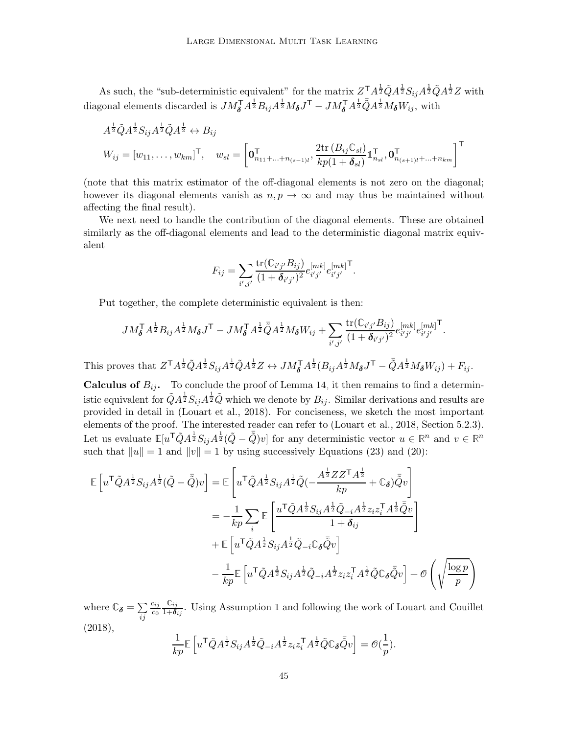As such, the "sub-deterministic equivalent" for the matrix $Z^\mathsf{T} A^{\frac{1}{2}} \tilde{Q} A^{\frac{1}{2}} S_{ij} A^{\frac{1}{2}} \tilde{Q} A^{\frac{1}{2}} Z$ with diagonal elements discarded is $J M_{\boldsymbol{\delta}}^\mathsf{T} A^{\frac{1}{2}} B_{ij} A^{\frac{1}{2}} M_{\boldsymbol{\delta}} J^\mathsf{T} - J M_{\boldsymbol{\delta}}^\mathsf{T} A^{\frac{1}{2}} \bar{\tilde{Q}} A^{\frac{1}{2}} M_{\boldsymbol{\delta}} W_{ij}$, with

$$
\begin{aligned}
& A^{\frac{1}{2}} \tilde{Q} A^{\frac{1}{2}} S_{ij} A^{\frac{1}{2}} \tilde{Q} A^{\frac{1}{2}} \leftrightarrow B_{ij} \\
& W_{ij} = [w_{11}, \ldots, w_{km}]^\mathsf{T}, \quad w_{sl} = \left[ \mathbf{0}^\mathsf{T}_{n_{11}+\ldots+n_{(s-1)l}}, \frac{2\mathrm{tr}\,(B_{ij}\mathbb{C}_{sl})}{kp(1+\boldsymbol{\delta}_{sl})} \mathbb{1}^\mathsf{T}_{n_{sl}}, \mathbf{0}^\mathsf{T}_{n_{(s+1)l}+\ldots+n_{km}} \right]^\mathsf{T}
\end{aligned}
$$

(note that this matrix estimator of the off-diagonal elements is not zero on the diagonal; however its diagonal elements vanish as $n, p \to \infty$ and may thus be maintained without affecting the final result).

We next need to handle the contribution of the diagonal elements. These are obtained similarly as the off-diagonal elements and lead to the deterministic diagonal matrix equivalent

$$
F_{ij} = \sum_{i',j'} \frac{\mathrm{tr}(\mathbb{C}_{i'j'} B_{ij})}{(1+\boldsymbol{\delta}_{i'j'})^2} e^{[mk]}_{i'j'} e^{[mk]\mathsf{T}}_{i'j'}.
$$

Put together, the complete deterministic equivalent is then:

$$
J M_{\boldsymbol{\delta}}^\mathsf{T} A^{\frac{1}{2}} B_{ij} A^{\frac{1}{2}} M_{\boldsymbol{\delta}} J^\mathsf{T} - J M_{\boldsymbol{\delta}}^\mathsf{T} A^{\frac{1}{2}} \bar{\tilde{Q}} A^{\frac{1}{2}} M_{\boldsymbol{\delta}} W_{ij} + \sum_{i',j'} \frac{\mathrm{tr}(\mathbb{C}_{i'j'} B_{ij})}{(1+\boldsymbol{\delta}_{i'j'})^2} e^{[mk]}_{i'j'} e^{[mk]\mathsf{T}}_{i'j'}.
$$

This proves that $Z^\mathsf{T} A^{\frac{1}{2}} \tilde{Q} A^{\frac{1}{2}} S_{ij} A^{\frac{1}{2}} \tilde{Q} A^{\frac{1}{2}} Z \leftrightarrow J M_{\boldsymbol{\delta}}^\mathsf{T} A^{\frac{1}{2}} (B_{ij} A^{\frac{1}{2}} M_{\boldsymbol{\delta}} J^\mathsf{T} - \bar{\tilde{Q}} A^{\frac{1}{2}} M_{\boldsymbol{\delta}} W_{ij}) + F_{ij}$.

**Calculus of $B_{ij}$.** To conclude the proof of Lemma 14, it then remains to find a deterministic equivalent for $\tilde{Q} A^{\frac{1}{2}} S_{ij} A^{\frac{1}{2}} \tilde{Q}$ which we denote by $B_{ij}$. Similar derivations and results are provided in detail in (Louart et al., 2018). For conciseness, we sketch the most important elements of the proof. The interested reader can refer to (Louart et al., 2018, Section 5.2.3). Let us evaluate $\mathbb{E}[u^\mathsf{T} \tilde{Q} A^{\frac{1}{2}} S_{ij} A^{\frac{1}{2}} (\tilde{Q} - \bar{\tilde{Q}}) v]$ for any deterministic vector $u \in \mathbb{R}^n$ and $v \in \mathbb{R}^n$ such that $\|u\| = 1$ and $\|v\| = 1$ by using successively Equations (23) and (20):

$$
\begin{aligned}
\mathbb{E}\left[ u^\mathsf{T} \tilde{Q} A^{\frac{1}{2}} S_{ij} A^{\frac{1}{2}} (\tilde{Q} - \bar{\tilde{Q}}) v \right] &= \mathbb{E}\left[ u^\mathsf{T} \tilde{Q} A^{\frac{1}{2}} S_{ij} A^{\frac{1}{2}} \tilde{Q} \left(-\frac{A^{\frac{1}{2}} Z Z^\mathsf{T} A^{\frac{1}{2}}}{kp} + \mathbb{C}_{\boldsymbol{\delta}}\right) \bar{\tilde{Q}} v \right] \\
&= -\frac{1}{kp} \sum_i \mathbb{E}\left[ \frac{u^\mathsf{T} \tilde{Q} A^{\frac{1}{2}} S_{ij} A^{\frac{1}{2}} \tilde{Q}_{-i} A^{\frac{1}{2}} z_i z_i^\mathsf{T} A^{\frac{1}{2}} \bar{\tilde{Q}} v}{1+\boldsymbol{\delta}_{ij}} \right] \\
&\quad + \mathbb{E}\left[ u^\mathsf{T} \tilde{Q} A^{\frac{1}{2}} S_{ij} A^{\frac{1}{2}} \tilde{Q}_{-i} \mathbb{C}_{\boldsymbol{\delta}} \bar{\tilde{Q}} v \right] \\
&\quad - \frac{1}{kp} \mathbb{E}\left[ u^\mathsf{T} \tilde{Q} A^{\frac{1}{2}} S_{ij} A^{\frac{1}{2}} \tilde{Q}_{-i} A^{\frac{1}{2}} z_i z_i^\mathsf{T} A^{\frac{1}{2}} \tilde{Q} \mathbb{C}_{\boldsymbol{\delta}} \bar{\tilde{Q}} v \right] + \mathcal{O}\left( \sqrt{\frac{\log p}{p}} \right)
\end{aligned}
$$

where $\mathbb{C}_{\boldsymbol{\delta}} = \sum_{ij} \frac{c_{ij}}{c_0} \frac{\mathbb{C}_{ij}}{1+\boldsymbol{\delta}_{ij}}$. Using Assumption 1 and following the work of Louart and Couillet (2018),

$$
\frac{1}{kp} \mathbb{E}\left[ u^\mathsf{T} \tilde{Q} A^{\frac{1}{2}} S_{ij} A^{\frac{1}{2}} \tilde{Q}_{-i} A^{\frac{1}{2}} z_i z_i^\mathsf{T} A^{\frac{1}{2}} \tilde{Q} \mathbb{C}_{\boldsymbol{\delta}} \bar{\tilde{Q}} v \right] = \mathcal{O}\left(\frac{1}{p}\right).
$$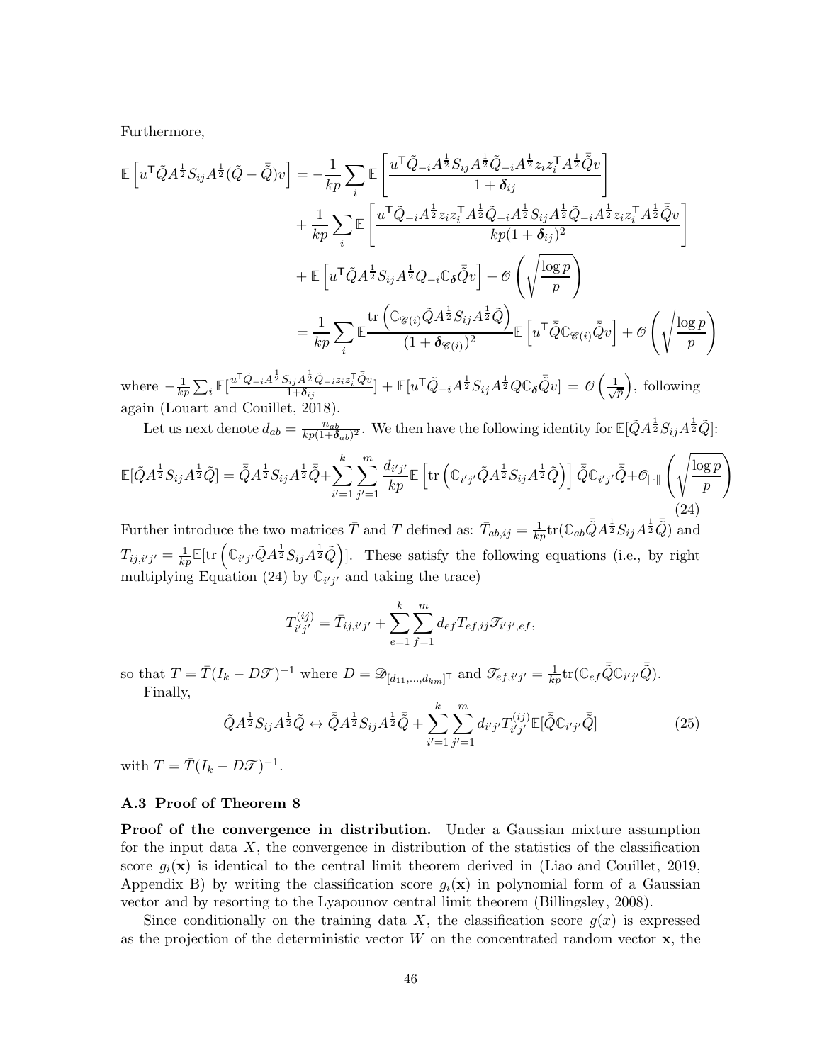Furthermore,

$$
\begin{aligned}
\mathbb{E}\left[u^\mathsf{T}\tilde{Q}A^{\frac{1}{2}}S_{ij}A^{\frac{1}{2}}(\tilde{Q}-\bar{\tilde{Q}})v\right] &= -\frac{1}{kp}\sum_i \mathbb{E}\left[\frac{u^\mathsf{T}\tilde{Q}_{-i}A^{\frac{1}{2}}S_{ij}A^{\frac{1}{2}}\tilde{Q}_{-i}A^{\frac{1}{2}}z_iz_i^\mathsf{T}A^{\frac{1}{2}}\bar{\tilde{Q}}v}{1+\boldsymbol{\delta}_{ij}}\right] \\
&\quad + \frac{1}{kp}\sum_i \mathbb{E}\left[\frac{u^\mathsf{T}\tilde{Q}_{-i}A^{\frac{1}{2}}z_iz_i^\mathsf{T}A^{\frac{1}{2}}\tilde{Q}_{-i}A^{\frac{1}{2}}S_{ij}A^{\frac{1}{2}}\tilde{Q}_{-i}A^{\frac{1}{2}}z_iz_i^\mathsf{T}A^{\frac{1}{2}}\bar{\tilde{Q}}v}{kp(1+\boldsymbol{\delta}_{ij})^2}\right] \\
&\quad + \mathbb{E}\left[u^\mathsf{T}\tilde{Q}A^{\frac{1}{2}}S_{ij}A^{\frac{1}{2}}Q_{-i}\mathbb{C}_{\boldsymbol{\delta}}\bar{\tilde{Q}}v\right] + \mathscr{O}\left(\sqrt{\frac{\log p}{p}}\right) \\
&= \frac{1}{kp}\sum_i \mathbb{E}\frac{\mathrm{tr}\left(\mathbb{C}_{\mathscr{C}(i)}\tilde{Q}A^{\frac{1}{2}}S_{ij}A^{\frac{1}{2}}\tilde{Q}\right)}{(1+\boldsymbol{\delta}_{\mathscr{C}(i)})^2}\mathbb{E}\left[u^\mathsf{T}\bar{\tilde{Q}}\mathbb{C}_{\mathscr{C}(i)}\bar{\tilde{Q}}v\right] + \mathscr{O}\left(\sqrt{\frac{\log p}{p}}\right)
\end{aligned}
$$

where $-\frac{1}{kp}\sum_i \mathbb{E}[\frac{u^\mathsf{T}\tilde{Q}_{-i}A^{\frac{1}{2}}S_{ij}A^{\frac{1}{2}}\tilde{Q}_{-i}z_iz_i^\mathsf{T}\bar{\tilde{Q}}v}{1+\boldsymbol{\delta}_{ij}}] + \mathbb{E}[u^\mathsf{T}\tilde{Q}_{-i}A^{\frac{1}{2}}S_{ij}A^{\frac{1}{2}}Q\mathbb{C}_{\boldsymbol{\delta}}\bar{\tilde{Q}}v] = \mathscr{O}\left(\frac{1}{\sqrt{p}}\right)$, following again (Louart and Couillet, 2018).

Let us next denote $d_{ab} = \frac{n_{ab}}{kp(1+\boldsymbol{\delta}_{ab})^2}$. We then have the following identity for $\mathbb{E}[\tilde{Q}A^{\frac{1}{2}}S_{ij}A^{\frac{1}{2}}\tilde{Q}]$:

$$
\mathbb{E}[\tilde{Q}A^{\frac{1}{2}}S_{ij}A^{\frac{1}{2}}\tilde{Q}] = \bar{\tilde{Q}}A^{\frac{1}{2}}S_{ij}A^{\frac{1}{2}}\bar{\tilde{Q}} + \sum_{i'=1}^{k}\sum_{j'=1}^{m}\frac{d_{i'j'}}{kp}\mathbb{E}\left[\mathrm{tr}\left(\mathbb{C}_{i'j'}\tilde{Q}A^{\frac{1}{2}}S_{ij}A^{\frac{1}{2}}\tilde{Q}\right)\right]\bar{\tilde{Q}}\mathbb{C}_{i'j'}\bar{\tilde{Q}} + \mathscr{O}_{\|\cdot\|}\left(\sqrt{\frac{\log p}{p}}\right) \tag{24}
$$

Further introduce the two matrices $\bar{T}$ and $T$ defined as: $\bar{T}_{ab,ij} = \frac{1}{kp}\mathrm{tr}(\mathbb{C}_{ab}\bar{\tilde{Q}}A^{\frac{1}{2}}S_{ij}A^{\frac{1}{2}}\bar{\tilde{Q}})$ and $T_{ij,i'j'} = \frac{1}{kp}\mathbb{E}[\mathrm{tr}\left(\mathbb{C}_{i'j'}\tilde{Q}A^{\frac{1}{2}}S_{ij}A^{\frac{1}{2}}\tilde{Q}\right)]$. These satisfy the following equations (i.e., by right multiplying Equation (24) by $\mathbb{C}_{i'j'}$ and taking the trace)

$$
T_{i'j'}^{(ij)} = \bar{T}_{ij,i'j'} + \sum_{e=1}^{k}\sum_{f=1}^{m} d_{ef}T_{ef,ij}\mathscr{T}_{i'j',ef},
$$

so that $T = \bar{T}(I_k - D\mathscr{T})^{-1}$ where $D = \mathscr{D}_{[d_{11},\ldots,d_{km}]^\mathsf{T}}$ and $\mathscr{T}_{ef,i'j'} = \frac{1}{kp}\mathrm{tr}(\mathbb{C}_{ef}\bar{\tilde{Q}}\mathbb{C}_{i'j'}\bar{\tilde{Q}})$.

Finally,

$$
\tilde{Q}A^{\frac{1}{2}}S_{ij}A^{\frac{1}{2}}\tilde{Q} \leftrightarrow \bar{\tilde{Q}}A^{\frac{1}{2}}S_{ij}A^{\frac{1}{2}}\bar{\tilde{Q}} + \sum_{i'=1}^{k}\sum_{j'=1}^{m} d_{i'j'}T_{i'j'}^{(ij)}\mathbb{E}[\bar{\tilde{Q}}\mathbb{C}_{i'j'}\bar{\tilde{Q}}] \tag{25}
$$

with $T = \bar{T}(I_k - D\mathscr{T})^{-1}$.

### A.3 Proof of Theorem 8

**Proof of the convergence in distribution.** Under a Gaussian mixture assumption for the input data $X$, the convergence in distribution of the statistics of the classification score $g_i(\mathbf{x})$ is identical to the central limit theorem derived in (Liao and Couillet, 2019, Appendix B) by writing the classification score $g_i(\mathbf{x})$ in polynomial form of a Gaussian vector and by resorting to the Lyapounov central limit theorem (Billingsley, 2008).

Since conditionally on the training data $X$, the classification score $g(x)$ is expressed as the projection of the deterministic vector $W$ on the concentrated random vector $\mathbf{x}$, the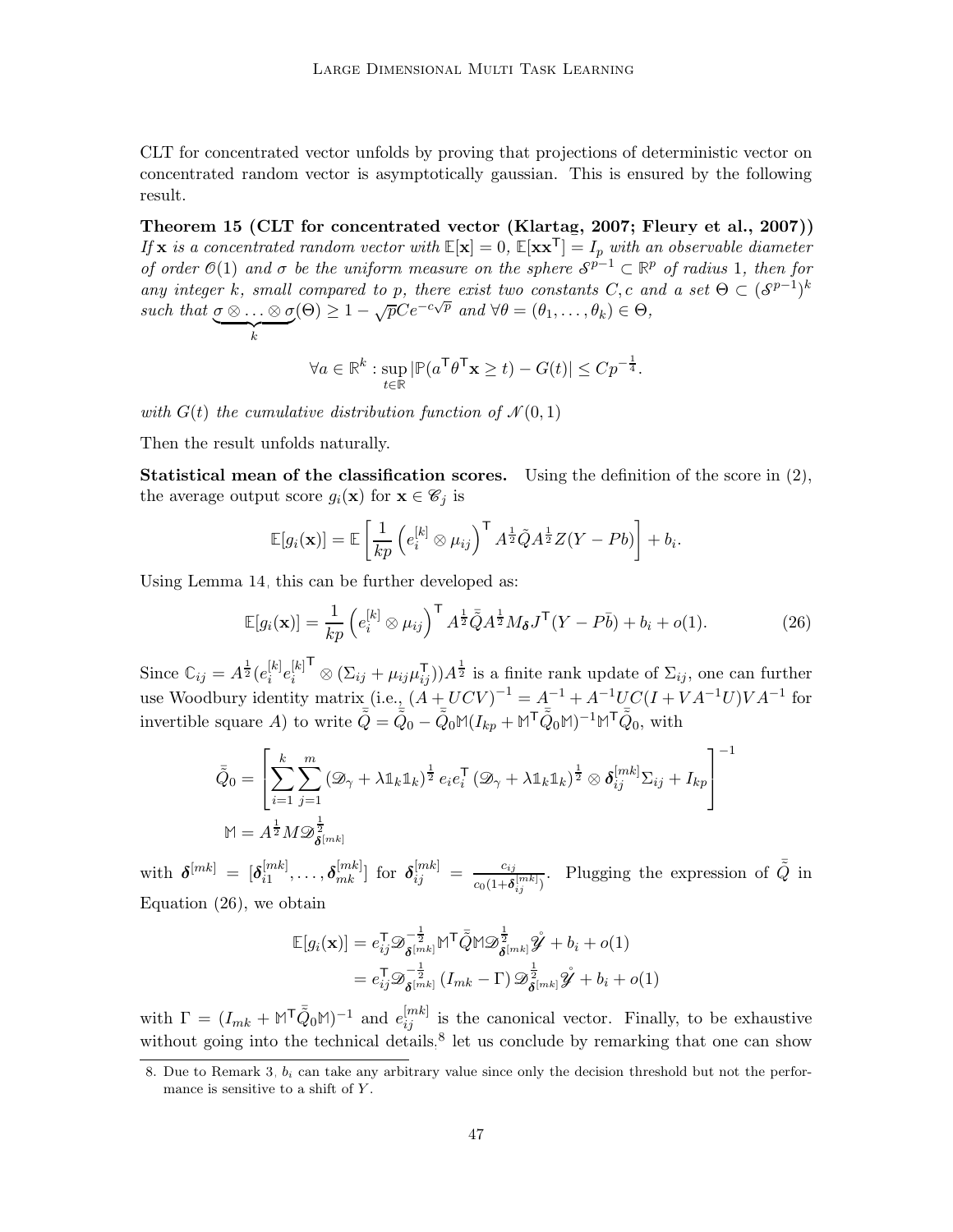CLT for concentrated vector unfolds by proving that projections of deterministic vector on concentrated random vector is asymptotically gaussian. This is ensured by the following result.

**Theorem 15 (CLT for concentrated vector (Klartag, 2007; Fleury et al., 2007))** *If $\mathbf{x}$ is a concentrated random vector with $\mathbb{E}[\mathbf{x}] = 0$, $\mathbb{E}[\mathbf{x}\mathbf{x}^\mathsf{T}] = I_p$ with an observable diameter of order $\mathcal{O}(1)$ and $\sigma$ be the uniform measure on the sphere $\mathcal{S}^{p-1} \subset \mathbb{R}^p$ of radius 1, then for any integer $k$, small compared to $p$, there exist two constants $C, c$ and a set $\Theta \subset (\mathcal{S}^{p-1})^k$ such that $\underbrace{\sigma \otimes \ldots \otimes \sigma}_{k}(\Theta) \geq 1 - \sqrt{p}Ce^{-c\sqrt{p}}$ and $\forall \theta = (\theta_1, \ldots, \theta_k) \in \Theta$,*

$$\forall a \in \mathbb{R}^k : \sup_{t \in \mathbb{R}} |\mathbb{P}(a^\mathsf{T}\theta^\mathsf{T}\mathbf{x} \geq t) - G(t)| \leq Cp^{-\frac{1}{4}}.$$

*with $G(t)$ the cumulative distribution function of $\mathcal{N}(0,1)$*

Then the result unfolds naturally.

**Statistical mean of the classification scores.** Using the definition of the score in (2), the average output score $g_i(\mathbf{x})$ for $\mathbf{x} \in \mathcal{C}_j$ is

$$\mathbb{E}[g_i(\mathbf{x})] = \mathbb{E}\left[\frac{1}{kp}\left(e_i^{[k]} \otimes \mu_{ij}\right)^\mathsf{T} A^{\frac{1}{2}}\tilde{Q}A^{\frac{1}{2}}Z(Y - Pb)\right] + b_i.$$

Using Lemma 14, this can be further developed as:

$$\mathbb{E}[g_i(\mathbf{x})] = \frac{1}{kp}\left(e_i^{[k]} \otimes \mu_{ij}\right)^\mathsf{T} A^{\frac{1}{2}}\bar{\tilde{Q}}A^{\frac{1}{2}}M_{\boldsymbol{\delta}}J^\mathsf{T}(Y - P\bar{b}) + b_i + o(1). \tag{26}$$

Since $\mathbb{C}_{ij} = A^{\frac{1}{2}}(e_i^{[k]}e_i^{[k]\mathsf{T}} \otimes (\Sigma_{ij} + \mu_{ij}\mu_{ij}^\mathsf{T}))A^{\frac{1}{2}}$ is a finite rank update of $\Sigma_{ij}$, one can further use Woodbury identity matrix (i.e., $(A + UCV)^{-1} = A^{-1} + A^{-1}UC(I + VA^{-1}U)VA^{-1}$ for invertible square $A$) to write $\bar{\tilde{Q}} = \bar{\tilde{Q}}_0 - \bar{\tilde{Q}}_0\mathbb{M}(I_{kp} + \mathbb{M}^\mathsf{T}\bar{\tilde{Q}}_0\mathbb{M})^{-1}\mathbb{M}^\mathsf{T}\bar{\tilde{Q}}_0$, with

$$\bar{\tilde{Q}}_0 = \left[\sum_{i=1}^{k}\sum_{j=1}^{m}\left(\mathcal{D}_\gamma + \lambda\mathbb{1}_k\mathbb{1}_k\right)^{\frac{1}{2}} e_ie_i^\mathsf{T}\left(\mathcal{D}_\gamma + \lambda\mathbb{1}_k\mathbb{1}_k\right)^{\frac{1}{2}} \otimes \boldsymbol{\delta}_{ij}^{[mk]}\Sigma_{ij} + I_{kp}\right]^{-1}$$

$$\mathbb{M} = A^{\frac{1}{2}}M\mathcal{D}_{\boldsymbol{\delta}^{[mk]}}^{\frac{1}{2}}$$

with $\boldsymbol{\delta}^{[mk]} = [\boldsymbol{\delta}_{i1}^{[mk]}, \ldots, \boldsymbol{\delta}_{mk}^{[mk]}]$ for $\boldsymbol{\delta}_{ij}^{[mk]} = \frac{c_{ij}}{c_0(1+\boldsymbol{\delta}_{ij}^{[mk]})}$. Plugging the expression of $\bar{\tilde{Q}}$ in Equation (26), we obtain

$$\begin{aligned}
\mathbb{E}[g_i(\mathbf{x})] &= e_{ij}^\mathsf{T}\mathcal{D}_{\boldsymbol{\delta}^{[mk]}}^{-\frac{1}{2}}\mathbb{M}^\mathsf{T}\bar{\tilde{Q}}\mathbb{M}\mathcal{D}_{\boldsymbol{\delta}^{[mk]}}^{\frac{1}{2}}\mathring{\mathcal{Y}} + b_i + o(1) \\
&= e_{ij}^\mathsf{T}\mathcal{D}_{\boldsymbol{\delta}^{[mk]}}^{-\frac{1}{2}}\left(I_{mk} - \Gamma\right)\mathcal{D}_{\boldsymbol{\delta}^{[mk]}}^{\frac{1}{2}}\mathring{\mathcal{Y}} + b_i + o(1)
\end{aligned}$$

with $\Gamma = (I_{mk} + \mathbb{M}^\mathsf{T}\bar{\tilde{Q}}_0\mathbb{M})^{-1}$ and $e_{ij}^{[mk]}$ is the canonical vector. Finally, to be exhaustive without going into the technical details,[8] let us conclude by remarking that one can show

8. Due to Remark 3, $b_i$ can take any arbitrary value since only the decision threshold but not the performance is sensitive to a shift of $Y$.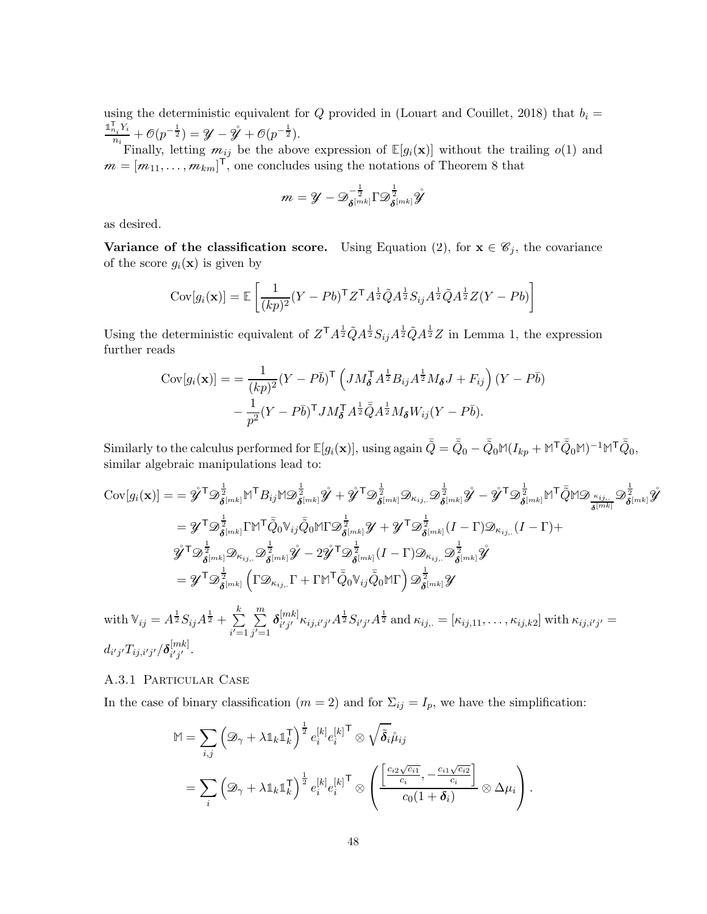using the deterministic equivalent for $Q$ provided in (Louart and Couillet, 2018) that $b_i = \frac{\mathbb{1}_{n_i}^\mathsf{T} Y_i}{n_i} + \mathcal{O}(p^{-\frac{1}{2}}) = \mathscr{Y} - \mathring{\mathscr{Y}} + \mathcal{O}(p^{-\frac{1}{2}})$.

Finally, letting $m_{ij}$ be the above expression of $\mathbb{E}[g_i(\mathbf{x})]$ without the trailing $o(1)$ and $m = [m_{11}, \dots, m_{km}]^\mathsf{T}$, one concludes using the notations of Theorem 8 that

$$m = \mathscr{Y} - \mathscr{D}_{\boldsymbol{\delta}^{[mk]}}^{-\frac{1}{2}} \Gamma \mathscr{D}_{\boldsymbol{\delta}^{[mk]}}^{\frac{1}{2}} \mathring{\mathscr{Y}}$$

as desired.

**Variance of the classification score.** Using Equation (2), for $\mathbf{x} \in \mathscr{C}_j$, the covariance of the score $g_i(\mathbf{x})$ is given by

$$\mathrm{Cov}[g_i(\mathbf{x})] = \mathbb{E}\left[\frac{1}{(kp)^2}(Y - Pb)^\mathsf{T} Z^\mathsf{T} A^{\frac{1}{2}} \tilde{Q} A^{\frac{1}{2}} S_{ij} A^{\frac{1}{2}} \tilde{Q} A^{\frac{1}{2}} Z (Y - Pb)\right]$$

Using the deterministic equivalent of $Z^\mathsf{T} A^{\frac{1}{2}} \tilde{Q} A^{\frac{1}{2}} S_{ij} A^{\frac{1}{2}} \tilde{Q} A^{\frac{1}{2}} Z$ in Lemma 1, the expression further reads

$$\begin{aligned}
\mathrm{Cov}[g_i(\mathbf{x})] = &= \frac{1}{(kp)^2}(Y - P\bar{b})^\mathsf{T}\left(JM_{\boldsymbol{\delta}}^\mathsf{T} A^{\frac{1}{2}} B_{ij} A^{\frac{1}{2}} M_{\boldsymbol{\delta}} J + F_{ij}\right)(Y - P\bar{b}) \\
&\quad - \frac{1}{p^2}(Y - P\bar{b})^\mathsf{T} J M_{\boldsymbol{\delta}}^\mathsf{T} A^{\frac{1}{2}} \bar{\tilde{Q}} A^{\frac{1}{2}} M_{\boldsymbol{\delta}} W_{ij} (Y - P\bar{b}).
\end{aligned}$$

Similarly to the calculus performed for $\mathbb{E}[g_i(\mathbf{x})]$, using again $\bar{\tilde{Q}} = \bar{\tilde{Q}}_0 - \bar{\tilde{Q}}_0 \mathbb{M}(I_{kp} + \mathbb{M}^\mathsf{T} \bar{\tilde{Q}}_0 \mathbb{M})^{-1} \mathbb{M}^\mathsf{T} \bar{\tilde{Q}}_0$, similar algebraic manipulations lead to:

$$\begin{aligned}
\mathrm{Cov}[g_i(\mathbf{x})] = &= \mathring{\mathscr{Y}}^\mathsf{T} \mathscr{D}_{\boldsymbol{\delta}^{[mk]}}^{\frac{1}{2}} \mathbb{M}^\mathsf{T} B_{ij} \mathbb{M} \mathscr{D}_{\boldsymbol{\delta}^{[mk]}}^{\frac{1}{2}} \mathring{\mathscr{Y}} + \mathring{\mathscr{Y}}^\mathsf{T} \mathscr{D}_{\boldsymbol{\delta}^{[mk]}}^{\frac{1}{2}} \mathscr{D}_{\kappa_{ij,.}} \mathscr{D}_{\boldsymbol{\delta}^{[mk]}}^{\frac{1}{2}} \mathring{\mathscr{Y}} - \mathring{\mathscr{Y}}^\mathsf{T} \mathscr{D}_{\boldsymbol{\delta}^{[mk]}}^{\frac{1}{2}} \mathbb{M}^\mathsf{T} \bar{\tilde{Q}} \mathbb{M} \mathscr{D}_{\frac{\kappa_{ij,.}}{\boldsymbol{\delta}^{[mk]}}} \mathscr{D}_{\boldsymbol{\delta}^{[mk]}}^{\frac{1}{2}} \mathring{\mathscr{Y}} \\
&= \mathscr{Y}^\mathsf{T} \mathscr{D}_{\boldsymbol{\delta}^{[mk]}}^{\frac{1}{2}} \Gamma \mathbb{M}^\mathsf{T} \bar{\tilde{Q}}_0 \mathbb{V}_{ij} \bar{\tilde{Q}}_0 \mathbb{M} \Gamma \mathscr{D}_{\boldsymbol{\delta}^{[mk]}}^{\frac{1}{2}} \mathscr{Y} + \mathscr{Y}^\mathsf{T} \mathscr{D}_{\boldsymbol{\delta}^{[mk]}}^{\frac{1}{2}} (I - \Gamma) \mathscr{D}_{\kappa_{ij,.}} (I - \Gamma) + \\
&\mathring{\mathscr{Y}}^\mathsf{T} \mathscr{D}_{\boldsymbol{\delta}^{[mk]}}^{\frac{1}{2}} \mathscr{D}_{\kappa_{ij,.}} \mathscr{D}_{\boldsymbol{\delta}^{[mk]}}^{\frac{1}{2}} \mathring{\mathscr{Y}} - 2 \mathring{\mathscr{Y}}^\mathsf{T} \mathscr{D}_{\boldsymbol{\delta}^{[mk]}}^{\frac{1}{2}} (I - \Gamma) \mathscr{D}_{\kappa_{ij,.}} \mathscr{D}_{\boldsymbol{\delta}^{[mk]}}^{\frac{1}{2}} \mathring{\mathscr{Y}} \\
&= \mathscr{Y}^\mathsf{T} \mathscr{D}_{\boldsymbol{\delta}^{[mk]}}^{\frac{1}{2}} \left(\Gamma \mathscr{D}_{\kappa_{ij,.}} \Gamma + \Gamma \mathbb{M}^\mathsf{T} \bar{\tilde{Q}}_0 \mathbb{V}_{ij} \bar{\tilde{Q}}_0 \mathbb{M} \Gamma\right) \mathscr{D}_{\boldsymbol{\delta}^{[mk]}}^{\frac{1}{2}} \mathscr{Y}
\end{aligned}$$

with $\mathbb{V}_{ij} = A^{\frac{1}{2}} S_{ij} A^{\frac{1}{2}} + \sum_{i'=1}^{k} \sum_{j'=1}^{m} \boldsymbol{\delta}_{i'j'}^{[mk]} \kappa_{ij,i'j'} A^{\frac{1}{2}} S_{i'j'} A^{\frac{1}{2}}$ and $\kappa_{ij,.} = [\kappa_{ij,11}, \dots, \kappa_{ij,k2}]$ with $\kappa_{ij,i'j'} = d_{i'j'} T_{ij,i'j'} / \boldsymbol{\delta}_{i'j'}^{[mk]}$.

### A.3.1 Particular Case

In the case of binary classification ($m = 2$) and for $\Sigma_{ij} = I_p$, we have the simplification:

$$\begin{aligned}
\mathbb{M} &= \sum_{i,j} \left(\mathscr{D}_\gamma + \lambda \mathbb{1}_k \mathbb{1}_k^\mathsf{T}\right)^{\frac{1}{2}} e_i^{[k]} e_i^{[k]\mathsf{T}} \otimes \sqrt{\tilde{\boldsymbol{\delta}}_i} \mathring{\mu}_{ij} \\
&= \sum_i \left(\mathscr{D}_\gamma + \lambda \mathbb{1}_k \mathbb{1}_k^\mathsf{T}\right)^{\frac{1}{2}} e_i^{[k]} e_i^{[k]\mathsf{T}} \otimes \left(\frac{\left[\frac{c_{i2}\sqrt{c_{i1}}}{c_i}, -\frac{c_{i1}\sqrt{c_{i2}}}{c_i}\right]}{c_0(1 + \boldsymbol{\delta}_i)} \otimes \Delta\mu_i\right).
\end{aligned}$$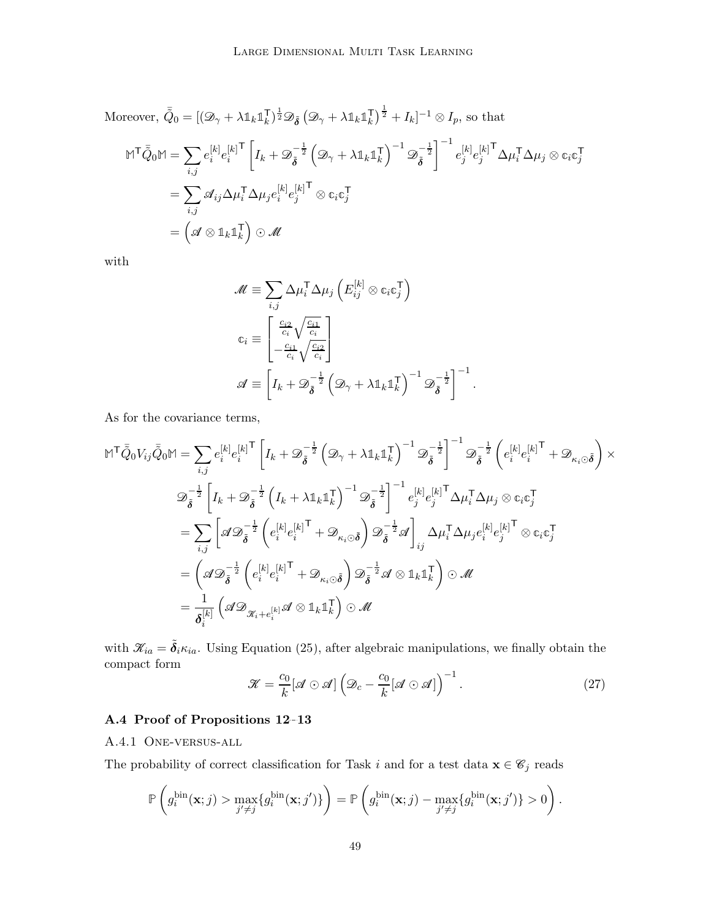Moreover, $\bar{\bar{Q}}_0 = [(\mathscr{D}_\gamma + \lambda \mathbb{1}_k \mathbb{1}_k^\mathsf{T})^{\frac{1}{2}} \mathscr{D}_{\tilde{\boldsymbol{\delta}}} \left(\mathscr{D}_\gamma + \lambda \mathbb{1}_k \mathbb{1}_k^\mathsf{T}\right)^{\frac{1}{2}} + I_k]^{-1} \otimes I_p$, so that

$$
\begin{aligned}
\mathbb{M}^\mathsf{T} \bar{\bar{Q}}_0 \mathbb{M} &= \sum_{i,j} e_i^{[k]} e_i^{[k]\mathsf{T}} \left[ I_k + \mathscr{D}_{\tilde{\boldsymbol{\delta}}}^{-\frac{1}{2}} \left( \mathscr{D}_\gamma + \lambda \mathbb{1}_k \mathbb{1}_k^\mathsf{T} \right)^{-1} \mathscr{D}_{\tilde{\boldsymbol{\delta}}}^{-\frac{1}{2}} \right]^{-1} e_j^{[k]} e_j^{[k]\mathsf{T}} \Delta\mu_i^\mathsf{T} \Delta\mu_j \otimes \mathbb{c}_i \mathbb{c}_j^\mathsf{T} \\
&= \sum_{i,j} \mathscr{A}_{ij} \Delta\mu_i^\mathsf{T} \Delta\mu_j e_i^{[k]} e_j^{[k]\mathsf{T}} \otimes \mathbb{c}_i \mathbb{c}_j^\mathsf{T} \\
&= \left( \mathscr{A} \otimes \mathbb{1}_k \mathbb{1}_k^\mathsf{T} \right) \odot \mathscr{M}
\end{aligned}
$$

with

$$
\begin{aligned}
\mathscr{M} &\equiv \sum_{i,j} \Delta\mu_i^\mathsf{T} \Delta\mu_j \left( E_{ij}^{[k]} \otimes \mathbb{c}_i \mathbb{c}_j^\mathsf{T} \right) \\
\mathbb{c}_i &\equiv \begin{bmatrix} \frac{c_{i2}}{c_i} \sqrt{\frac{c_{i1}}{c_i}} \\ -\frac{c_{i1}}{c_i} \sqrt{\frac{c_{i2}}{c_i}} \end{bmatrix} \\
\mathscr{A} &\equiv \left[ I_k + \mathscr{D}_{\tilde{\boldsymbol{\delta}}}^{-\frac{1}{2}} \left( \mathscr{D}_\gamma + \lambda \mathbb{1}_k \mathbb{1}_k^\mathsf{T} \right)^{-1} \mathscr{D}_{\tilde{\boldsymbol{\delta}}}^{-\frac{1}{2}} \right]^{-1}.
\end{aligned}
$$

As for the covariance terms,

$$
\begin{aligned}
\mathbb{M}^\mathsf{T} \bar{\bar{Q}}_0 V_{ij} \bar{\bar{Q}}_0 \mathbb{M} &= \sum_{i,j} e_i^{[k]} e_i^{[k]\mathsf{T}} \left[ I_k + \mathscr{D}_{\tilde{\boldsymbol{\delta}}}^{-\frac{1}{2}} \left( \mathscr{D}_\gamma + \lambda \mathbb{1}_k \mathbb{1}_k^\mathsf{T} \right)^{-1} \mathscr{D}_{\tilde{\boldsymbol{\delta}}}^{-\frac{1}{2}} \right]^{-1} \mathscr{D}_{\tilde{\boldsymbol{\delta}}}^{-\frac{1}{2}} \left( e_i^{[k]} e_i^{[k]\mathsf{T}} + \mathscr{D}_{\kappa_i \odot \tilde{\boldsymbol{\delta}}} \right) \times \\
&\quad \mathscr{D}_{\tilde{\boldsymbol{\delta}}}^{-\frac{1}{2}} \left[ I_k + \mathscr{D}_{\tilde{\boldsymbol{\delta}}}^{-\frac{1}{2}} \left( I_k + \lambda \mathbb{1}_k \mathbb{1}_k^\mathsf{T} \right)^{-1} \mathscr{D}_{\tilde{\boldsymbol{\delta}}}^{-\frac{1}{2}} \right]^{-1} e_j^{[k]} e_j^{[k]\mathsf{T}} \Delta\mu_i^\mathsf{T} \Delta\mu_j \otimes \mathbb{c}_i \mathbb{c}_j^\mathsf{T} \\
&= \sum_{i,j} \left[ \mathscr{A} \mathscr{D}_{\tilde{\boldsymbol{\delta}}}^{-\frac{1}{2}} \left( e_i^{[k]} e_i^{[k]\mathsf{T}} + \mathscr{D}_{\kappa_i \odot \tilde{\boldsymbol{\delta}}} \right) \mathscr{D}_{\tilde{\boldsymbol{\delta}}}^{-\frac{1}{2}} \mathscr{A} \right]_{ij} \Delta\mu_i^\mathsf{T} \Delta\mu_j e_i^{[k]} e_j^{[k]\mathsf{T}} \otimes \mathbb{c}_i \mathbb{c}_j^\mathsf{T} \\
&= \left( \mathscr{A} \mathscr{D}_{\tilde{\boldsymbol{\delta}}}^{-\frac{1}{2}} \left( e_i^{[k]} e_i^{[k]\mathsf{T}} + \mathscr{D}_{\kappa_i \odot \tilde{\boldsymbol{\delta}}} \right) \mathscr{D}_{\tilde{\boldsymbol{\delta}}}^{-\frac{1}{2}} \mathscr{A} \otimes \mathbb{1}_k \mathbb{1}_k^\mathsf{T} \right) \odot \mathscr{M} \\
&= \frac{1}{\boldsymbol{\delta}_i^{[k]}} \left( \mathscr{A} \mathscr{D}_{\mathscr{K}_i + e_i^{[k]}} \mathscr{A} \otimes \mathbb{1}_k \mathbb{1}_k^\mathsf{T} \right) \odot \mathscr{M}
\end{aligned}
$$

with $\mathscr{K}_{ia} = \tilde{\boldsymbol{\delta}}_i \kappa_{ia}$. Using Equation (25), after algebraic manipulations, we finally obtain the compact form

$$
\mathscr{K} = \frac{c_0}{k} [\mathscr{A} \odot \mathscr{A}] \left( \mathscr{D}_c - \frac{c_0}{k} [\mathscr{A} \odot \mathscr{A}] \right)^{-1}. \tag{27}
$$

### A.4 Proof of Propositions 12-13

#### A.4.1 One-versus-all

The probability of correct classification for Task $i$ and for a test data $\mathbf{x} \in \mathscr{C}_j$ reads

$$
\mathbb{P}\left( g_i^{\text{bin}}(\mathbf{x}; j) > \max_{j' \neq j} \{ g_i^{\text{bin}}(\mathbf{x}; j') \} \right) = \mathbb{P}\left( g_i^{\text{bin}}(\mathbf{x}; j) - \max_{j' \neq j} \{ g_i^{\text{bin}}(\mathbf{x}; j') \} > 0 \right).
$$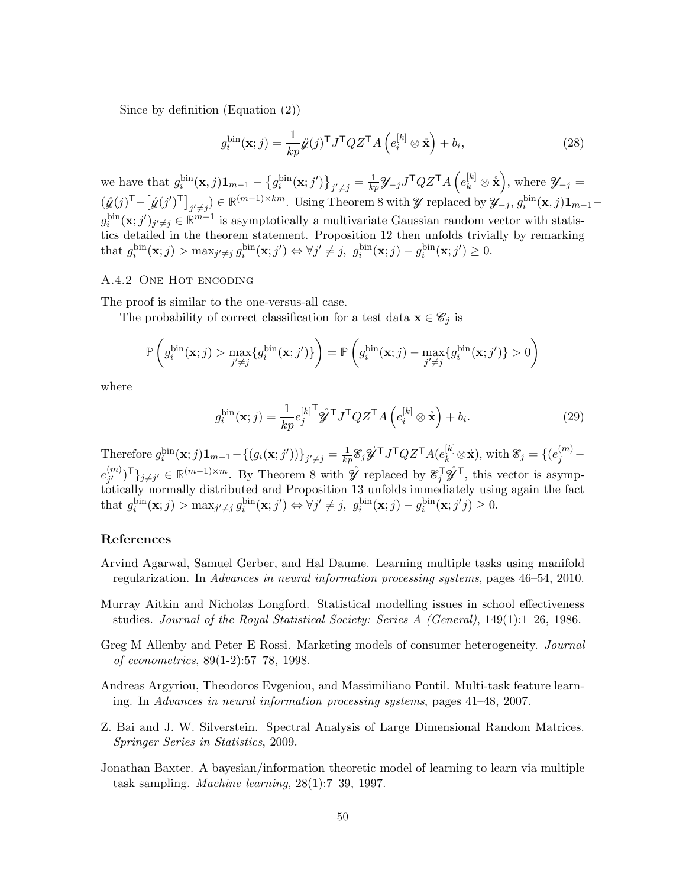Since by definition (Equation (2))

$$g_i^{\rm bin}(\mathbf{x};j) = \frac{1}{kp}\mathring{\mathscr{y}}(j)^{\mathsf{T}} J^{\mathsf{T}} Q Z^{\mathsf{T}} A\left(e_i^{[k]} \otimes \mathring{\mathbf{x}}\right) + b_i, \tag{28}$$

we have that $g_i^{\rm bin}(\mathbf{x},j)\mathbf{1}_{m-1} - \left\{g_i^{\rm bin}(\mathbf{x};j')\right\}_{j'\neq j} = \frac{1}{kp}\mathscr{Y}_{-j}J^{\mathsf{T}}QZ^{\mathsf{T}}A\left(e_k^{[k]}\otimes\mathring{\mathbf{x}}\right)$, where $\mathscr{Y}_{-j} = (\mathring{\mathscr{y}}(j)^{\mathsf{T}} - \left[\mathring{\mathscr{y}}(j')^{\mathsf{T}}\right]_{j'\neq j}) \in \mathbb{R}^{(m-1)\times km}$. Using Theorem 8 with $\mathscr{Y}$ replaced by $\mathscr{Y}_{-j}$, $g_i^{\rm bin}(\mathbf{x},j)\mathbf{1}_{m-1} - g_i^{\rm bin}(\mathbf{x};j')_{j'\neq j} \in \mathbb{R}^{m-1}$ is asymptotically a multivariate Gaussian random vector with statistics detailed in the theorem statement. Proposition 12 then unfolds trivially by remarking that $g_i^{\rm bin}(\mathbf{x};j) > \max_{j'\neq j} g_i^{\rm bin}(\mathbf{x};j') \Leftrightarrow \forall j'\neq j,\ g_i^{\rm bin}(\mathbf{x};j) - g_i^{\rm bin}(\mathbf{x};j') \geq 0$.

### A.4.2 One Hot encoding

The proof is similar to the one-versus-all case.

The probability of correct classification for a test data $\mathbf{x}\in\mathscr{C}_j$ is

$$\mathbb{P}\left(g_i^{\rm bin}(\mathbf{x};j) > \max_{j'\neq j}\{g_i^{\rm bin}(\mathbf{x};j')\}\right) = \mathbb{P}\left(g_i^{\rm bin}(\mathbf{x};j) - \max_{j'\neq j}\{g_i^{\rm bin}(\mathbf{x};j')\} > 0\right)$$

where

$$g_i^{\rm bin}(\mathbf{x};j) = \frac{1}{kp}{e_j^{[k]}}^{\mathsf{T}}\mathring{\mathscr{Y}}^{\mathsf{T}}J^{\mathsf{T}}QZ^{\mathsf{T}}A\left(e_i^{[k]}\otimes\mathring{\mathbf{x}}\right) + b_i. \tag{29}$$

Therefore $g_i^{\rm bin}(\mathbf{x};j)\mathbf{1}_{m-1} - \{(g_i(\mathbf{x};j'))\}_{j'\neq j} = \frac{1}{kp}\mathscr{E}_j\mathring{\mathscr{Y}}^{\mathsf{T}}J^{\mathsf{T}}QZ^{\mathsf{T}}A(e_k^{[k]}\otimes\mathring{\mathbf{x}})$, with $\mathscr{E}_j = \{(e_j^{(m)} - e_{j'}^{(m)})^{\mathsf{T}}\}_{j\neq j'} \in \mathbb{R}^{(m-1)\times m}$. By Theorem 8 with $\mathring{\mathscr{Y}}$ replaced by $\mathscr{E}_j^{\mathsf{T}}\mathring{\mathscr{Y}}^{\mathsf{T}}$, this vector is asymptotically normally distributed and Proposition 13 unfolds immediately using again the fact that $g_i^{\rm bin}(\mathbf{x};j) > \max_{j'\neq j} g_i^{\rm bin}(\mathbf{x};j') \Leftrightarrow \forall j'\neq j,\ g_i^{\rm bin}(\mathbf{x};j) - g_i^{\rm bin}(\mathbf{x};j'j) \geq 0$.

## References

Arvind Agarwal, Samuel Gerber, and Hal Daume. Learning multiple tasks using manifold regularization. In *Advances in neural information processing systems*, pages 46–54, 2010.

Murray Aitkin and Nicholas Longford. Statistical modelling issues in school effectiveness studies. *Journal of the Royal Statistical Society: Series A (General)*, 149(1):1–26, 1986.

Greg M Allenby and Peter E Rossi. Marketing models of consumer heterogeneity. *Journal of econometrics*, 89(1-2):57–78, 1998.

Andreas Argyriou, Theodoros Evgeniou, and Massimiliano Pontil. Multi-task feature learning. In *Advances in neural information processing systems*, pages 41–48, 2007.

Z. Bai and J. W. Silverstein. Spectral Analysis of Large Dimensional Random Matrices. *Springer Series in Statistics*, 2009.

Jonathan Baxter. A bayesian/information theoretic model of learning to learn via multiple task sampling. *Machine learning*, 28(1):7–39, 1997.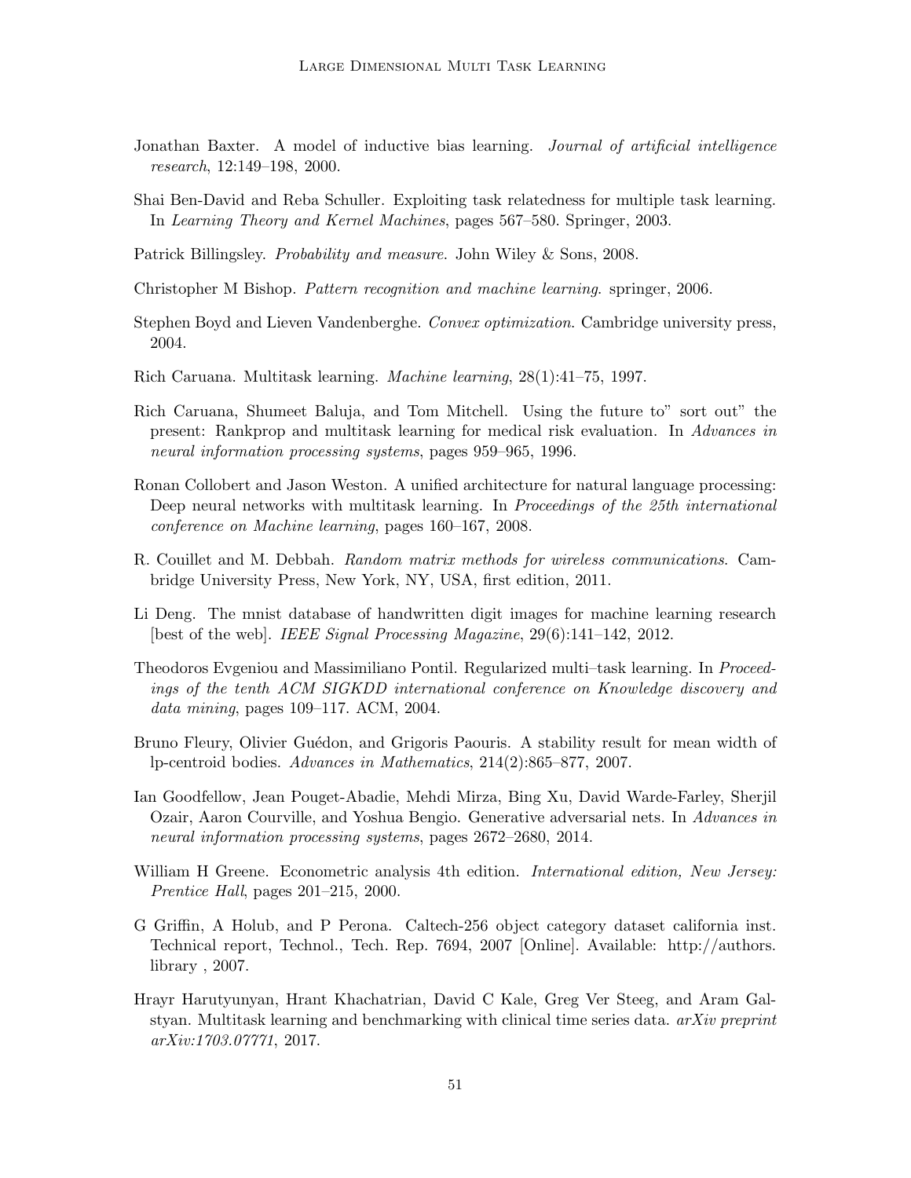Jonathan Baxter. A model of inductive bias learning. *Journal of artificial intelligence research*, 12:149–198, 2000.

Shai Ben-David and Reba Schuller. Exploiting task relatedness for multiple task learning. In *Learning Theory and Kernel Machines*, pages 567–580. Springer, 2003.

Patrick Billingsley. *Probability and measure*. John Wiley & Sons, 2008.

Christopher M Bishop. *Pattern recognition and machine learning*. springer, 2006.

Stephen Boyd and Lieven Vandenberghe. *Convex optimization*. Cambridge university press, 2004.

Rich Caruana. Multitask learning. *Machine learning*, 28(1):41–75, 1997.

Rich Caruana, Shumeet Baluja, and Tom Mitchell. Using the future to" sort out" the present: Rankprop and multitask learning for medical risk evaluation. In *Advances in neural information processing systems*, pages 959–965, 1996.

Ronan Collobert and Jason Weston. A unified architecture for natural language processing: Deep neural networks with multitask learning. In *Proceedings of the 25th international conference on Machine learning*, pages 160–167, 2008.

R. Couillet and M. Debbah. *Random matrix methods for wireless communications*. Cambridge University Press, New York, NY, USA, first edition, 2011.

Li Deng. The mnist database of handwritten digit images for machine learning research [best of the web]. *IEEE Signal Processing Magazine*, 29(6):141–142, 2012.

Theodoros Evgeniou and Massimiliano Pontil. Regularized multi–task learning. In *Proceedings of the tenth ACM SIGKDD international conference on Knowledge discovery and data mining*, pages 109–117. ACM, 2004.

Bruno Fleury, Olivier Guédon, and Grigoris Paouris. A stability result for mean width of lp-centroid bodies. *Advances in Mathematics*, 214(2):865–877, 2007.

Ian Goodfellow, Jean Pouget-Abadie, Mehdi Mirza, Bing Xu, David Warde-Farley, Sherjil Ozair, Aaron Courville, and Yoshua Bengio. Generative adversarial nets. In *Advances in neural information processing systems*, pages 2672–2680, 2014.

William H Greene. Econometric analysis 4th edition. *International edition, New Jersey: Prentice Hall*, pages 201–215, 2000.

G Griffin, A Holub, and P Perona. Caltech-256 object category dataset california inst. Technical report, Technol., Tech. Rep. 7694, 2007 [Online]. Available: http://authors. library , 2007.

Hrayr Harutyunyan, Hrant Khachatrian, David C Kale, Greg Ver Steeg, and Aram Galstyan. Multitask learning and benchmarking with clinical time series data. *arXiv preprint arXiv:1703.07771*, 2017.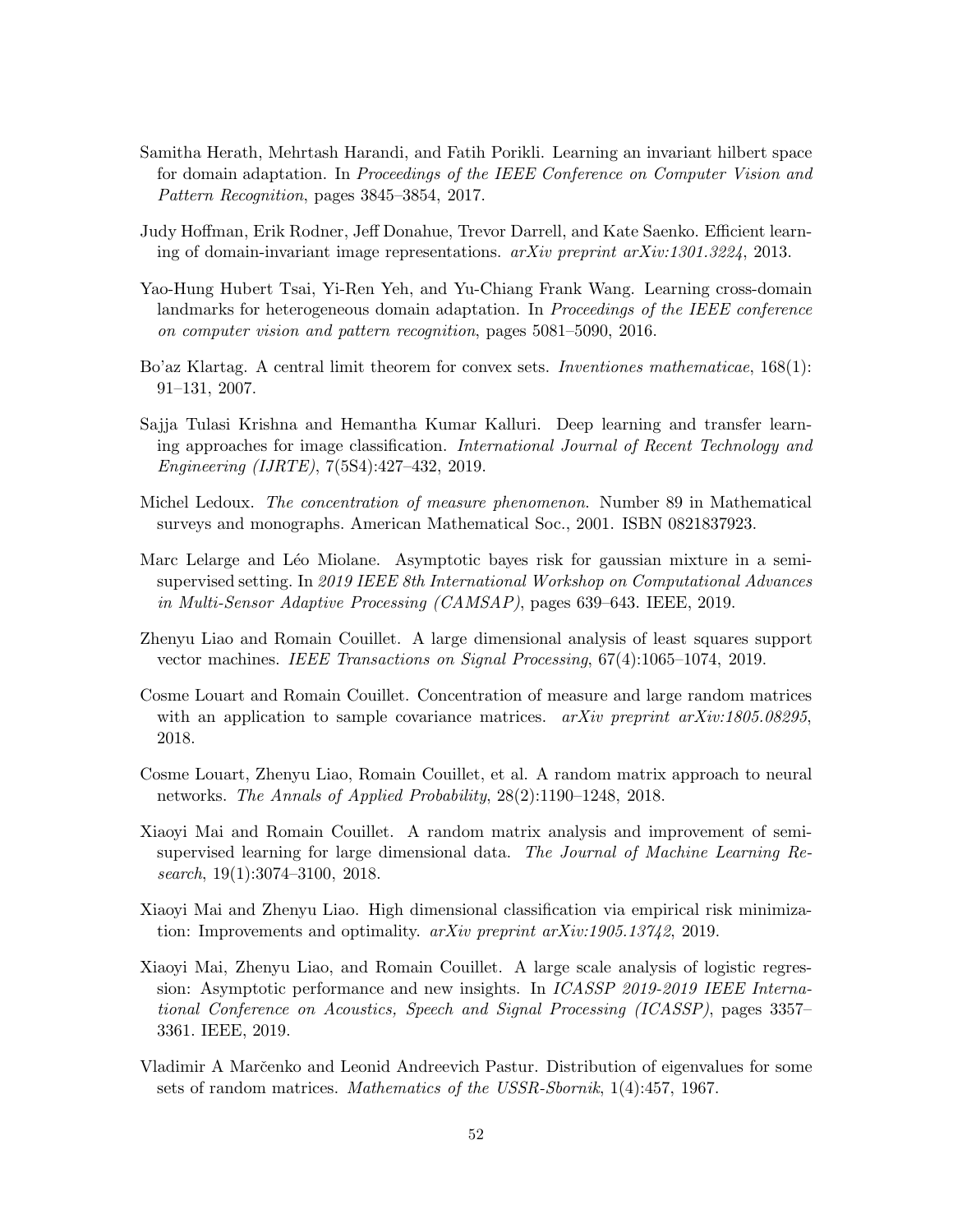Samitha Herath, Mehrtash Harandi, and Fatih Porikli. Learning an invariant hilbert space for domain adaptation. In *Proceedings of the IEEE Conference on Computer Vision and Pattern Recognition*, pages 3845–3854, 2017.

Judy Hoffman, Erik Rodner, Jeff Donahue, Trevor Darrell, and Kate Saenko. Efficient learning of domain-invariant image representations. *arXiv preprint arXiv:1301.3224*, 2013.

Yao-Hung Hubert Tsai, Yi-Ren Yeh, and Yu-Chiang Frank Wang. Learning cross-domain landmarks for heterogeneous domain adaptation. In *Proceedings of the IEEE conference on computer vision and pattern recognition*, pages 5081–5090, 2016.

Bo'az Klartag. A central limit theorem for convex sets. *Inventiones mathematicae*, 168(1): 91–131, 2007.

Sajja Tulasi Krishna and Hemantha Kumar Kalluri. Deep learning and transfer learning approaches for image classification. *International Journal of Recent Technology and Engineering (IJRTE)*, 7(5S4):427–432, 2019.

Michel Ledoux. *The concentration of measure phenomenon*. Number 89 in Mathematical surveys and monographs. American Mathematical Soc., 2001. ISBN 0821837923.

Marc Lelarge and Léo Miolane. Asymptotic bayes risk for gaussian mixture in a semi-supervised setting. In *2019 IEEE 8th International Workshop on Computational Advances in Multi-Sensor Adaptive Processing (CAMSAP)*, pages 639–643. IEEE, 2019.

Zhenyu Liao and Romain Couillet. A large dimensional analysis of least squares support vector machines. *IEEE Transactions on Signal Processing*, 67(4):1065–1074, 2019.

Cosme Louart and Romain Couillet. Concentration of measure and large random matrices with an application to sample covariance matrices. *arXiv preprint arXiv:1805.08295*, 2018.

Cosme Louart, Zhenyu Liao, Romain Couillet, et al. A random matrix approach to neural networks. *The Annals of Applied Probability*, 28(2):1190–1248, 2018.

Xiaoyi Mai and Romain Couillet. A random matrix analysis and improvement of semi-supervised learning for large dimensional data. *The Journal of Machine Learning Research*, 19(1):3074–3100, 2018.

Xiaoyi Mai and Zhenyu Liao. High dimensional classification via empirical risk minimization: Improvements and optimality. *arXiv preprint arXiv:1905.13742*, 2019.

Xiaoyi Mai, Zhenyu Liao, and Romain Couillet. A large scale analysis of logistic regression: Asymptotic performance and new insights. In *ICASSP 2019-2019 IEEE International Conference on Acoustics, Speech and Signal Processing (ICASSP)*, pages 3357–3361. IEEE, 2019.

Vladimir A Marčenko and Leonid Andreevich Pastur. Distribution of eigenvalues for some sets of random matrices. *Mathematics of the USSR-Sbornik*, 1(4):457, 1967.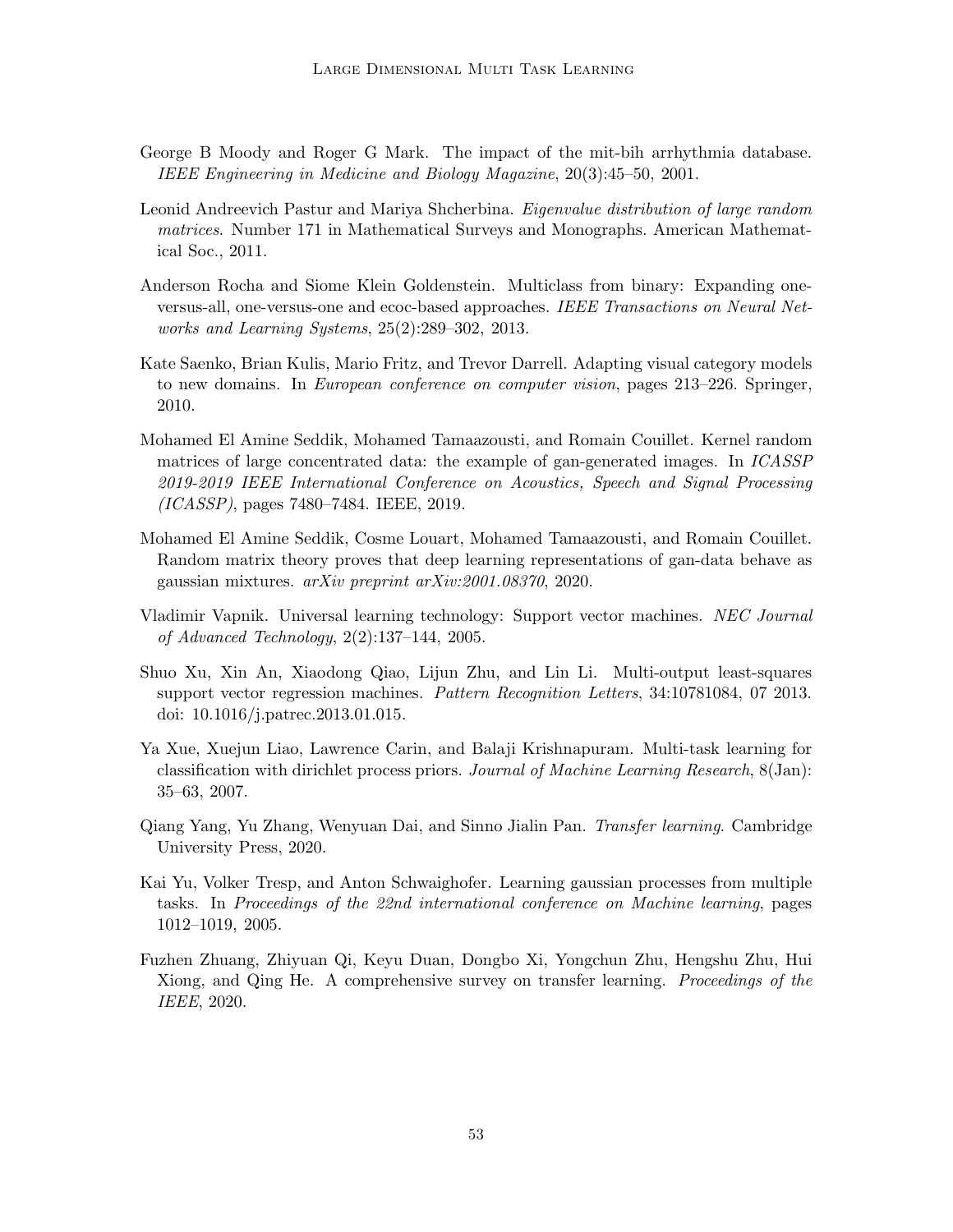George B Moody and Roger G Mark. The impact of the mit-bih arrhythmia database. *IEEE Engineering in Medicine and Biology Magazine*, 20(3):45–50, 2001.

Leonid Andreevich Pastur and Mariya Shcherbina. *Eigenvalue distribution of large random matrices*. Number 171 in Mathematical Surveys and Monographs. American Mathematical Soc., 2011.

Anderson Rocha and Siome Klein Goldenstein. Multiclass from binary: Expanding one-versus-all, one-versus-one and ecoc-based approaches. *IEEE Transactions on Neural Networks and Learning Systems*, 25(2):289–302, 2013.

Kate Saenko, Brian Kulis, Mario Fritz, and Trevor Darrell. Adapting visual category models to new domains. In *European conference on computer vision*, pages 213–226. Springer, 2010.

Mohamed El Amine Seddik, Mohamed Tamaazousti, and Romain Couillet. Kernel random matrices of large concentrated data: the example of gan-generated images. In *ICASSP 2019-2019 IEEE International Conference on Acoustics, Speech and Signal Processing (ICASSP)*, pages 7480–7484. IEEE, 2019.

Mohamed El Amine Seddik, Cosme Louart, Mohamed Tamaazousti, and Romain Couillet. Random matrix theory proves that deep learning representations of gan-data behave as gaussian mixtures. *arXiv preprint arXiv:2001.08370*, 2020.

Vladimir Vapnik. Universal learning technology: Support vector machines. *NEC Journal of Advanced Technology*, 2(2):137–144, 2005.

Shuo Xu, Xin An, Xiaodong Qiao, Lijun Zhu, and Lin Li. Multi-output least-squares support vector regression machines. *Pattern Recognition Letters*, 34:10781084, 07 2013. doi: 10.1016/j.patrec.2013.01.015.

Ya Xue, Xuejun Liao, Lawrence Carin, and Balaji Krishnapuram. Multi-task learning for classification with dirichlet process priors. *Journal of Machine Learning Research*, 8(Jan): 35–63, 2007.

Qiang Yang, Yu Zhang, Wenyuan Dai, and Sinno Jialin Pan. *Transfer learning*. Cambridge University Press, 2020.

Kai Yu, Volker Tresp, and Anton Schwaighofer. Learning gaussian processes from multiple tasks. In *Proceedings of the 22nd international conference on Machine learning*, pages 1012–1019, 2005.

Fuzhen Zhuang, Zhiyuan Qi, Keyu Duan, Dongbo Xi, Yongchun Zhu, Hengshu Zhu, Hui Xiong, and Qing He. A comprehensive survey on transfer learning. *Proceedings of the IEEE*, 2020.